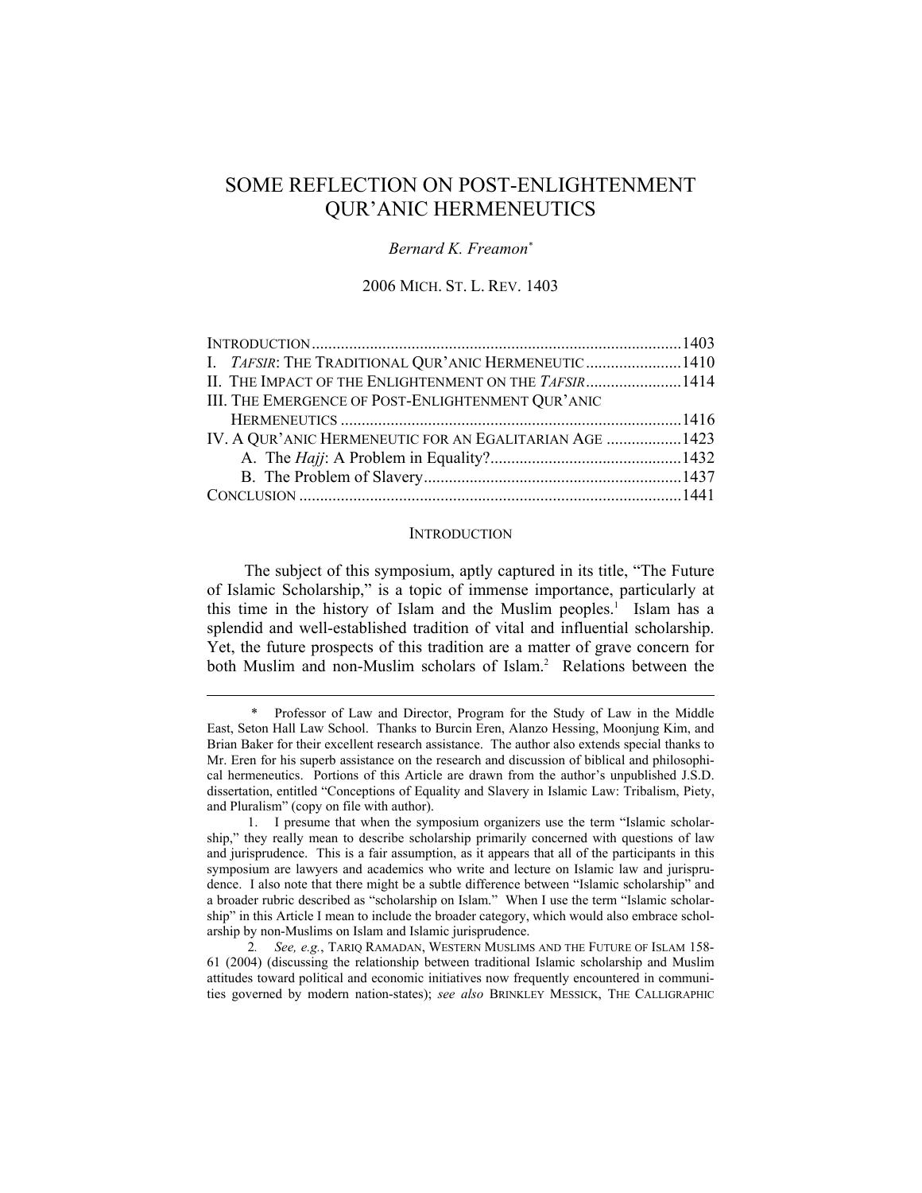# SOME REFLECTION ON POST-ENLIGHTENMENT QUR'ANIC HERMENEUTICS

*Bernard K. Freamon*[*]

2006 MICH. ST. L. REV. 1403

| | |
|---|---|
| INTRODUCTION | 1403 |
| I. *TAFSIR*: THE TRADITIONAL QUR'ANIC HERMENEUTIC | 1410 |
| II. THE IMPACT OF THE ENLIGHTENMENT ON THE *TAFSIR* | 1414 |
| III. THE EMERGENCE OF POST-ENLIGHTENMENT QUR'ANIC HERMENEUTICS | 1416 |
| IV. A QUR'ANIC HERMENEUTIC FOR AN EGALITARIAN AGE | 1423 |
| A. The *Hajj*: A Problem in Equality? | 1432 |
| B. The Problem of Slavery | 1437 |
| CONCLUSION | 1441 |

## INTRODUCTION

The subject of this symposium, aptly captured in its title, "The Future of Islamic Scholarship," is a topic of immense importance, particularly at this time in the history of Islam and the Muslim peoples.[1] Islam has a splendid and well-established tradition of vital and influential scholarship. Yet, the future prospects of this tradition are a matter of grave concern for both Muslim and non-Muslim scholars of Islam.[2] Relations between the

---

\* Professor of Law and Director, Program for the Study of Law in the Middle East, Seton Hall Law School. Thanks to Burcin Eren, Alanzo Hessing, Moonjung Kim, and Brian Baker for their excellent research assistance. The author also extends special thanks to Mr. Eren for his superb assistance on the research and discussion of biblical and philosophical hermeneutics. Portions of this Article are drawn from the author's unpublished J.S.D. dissertation, entitled "Conceptions of Equality and Slavery in Islamic Law: Tribalism, Piety, and Pluralism" (copy on file with author).

1. I presume that when the symposium organizers use the term "Islamic scholarship," they really mean to describe scholarship primarily concerned with questions of law and jurisprudence. This is a fair assumption, as it appears that all of the participants in this symposium are lawyers and academics who write and lecture on Islamic law and jurisprudence. I also note that there might be a subtle difference between "Islamic scholarship" and a broader rubric described as "scholarship on Islam." When I use the term "Islamic scholarship" in this Article I mean to include the broader category, which would also embrace scholarship by non-Muslims on Islam and Islamic jurisprudence.

2. *See, e.g.*, TARIQ RAMADAN, WESTERN MUSLIMS AND THE FUTURE OF ISLAM 158-61 (2004) (discussing the relationship between traditional Islamic scholarship and Muslim attitudes toward political and economic initiatives now frequently encountered in communities governed by modern nation-states); *see also* BRINKLEY MESSICK, THE CALLIGRAPHIC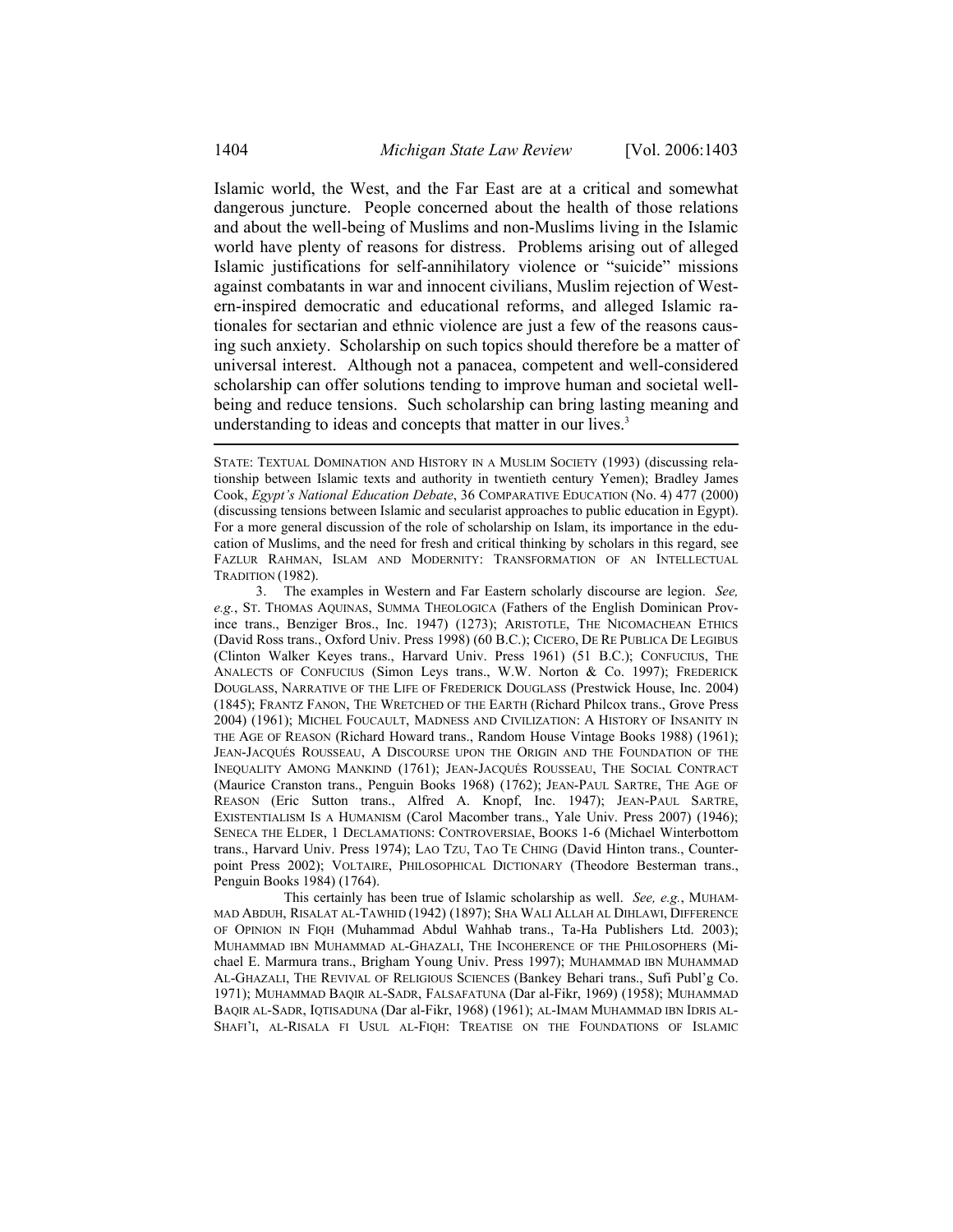Islamic world, the West, and the Far East are at a critical and somewhat dangerous juncture. People concerned about the health of those relations and about the well-being of Muslims and non-Muslims living in the Islamic world have plenty of reasons for distress. Problems arising out of alleged Islamic justifications for self-annihilatory violence or "suicide" missions against combatants in war and innocent civilians, Muslim rejection of Western-inspired democratic and educational reforms, and alleged Islamic rationales for sectarian and ethnic violence are just a few of the reasons causing such anxiety. Scholarship on such topics should therefore be a matter of universal interest. Although not a panacea, competent and well-considered scholarship can offer solutions tending to improve human and societal well-being and reduce tensions. Such scholarship can bring lasting meaning and understanding to ideas and concepts that matter in our lives.[3]

---

STATE: TEXTUAL DOMINATION AND HISTORY IN A MUSLIM SOCIETY (1993) (discussing relationship between Islamic texts and authority in twentieth century Yemen); Bradley James Cook, *Egypt's National Education Debate*, 36 COMPARATIVE EDUCATION (No. 4) 477 (2000) (discussing tensions between Islamic and secularist approaches to public education in Egypt). For a more general discussion of the role of scholarship on Islam, its importance in the education of Muslims, and the need for fresh and critical thinking by scholars in this regard, see FAZLUR RAHMAN, ISLAM AND MODERNITY: TRANSFORMATION OF AN INTELLECTUAL TRADITION (1982).

3. The examples in Western and Far Eastern scholarly discourse are legion. *See, e.g.*, ST. THOMAS AQUINAS, SUMMA THEOLOGICA (Fathers of the English Dominican Province trans., Benziger Bros., Inc. 1947) (1273); ARISTOTLE, THE NICOMACHEAN ETHICS (David Ross trans., Oxford Univ. Press 1998) (60 B.C.); CICERO, DE RE PUBLICA DE LEGIBUS (Clinton Walker Keyes trans., Harvard Univ. Press 1961) (51 B.C.); CONFUCIUS, THE ANALECTS OF CONFUCIUS (Simon Leys trans., W.W. Norton & Co. 1997); FREDERICK DOUGLASS, NARRATIVE OF THE LIFE OF FREDERICK DOUGLASS (Prestwick House, Inc. 2004) (1845); FRANTZ FANON, THE WRETCHED OF THE EARTH (Richard Philcox trans., Grove Press 2004) (1961); MICHEL FOUCAULT, MADNESS AND CIVILIZATION: A HISTORY OF INSANITY IN THE AGE OF REASON (Richard Howard trans., Random House Vintage Books 1988) (1961); JEAN-JACQUÉS ROUSSEAU, A DISCOURSE UPON THE ORIGIN AND THE FOUNDATION OF THE INEQUALITY AMONG MANKIND (1761); JEAN-JACQUÉS ROUSSEAU, THE SOCIAL CONTRACT (Maurice Cranston trans., Penguin Books 1968) (1762); JEAN-PAUL SARTRE, THE AGE OF REASON (Eric Sutton trans., Alfred A. Knopf, Inc. 1947); JEAN-PAUL SARTRE, EXISTENTIALISM IS A HUMANISM (Carol Macomber trans., Yale Univ. Press 2007) (1946); SENECA THE ELDER, 1 DECLAMATIONS: CONTROVERSIAE, BOOKS 1-6 (Michael Winterbottom trans., Harvard Univ. Press 1974); LAO TZU, TAO TE CHING (David Hinton trans., Counterpoint Press 2002); VOLTAIRE, PHILOSOPHICAL DICTIONARY (Theodore Besterman trans., Penguin Books 1984) (1764).

This certainly has been true of Islamic scholarship as well. *See, e.g.*, MUHAMMAD ABDUH, RISALAT AL-TAWHID (1942) (1897); SHA WALI ALLAH AL DIHLAWI, DIFFERENCE OF OPINION IN FIQH (Muhammad Abdul Wahhab trans., Ta-Ha Publishers Ltd. 2003); MUHAMMAD IBN MUHAMMAD AL-GHAZALI, THE INCOHERENCE OF THE PHILOSOPHERS (Michael E. Marmura trans., Brigham Young Univ. Press 1997); MUHAMMAD IBN MUHAMMAD AL-GHAZALI, THE REVIVAL OF RELIGIOUS SCIENCES (Bankey Behari trans., Sufi Publ'g Co. 1971); MUHAMMAD BAQIR AL-SADR, FALSAFATUNA (Dar al-Fikr, 1969) (1958); MUHAMMAD BAQIR AL-SADR, IQTISADUNA (Dar al-Fikr, 1968) (1961); AL-IMAM MUHAMMAD IBN IDRIS AL-SHAFI'I, AL-RISALA FI USUL AL-FIQH: TREATISE ON THE FOUNDATIONS OF ISLAMIC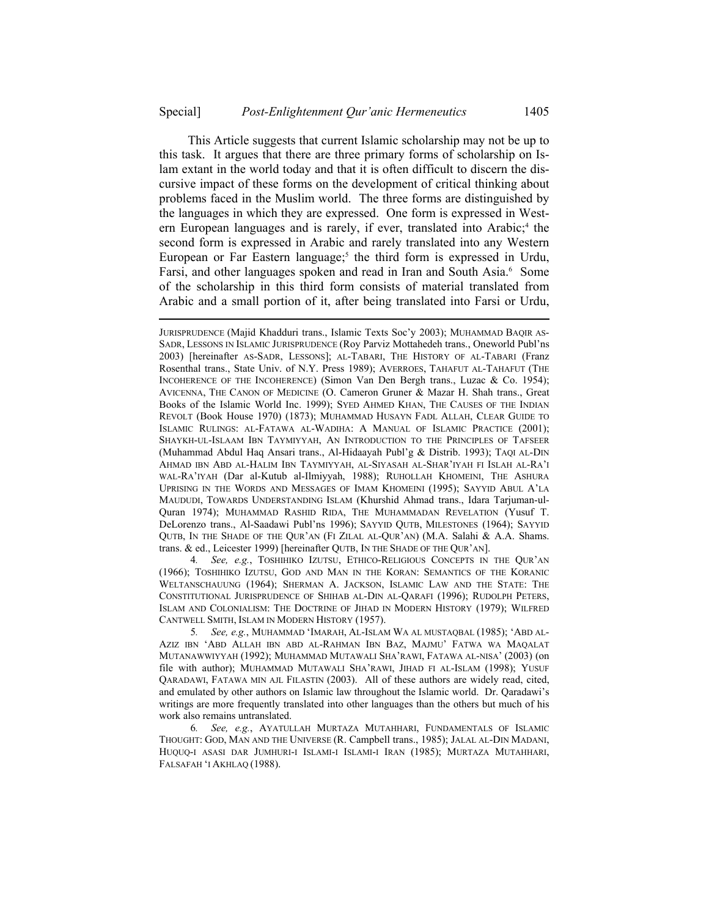This Article suggests that current Islamic scholarship may not be up to this task. It argues that there are three primary forms of scholarship on Islam extant in the world today and that it is often difficult to discern the discursive impact of these forms on the development of critical thinking about problems faced in the Muslim world. The three forms are distinguished by the languages in which they are expressed. One form is expressed in Western European languages and is rarely, if ever, translated into Arabic;[4] the second form is expressed in Arabic and rarely translated into any Western European or Far Eastern language;[5] the third form is expressed in Urdu, Farsi, and other languages spoken and read in Iran and South Asia.[6] Some of the scholarship in this third form consists of material translated from Arabic and a small portion of it, after being translated into Farsi or Urdu,

---

JURISPRUDENCE (Majid Khadduri trans., Islamic Texts Soc'y 2003); MUHAMMAD BAQIR AS-SADR, LESSONS IN ISLAMIC JURISPRUDENCE (Roy Parviz Mottahedeh trans., Oneworld Publ'ns 2003) [hereinafter AS-SADR, LESSONS]; AL-TABARI, THE HISTORY OF AL-TABARI (Franz Rosenthal trans., State Univ. of N.Y. Press 1989); AVERROES, TAHAFUT AL-TAHAFUT (THE INCOHERENCE OF THE INCOHERENCE) (Simon Van Den Bergh trans., Luzac & Co. 1954); AVICENNA, THE CANON OF MEDICINE (O. Cameron Gruner & Mazar H. Shah trans., Great Books of the Islamic World Inc. 1999); SYED AHMED KHAN, THE CAUSES OF THE INDIAN REVOLT (Book House 1970) (1873); MUHAMMAD HUSAYN FADL ALLAH, CLEAR GUIDE TO ISLAMIC RULINGS: AL-FATAWA AL-WADIHA: A MANUAL OF ISLAMIC PRACTICE (2001); SHAYKH-UL-ISLAAM IBN TAYMIYYAH, AN INTRODUCTION TO THE PRINCIPLES OF TAFSEER (Muhammad Abdul Haq Ansari trans., Al-Hidaayah Publ'g & Distrib. 1993); TAQI AL-DIN AHMAD IBN ABD AL-HALIM IBN TAYMIYYAH, AL-SIYASAH AL-SHAR'IYAH FI ISLAH AL-RA'I WAL-RA'IYAH (Dar al-Kutub al-Ilmiyyah, 1988); RUHOLLAH KHOMEINI, THE ASHURA UPRISING IN THE WORDS AND MESSAGES OF IMAM KHOMEINI (1995); SAYYID ABUL A'LA MAUDUDI, TOWARDS UNDERSTANDING ISLAM (Khurshid Ahmad trans., Idara Tarjuman-ul-Quran 1974); MUHAMMAD RASHID RIDA, THE MUHAMMADAN REVELATION (Yusuf T. DeLorenzo trans., Al-Saadawi Publ'ns 1996); SAYYID QUTB, MILESTONES (1964); SAYYID QUTB, IN THE SHADE OF THE QUR'AN (FI ZILAL AL-QUR'AN) (M.A. Salahi & A.A. Shams. trans. & ed., Leicester 1999) [hereinafter QUTB, IN THE SHADE OF THE QUR'AN].

4. *See, e.g.*, TOSHIHIKO IZUTSU, ETHICO-RELIGIOUS CONCEPTS IN THE QUR'AN (1966); TOSHIHIKO IZUTSU, GOD AND MAN IN THE KORAN: SEMANTICS OF THE KORANIC WELTANSCHAUUNG (1964); SHERMAN A. JACKSON, ISLAMIC LAW AND THE STATE: THE CONSTITUTIONAL JURISPRUDENCE OF SHIHAB AL-DIN AL-QARAFI (1996); RUDOLPH PETERS, ISLAM AND COLONIALISM: THE DOCTRINE OF JIHAD IN MODERN HISTORY (1979); WILFRED CANTWELL SMITH, ISLAM IN MODERN HISTORY (1957).

5. *See, e.g.*, MUHAMMAD 'IMARAH, AL-ISLAM WA AL MUSTAQBAL (1985); 'ABD AL-AZIZ IBN 'ABD ALLAH IBN ABD AL-RAHMAN IBN BAZ, MAJMU' FATWA WA MAQALAT MUTANAWWIYYAH (1992); MUHAMMAD MUTAWALI SHA'RAWI, FATAWA AL-NISA' (2003) (on file with author); MUHAMMAD MUTAWALI SHA'RAWI, JIHAD FI AL-ISLAM (1998); YUSUF QARADAWI, FATAWA MIN AJL FILASTIN (2003). All of these authors are widely read, cited, and emulated by other authors on Islamic law throughout the Islamic world. Dr. Qaradawi's writings are more frequently translated into other languages than the others but much of his work also remains untranslated.

6. *See, e.g.*, AYATULLAH MURTAZA MUTAHHARI, FUNDAMENTALS OF ISLAMIC THOUGHT: GOD, MAN AND THE UNIVERSE (R. Campbell trans., 1985); JALAL AL-DIN MADANI, HUQUQ-I ASASI DAR JUMHURI-I ISLAMI-I ISLAMI-I IRAN (1985); MURTAZA MUTAHHARI, FALSAFAH 'I AKHLAQ (1988).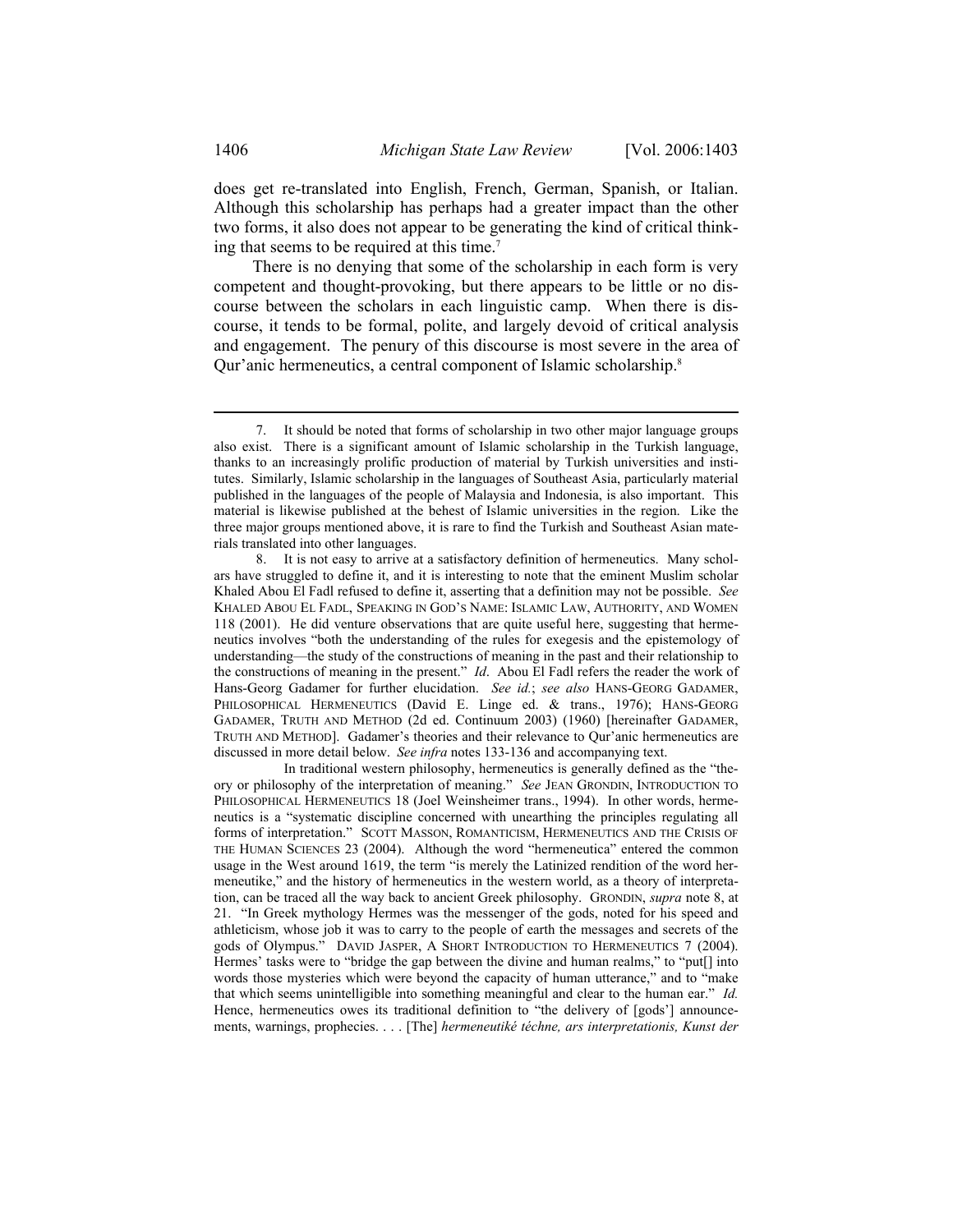does get re-translated into English, French, German, Spanish, or Italian. Although this scholarship has perhaps had a greater impact than the other two forms, it also does not appear to be generating the kind of critical thinking that seems to be required at this time.[7]

There is no denying that some of the scholarship in each form is very competent and thought-provoking, but there appears to be little or no discourse between the scholars in each linguistic camp. When there is discourse, it tends to be formal, polite, and largely devoid of critical analysis and engagement. The penury of this discourse is most severe in the area of Qur'anic hermeneutics, a central component of Islamic scholarship.[8]

---

7. It should be noted that forms of scholarship in two other major language groups also exist. There is a significant amount of Islamic scholarship in the Turkish language, thanks to an increasingly prolific production of material by Turkish universities and institutes. Similarly, Islamic scholarship in the languages of Southeast Asia, particularly material published in the languages of the people of Malaysia and Indonesia, is also important. This material is likewise published at the behest of Islamic universities in the region. Like the three major groups mentioned above, it is rare to find the Turkish and Southeast Asian materials translated into other languages.

8. It is not easy to arrive at a satisfactory definition of hermeneutics. Many scholars have struggled to define it, and it is interesting to note that the eminent Muslim scholar Khaled Abou El Fadl refused to define it, asserting that a definition may not be possible. *See* KHALED ABOU EL FADL, SPEAKING IN GOD'S NAME: ISLAMIC LAW, AUTHORITY, AND WOMEN 118 (2001). He did venture observations that are quite useful here, suggesting that hermeneutics involves "both the understanding of the rules for exegesis and the epistemology of understanding—the study of the constructions of meaning in the past and their relationship to the constructions of meaning in the present." *Id*. Abou El Fadl refers the reader the work of Hans-Georg Gadamer for further elucidation. *See id.*; *see also* HANS-GEORG GADAMER, PHILOSOPHICAL HERMENEUTICS (David E. Linge ed. & trans., 1976); HANS-GEORG GADAMER, TRUTH AND METHOD (2d ed. Continuum 2003) (1960) [hereinafter GADAMER, TRUTH AND METHOD]. Gadamer's theories and their relevance to Qur'anic hermeneutics are discussed in more detail below. *See infra* notes 133-136 and accompanying text.

In traditional western philosophy, hermeneutics is generally defined as the "theory or philosophy of the interpretation of meaning." *See* JEAN GRONDIN, INTRODUCTION TO PHILOSOPHICAL HERMENEUTICS 18 (Joel Weinsheimer trans., 1994). In other words, hermeneutics is a "systematic discipline concerned with unearthing the principles regulating all forms of interpretation." SCOTT MASSON, ROMANTICISM, HERMENEUTICS AND THE CRISIS OF THE HUMAN SCIENCES 23 (2004). Although the word "hermeneutica" entered the common usage in the West around 1619, the term "is merely the Latinized rendition of the word hermeneutike," and the history of hermeneutics in the western world, as a theory of interpretation, can be traced all the way back to ancient Greek philosophy. GRONDIN, *supra* note 8, at 21. "In Greek mythology Hermes was the messenger of the gods, noted for his speed and athleticism, whose job it was to carry to the people of earth the messages and secrets of the gods of Olympus." DAVID JASPER, A SHORT INTRODUCTION TO HERMENEUTICS 7 (2004). Hermes' tasks were to "bridge the gap between the divine and human realms," to "put[] into words those mysteries which were beyond the capacity of human utterance," and to "make that which seems unintelligible into something meaningful and clear to the human ear." *Id.* Hence, hermeneutics owes its traditional definition to "the delivery of [gods'] announcements, warnings, prophecies. . . . [The] *hermeneutiké téchne, ars interpretationis, Kunst der*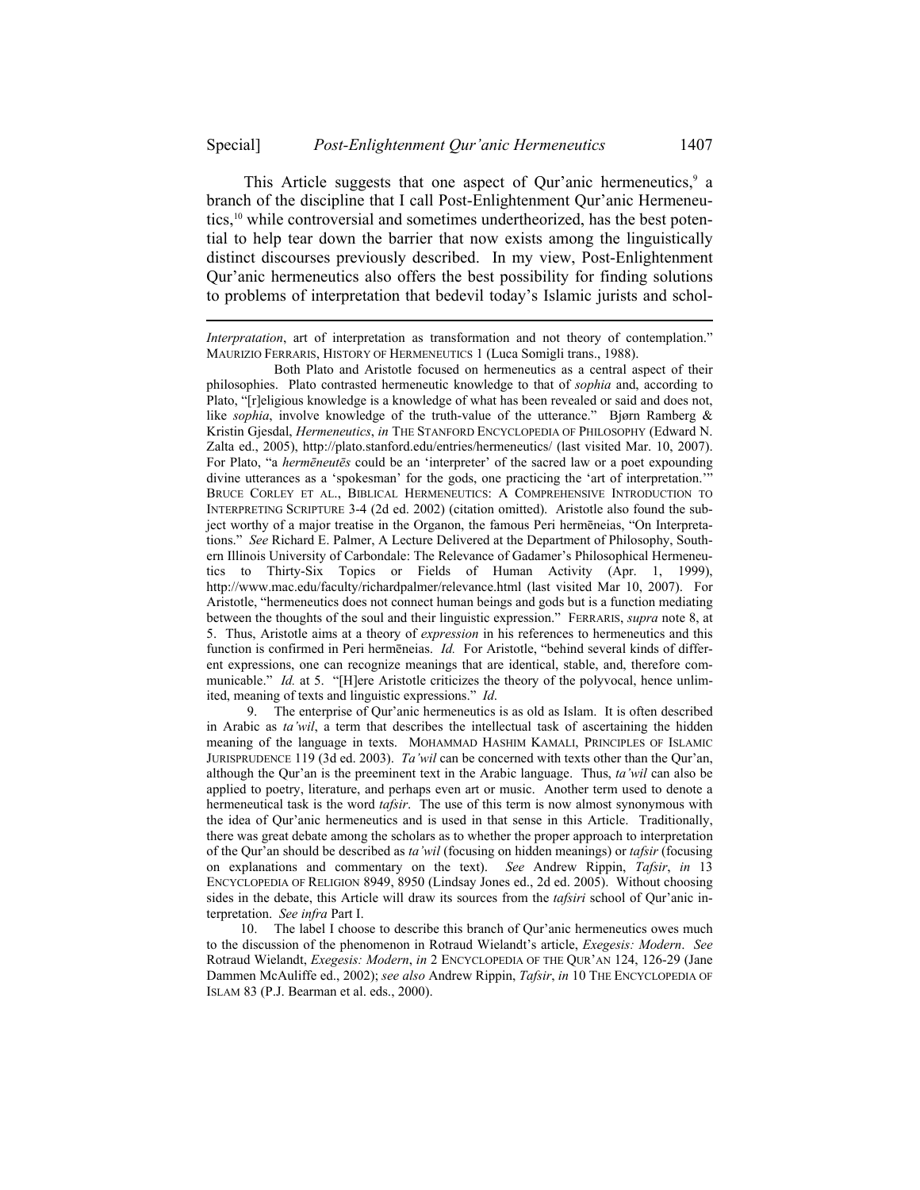This Article suggests that one aspect of Qur'anic hermeneutics,[9] a branch of the discipline that I call Post-Enlightenment Qur'anic Hermeneutics,[10] while controversial and sometimes undertheorized, has the best potential to help tear down the barrier that now exists among the linguistically distinct discourses previously described. In my view, Post-Enlightenment Qur'anic hermeneutics also offers the best possibility for finding solutions to problems of interpretation that bedevil today's Islamic jurists and schol-

---

*Interpratation*, art of interpretation as transformation and not theory of contemplation." MAURIZIO FERRARIS, HISTORY OF HERMENEUTICS 1 (Luca Somigli trans., 1988).

Both Plato and Aristotle focused on hermeneutics as a central aspect of their philosophies. Plato contrasted hermeneutic knowledge to that of *sophia* and, according to Plato, "[r]eligious knowledge is a knowledge of what has been revealed or said and does not, like *sophia*, involve knowledge of the truth-value of the utterance." Bjørn Ramberg & Kristin Gjesdal, *Hermeneutics*, *in* THE STANFORD ENCYCLOPEDIA OF PHILOSOPHY (Edward N. Zalta ed., 2005), http://plato.stanford.edu/entries/hermeneutics/ (last visited Mar. 10, 2007). For Plato, "a *hermēneutēs* could be an 'interpreter' of the sacred law or a poet expounding divine utterances as a 'spokesman' for the gods, one practicing the 'art of interpretation.'" BRUCE CORLEY ET AL., BIBLICAL HERMENEUTICS: A COMPREHENSIVE INTRODUCTION TO INTERPRETING SCRIPTURE 3-4 (2d ed. 2002) (citation omitted). Aristotle also found the subject worthy of a major treatise in the Organon, the famous Peri hermēneias, "On Interpretations." *See* Richard E. Palmer, A Lecture Delivered at the Department of Philosophy, Southern Illinois University of Carbondale: The Relevance of Gadamer's Philosophical Hermeneutics to Thirty-Six Topics or Fields of Human Activity (Apr. 1, 1999), http://www.mac.edu/faculty/richardpalmer/relevance.html (last visited Mar 10, 2007). For Aristotle, "hermeneutics does not connect human beings and gods but is a function mediating between the thoughts of the soul and their linguistic expression." FERRARIS, *supra* note 8, at 5. Thus, Aristotle aims at a theory of *expression* in his references to hermeneutics and this function is confirmed in Peri hermēneias. *Id.* For Aristotle, "behind several kinds of different expressions, one can recognize meanings that are identical, stable, and, therefore communicable." *Id.* at 5. "[H]ere Aristotle criticizes the theory of the polyvocal, hence unlimited, meaning of texts and linguistic expressions." *Id*.

9. The enterprise of Qur'anic hermeneutics is as old as Islam. It is often described in Arabic as *ta'wil*, a term that describes the intellectual task of ascertaining the hidden meaning of the language in texts. MOHAMMAD HASHIM KAMALI, PRINCIPLES OF ISLAMIC JURISPRUDENCE 119 (3d ed. 2003). *Ta'wil* can be concerned with texts other than the Qur'an, although the Qur'an is the preeminent text in the Arabic language. Thus, *ta'wil* can also be applied to poetry, literature, and perhaps even art or music. Another term used to denote a hermeneutical task is the word *tafsir*. The use of this term is now almost synonymous with the idea of Qur'anic hermeneutics and is used in that sense in this Article. Traditionally, there was great debate among the scholars as to whether the proper approach to interpretation of the Qur'an should be described as *ta'wil* (focusing on hidden meanings) or *tafsir* (focusing on explanations and commentary on the text). *See* Andrew Rippin, *Tafsir*, *in* 13 ENCYCLOPEDIA OF RELIGION 8949, 8950 (Lindsay Jones ed., 2d ed. 2005). Without choosing sides in the debate, this Article will draw its sources from the *tafsiri* school of Qur'anic interpretation. *See infra* Part I.

10. The label I choose to describe this branch of Qur'anic hermeneutics owes much to the discussion of the phenomenon in Rotraud Wielandt's article, *Exegesis: Modern*. *See* Rotraud Wielandt, *Exegesis: Modern*, *in* 2 ENCYCLOPEDIA OF THE QUR'AN 124, 126-29 (Jane Dammen McAuliffe ed., 2002); *see also* Andrew Rippin, *Tafsir*, *in* 10 THE ENCYCLOPEDIA OF ISLAM 83 (P.J. Bearman et al. eds., 2000).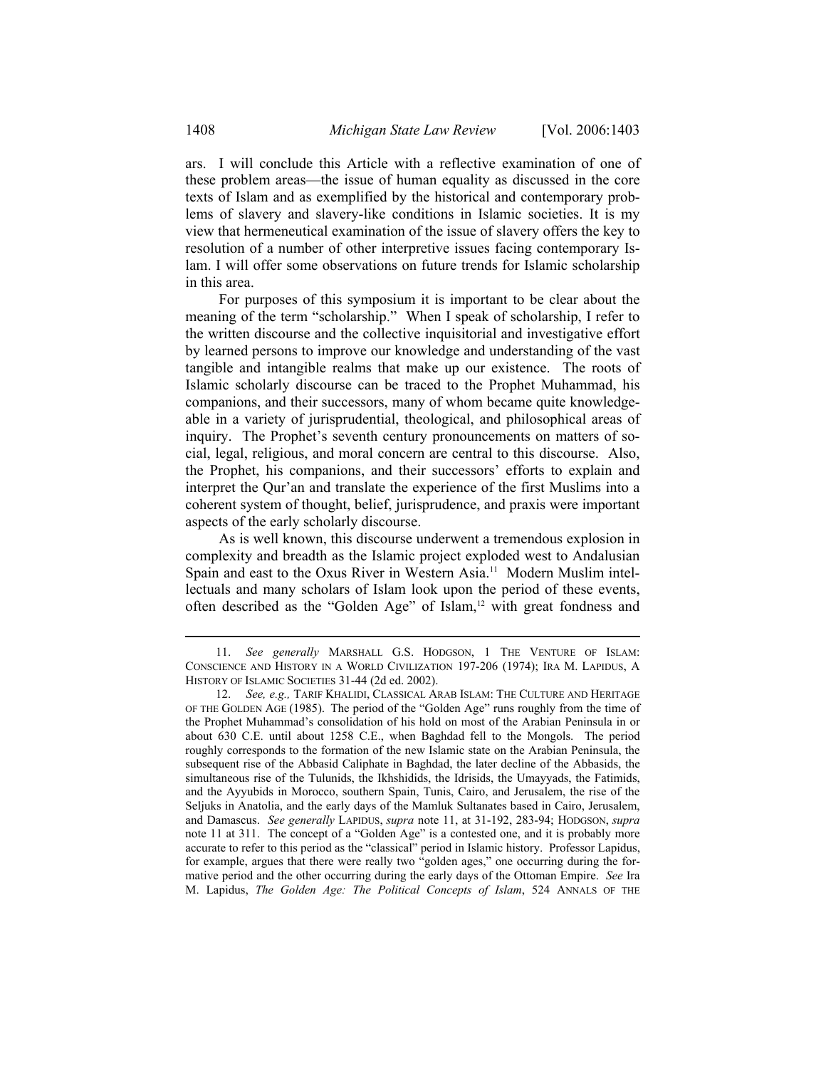ars. I will conclude this Article with a reflective examination of one of these problem areas—the issue of human equality as discussed in the core texts of Islam and as exemplified by the historical and contemporary problems of slavery and slavery-like conditions in Islamic societies. It is my view that hermeneutical examination of the issue of slavery offers the key to resolution of a number of other interpretive issues facing contemporary Islam. I will offer some observations on future trends for Islamic scholarship in this area.

For purposes of this symposium it is important to be clear about the meaning of the term "scholarship." When I speak of scholarship, I refer to the written discourse and the collective inquisitorial and investigative effort by learned persons to improve our knowledge and understanding of the vast tangible and intangible realms that make up our existence. The roots of Islamic scholarly discourse can be traced to the Prophet Muhammad, his companions, and their successors, many of whom became quite knowledgeable in a variety of jurisprudential, theological, and philosophical areas of inquiry. The Prophet's seventh century pronouncements on matters of social, legal, religious, and moral concern are central to this discourse. Also, the Prophet, his companions, and their successors' efforts to explain and interpret the Qur'an and translate the experience of the first Muslims into a coherent system of thought, belief, jurisprudence, and praxis were important aspects of the early scholarly discourse.

As is well known, this discourse underwent a tremendous explosion in complexity and breadth as the Islamic project exploded west to Andalusian Spain and east to the Oxus River in Western Asia.[11] Modern Muslim intellectuals and many scholars of Islam look upon the period of these events, often described as the "Golden Age" of Islam,[12] with great fondness and

---

11. *See generally* MARSHALL G.S. HODGSON, 1 THE VENTURE OF ISLAM: CONSCIENCE AND HISTORY IN A WORLD CIVILIZATION 197-206 (1974); IRA M. LAPIDUS, A HISTORY OF ISLAMIC SOCIETIES 31-44 (2d ed. 2002).

12. *See, e.g.,* TARIF KHALIDI, CLASSICAL ARAB ISLAM: THE CULTURE AND HERITAGE OF THE GOLDEN AGE (1985). The period of the "Golden Age" runs roughly from the time of the Prophet Muhammad's consolidation of his hold on most of the Arabian Peninsula in or about 630 C.E. until about 1258 C.E., when Baghdad fell to the Mongols. The period roughly corresponds to the formation of the new Islamic state on the Arabian Peninsula, the subsequent rise of the Abbasid Caliphate in Baghdad, the later decline of the Abbasids, the simultaneous rise of the Tulunids, the Ikhshidids, the Idrisids, the Umayyads, the Fatimids, and the Ayyubids in Morocco, southern Spain, Tunis, Cairo, and Jerusalem, the rise of the Seljuks in Anatolia, and the early days of the Mamluk Sultanates based in Cairo, Jerusalem, and Damascus. *See generally* LAPIDUS, *supra* note 11, at 31-192, 283-94; HODGSON, *supra* note 11 at 311. The concept of a "Golden Age" is a contested one, and it is probably more accurate to refer to this period as the "classical" period in Islamic history. Professor Lapidus, for example, argues that there were really two "golden ages," one occurring during the formative period and the other occurring during the early days of the Ottoman Empire. *See* Ira M. Lapidus, *The Golden Age: The Political Concepts of Islam*, 524 ANNALS OF THE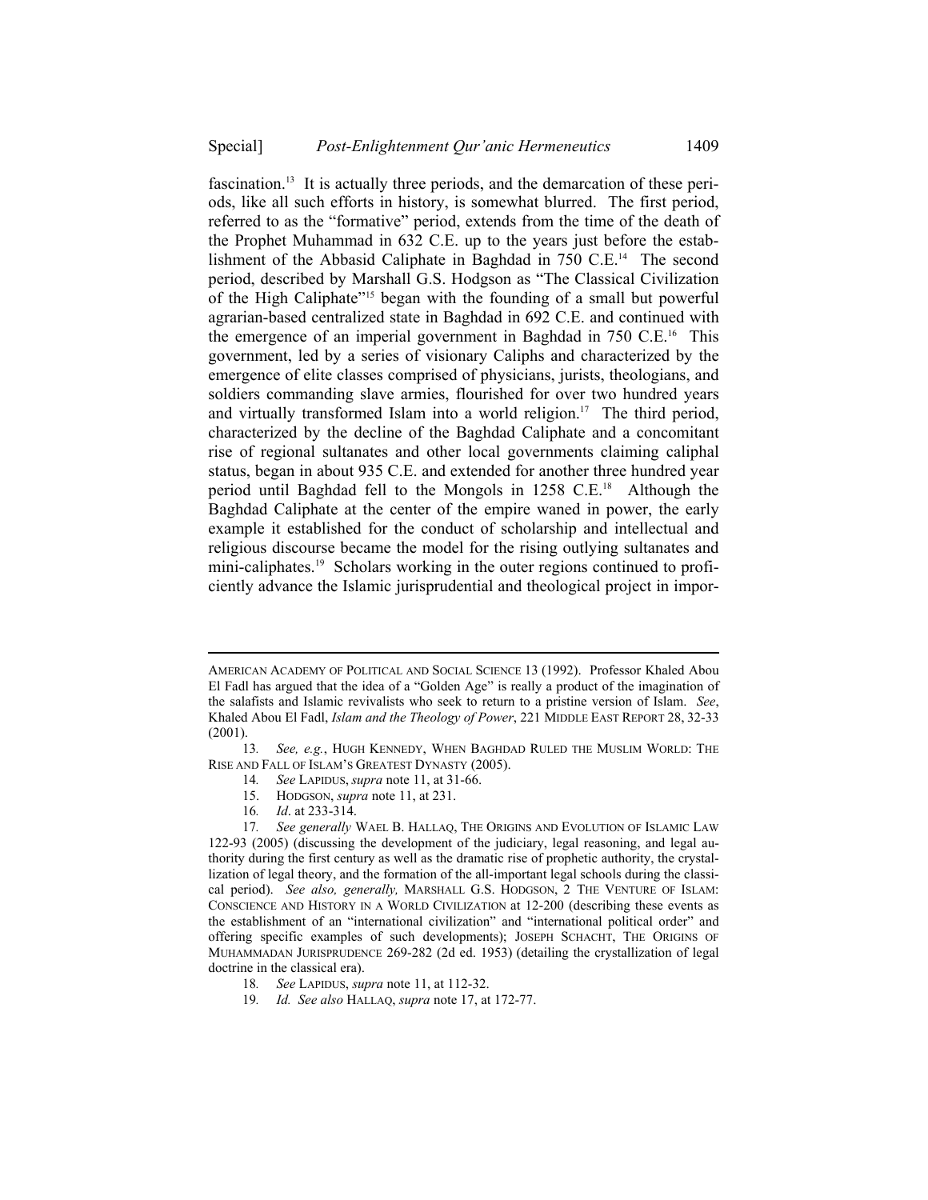fascination.[13] It is actually three periods, and the demarcation of these periods, like all such efforts in history, is somewhat blurred. The first period, referred to as the "formative" period, extends from the time of the death of the Prophet Muhammad in 632 C.E. up to the years just before the establishment of the Abbasid Caliphate in Baghdad in 750 C.E.[14] The second period, described by Marshall G.S. Hodgson as "The Classical Civilization of the High Caliphate"[15] began with the founding of a small but powerful agrarian-based centralized state in Baghdad in 692 C.E. and continued with the emergence of an imperial government in Baghdad in 750 C.E.[16] This government, led by a series of visionary Caliphs and characterized by the emergence of elite classes comprised of physicians, jurists, theologians, and soldiers commanding slave armies, flourished for over two hundred years and virtually transformed Islam into a world religion.[17] The third period, characterized by the decline of the Baghdad Caliphate and a concomitant rise of regional sultanates and other local governments claiming caliphal status, began in about 935 C.E. and extended for another three hundred year period until Baghdad fell to the Mongols in 1258 C.E.[18] Although the Baghdad Caliphate at the center of the empire waned in power, the early example it established for the conduct of scholarship and intellectual and religious discourse became the model for the rising outlying sultanates and mini-caliphates.[19] Scholars working in the outer regions continued to proficiently advance the Islamic jurisprudential and theological project in impor-

---

AMERICAN ACADEMY OF POLITICAL AND SOCIAL SCIENCE 13 (1992). Professor Khaled Abou El Fadl has argued that the idea of a "Golden Age" is really a product of the imagination of the salafists and Islamic revivalists who seek to return to a pristine version of Islam. *See*, Khaled Abou El Fadl, *Islam and the Theology of Power*, 221 MIDDLE EAST REPORT 28, 32-33 (2001).

13. *See, e.g.*, HUGH KENNEDY, WHEN BAGHDAD RULED THE MUSLIM WORLD: THE RISE AND FALL OF ISLAM'S GREATEST DYNASTY (2005).

14. *See* LAPIDUS, *supra* note 11, at 31-66.

15. HODGSON, *supra* note 11, at 231.

16. *Id*. at 233-314.

17. *See generally* WAEL B. HALLAQ, THE ORIGINS AND EVOLUTION OF ISLAMIC LAW 122-93 (2005) (discussing the development of the judiciary, legal reasoning, and legal authority during the first century as well as the dramatic rise of prophetic authority, the crystallization of legal theory, and the formation of the all-important legal schools during the classical period). *See also, generally,* MARSHALL G.S. HODGSON, 2 THE VENTURE OF ISLAM: CONSCIENCE AND HISTORY IN A WORLD CIVILIZATION at 12-200 (describing these events as the establishment of an "international civilization" and "international political order" and offering specific examples of such developments); JOSEPH SCHACHT, THE ORIGINS OF MUHAMMADAN JURISPRUDENCE 269-282 (2d ed. 1953) (detailing the crystallization of legal doctrine in the classical era).

18. *See* LAPIDUS, *supra* note 11, at 112-32.

19. *Id. See also* HALLAQ, *supra* note 17, at 172-77.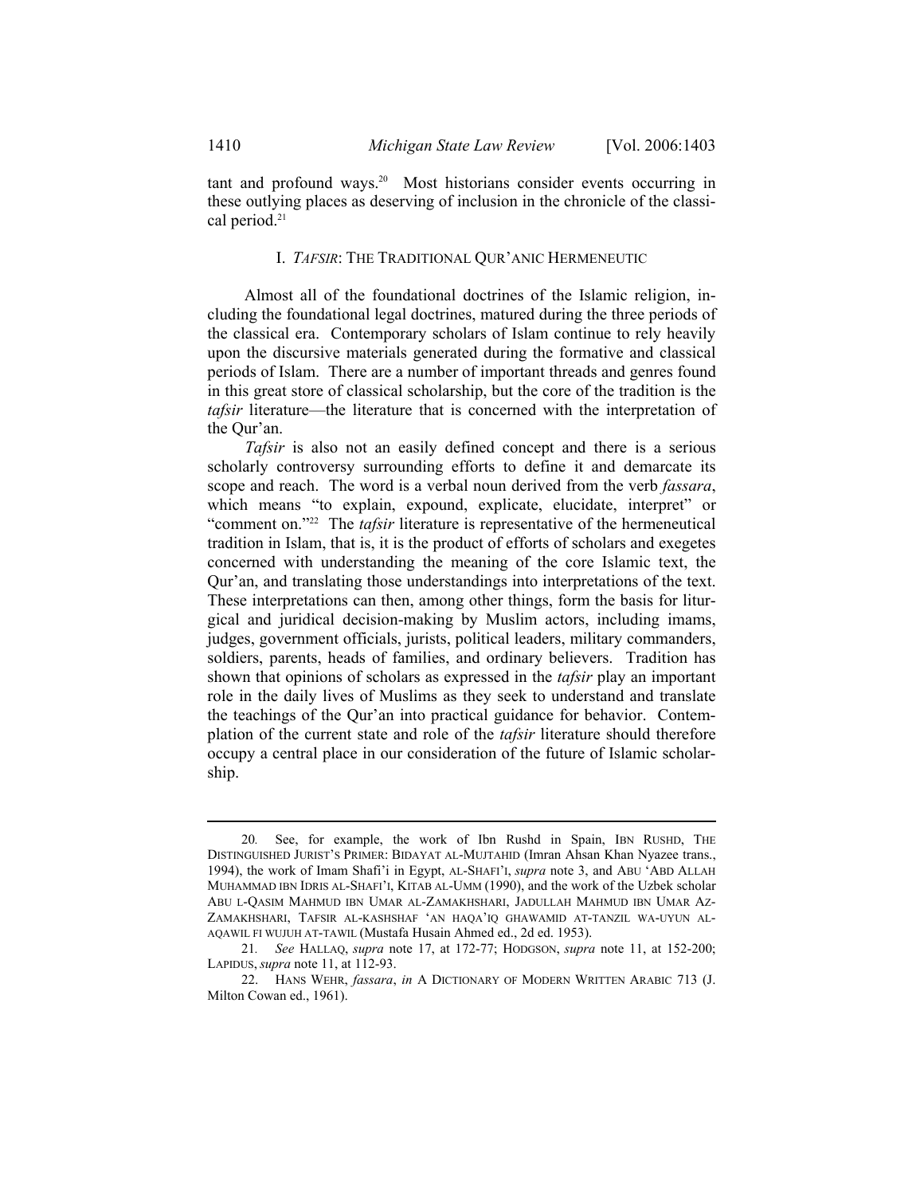tant and profound ways.[20] Most historians consider events occurring in these outlying places as deserving of inclusion in the chronicle of the classical period.[21]

## I. *TAFSIR*: THE TRADITIONAL QUR'ANIC HERMENEUTIC

Almost all of the foundational doctrines of the Islamic religion, including the foundational legal doctrines, matured during the three periods of the classical era. Contemporary scholars of Islam continue to rely heavily upon the discursive materials generated during the formative and classical periods of Islam. There are a number of important threads and genres found in this great store of classical scholarship, but the core of the tradition is the *tafsir* literature—the literature that is concerned with the interpretation of the Qur'an.

*Tafsir* is also not an easily defined concept and there is a serious scholarly controversy surrounding efforts to define it and demarcate its scope and reach. The word is a verbal noun derived from the verb *fassara*, which means "to explain, expound, explicate, elucidate, interpret" or "comment on."[22] The *tafsir* literature is representative of the hermeneutical tradition in Islam, that is, it is the product of efforts of scholars and exegetes concerned with understanding the meaning of the core Islamic text, the Qur'an, and translating those understandings into interpretations of the text. These interpretations can then, among other things, form the basis for liturgical and juridical decision-making by Muslim actors, including imams, judges, government officials, jurists, political leaders, military commanders, soldiers, parents, heads of families, and ordinary believers. Tradition has shown that opinions of scholars as expressed in the *tafsir* play an important role in the daily lives of Muslims as they seek to understand and translate the teachings of the Qur'an into practical guidance for behavior. Contemplation of the current state and role of the *tafsir* literature should therefore occupy a central place in our consideration of the future of Islamic scholarship.

---

20. See, for example, the work of Ibn Rushd in Spain, IBN RUSHD, THE DISTINGUISHED JURIST'S PRIMER: BIDAYAT AL-MUJTAHID (Imran Ahsan Khan Nyazee trans., 1994), the work of Imam Shafi'i in Egypt, AL-SHAFI'I, *supra* note 3, and ABU 'ABD ALLAH MUHAMMAD IBN IDRIS AL-SHAFI'I, KITAB AL-UMM (1990), and the work of the Uzbek scholar ABU L-QASIM MAHMUD IBN UMAR AL-ZAMAKHSHARI, JADULLAH MAHMUD IBN UMAR AZ-ZAMAKHSHARI, TAFSIR AL-KASHSHAF 'AN HAQA'IQ GHAWAMID AT-TANZIL WA-UYUN AL-AQAWIL FI WUJUH AT-TAWIL (Mustafa Husain Ahmed ed., 2d ed. 1953).

21. *See* HALLAQ, *supra* note 17, at 172-77; HODGSON, *supra* note 11, at 152-200; LAPIDUS, *supra* note 11, at 112-93.

22. HANS WEHR, *fassara*, *in* A DICTIONARY OF MODERN WRITTEN ARABIC 713 (J. Milton Cowan ed., 1961).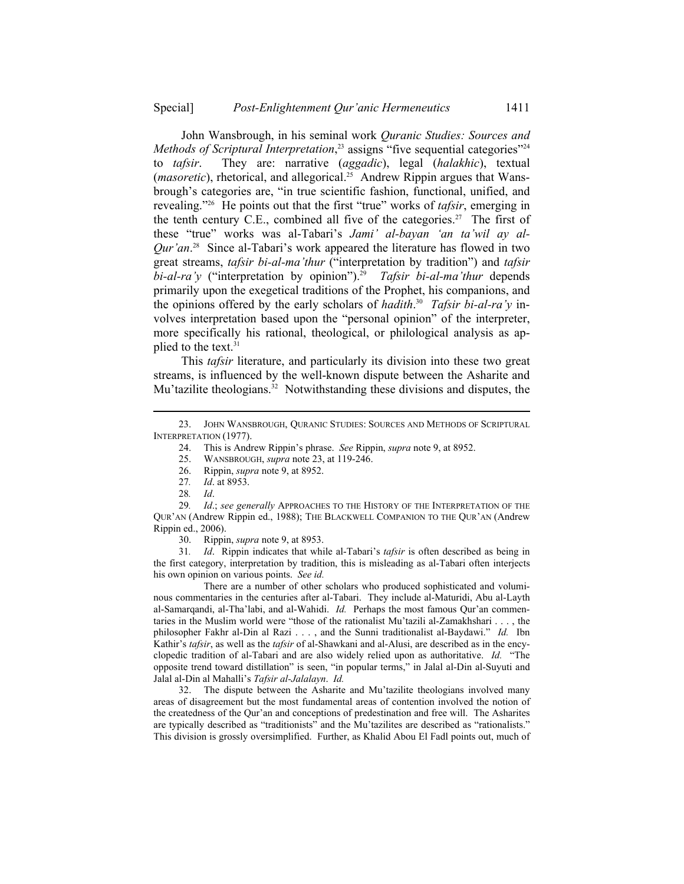John Wansbrough, in his seminal work *Quranic Studies: Sources and Methods of Scriptural Interpretation*,[23] assigns "five sequential categories"[24] to *tafsir*. They are: narrative (*aggadic*), legal (*halakhic*), textual (*masoretic*), rhetorical, and allegorical.[25] Andrew Rippin argues that Wansbrough's categories are, "in true scientific fashion, functional, unified, and revealing."[26] He points out that the first "true" works of *tafsir*, emerging in the tenth century C.E., combined all five of the categories.[27] The first of these "true" works was al-Tabari's *Jami' al-bayan 'an ta'wil ay al-Qur'an*.[28] Since al-Tabari's work appeared the literature has flowed in two great streams, *tafsir bi-al-ma'thur* ("interpretation by tradition") and *tafsir bi-al-ra'y* ("interpretation by opinion").[29] *Tafsir bi-al-ma'thur* depends primarily upon the exegetical traditions of the Prophet, his companions, and the opinions offered by the early scholars of *hadith*.[30] *Tafsir bi-al-ra'y* involves interpretation based upon the "personal opinion" of the interpreter, more specifically his rational, theological, or philological analysis as applied to the text.[31]

This *tafsir* literature, and particularly its division into these two great streams, is influenced by the well-known dispute between the Asharite and Mu'tazilite theologians.[32] Notwithstanding these divisions and disputes, the

---

23. JOHN WANSBROUGH, QURANIC STUDIES: SOURCES AND METHODS OF SCRIPTURAL INTERPRETATION (1977).

24. This is Andrew Rippin's phrase. *See* Rippin, *supra* note 9, at 8952.

25. WANSBROUGH, *supra* note 23, at 119-246.

26. Rippin, *supra* note 9, at 8952.

27. *Id*. at 8953.

28. *Id*.

29. *Id*.; *see generally* APPROACHES TO THE HISTORY OF THE INTERPRETATION OF THE QUR'AN (Andrew Rippin ed., 1988); THE BLACKWELL COMPANION TO THE QUR'AN (Andrew Rippin ed., 2006).

30. Rippin, *supra* note 9, at 8953.

31. *Id*. Rippin indicates that while al-Tabari's *tafsir* is often described as being in the first category, interpretation by tradition, this is misleading as al-Tabari often interjects his own opinion on various points. *See id.*

There are a number of other scholars who produced sophisticated and voluminous commentaries in the centuries after al-Tabari. They include al-Maturidi, Abu al-Layth al-Samarqandi, al-Tha'labi, and al-Wahidi. *Id.* Perhaps the most famous Qur'an commentaries in the Muslim world were "those of the rationalist Mu'tazili al-Zamakhshari . . . , the philosopher Fakhr al-Din al Razi . . . , and the Sunni traditionalist al-Baydawi." *Id.* Ibn Kathir's *tafsir*, as well as the *tafsir* of al-Shawkani and al-Alusi, are described as in the encyclopedic tradition of al-Tabari and are also widely relied upon as authoritative. *Id.* "The opposite trend toward distillation" is seen, "in popular terms," in Jalal al-Din al-Suyuti and Jalal al-Din al Mahalli's *Tafsir al-Jalalayn*. *Id.*

32. The dispute between the Asharite and Mu'tazilite theologians involved many areas of disagreement but the most fundamental areas of contention involved the notion of the createdness of the Qur'an and conceptions of predestination and free will. The Asharites are typically described as "traditionists" and the Mu'tazilites are described as "rationalists." This division is grossly oversimplified. Further, as Khalid Abou El Fadl points out, much of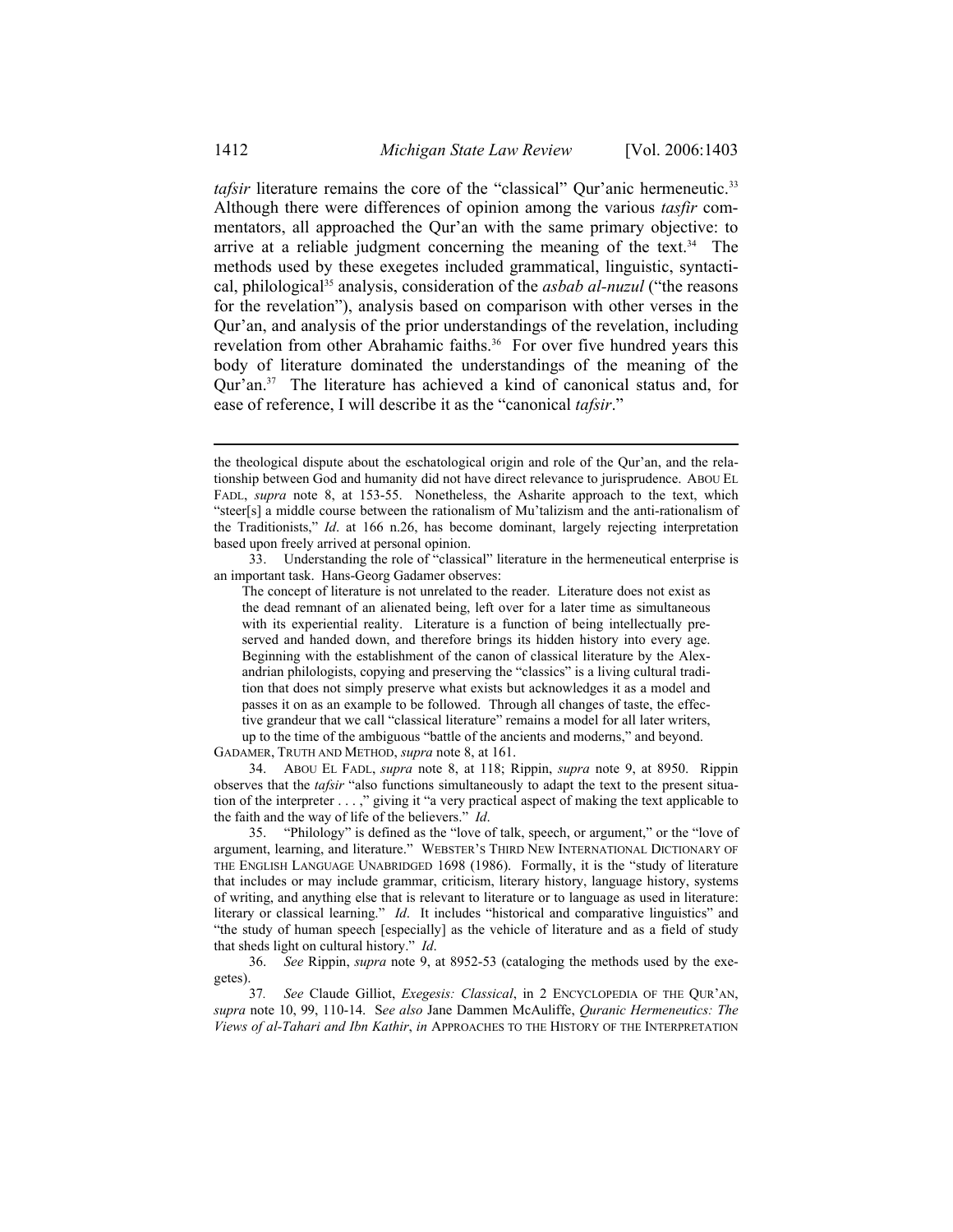*tafsir* literature remains the core of the "classical" Qur'anic hermeneutic.[33] Although there were differences of opinion among the various *tasfir* commentators, all approached the Qur'an with the same primary objective: to arrive at a reliable judgment concerning the meaning of the text.[34] The methods used by these exegetes included grammatical, linguistic, syntactical, philological[35] analysis, consideration of the *asbab al-nuzul* ("the reasons for the revelation"), analysis based on comparison with other verses in the Qur'an, and analysis of the prior understandings of the revelation, including revelation from other Abrahamic faiths.[36] For over five hundred years this body of literature dominated the understandings of the meaning of the Qur'an.[37] The literature has achieved a kind of canonical status and, for ease of reference, I will describe it as the "canonical *tafsir*."

---

the theological dispute about the eschatological origin and role of the Qur'an, and the relationship between God and humanity did not have direct relevance to jurisprudence. ABOU EL FADL, *supra* note 8, at 153-55. Nonetheless, the Asharite approach to the text, which "steer[s] a middle course between the rationalism of Mu'talizism and the anti-rationalism of the Traditionists," *Id*. at 166 n.26, has become dominant, largely rejecting interpretation based upon freely arrived at personal opinion.

33. Understanding the role of "classical" literature in the hermeneutical enterprise is an important task. Hans-Georg Gadamer observes:

> The concept of literature is not unrelated to the reader. Literature does not exist as the dead remnant of an alienated being, left over for a later time as simultaneous with its experiential reality. Literature is a function of being intellectually preserved and handed down, and therefore brings its hidden history into every age. Beginning with the establishment of the canon of classical literature by the Alexandrian philologists, copying and preserving the "classics" is a living cultural tradition that does not simply preserve what exists but acknowledges it as a model and passes it on as an example to be followed. Through all changes of taste, the effective grandeur that we call "classical literature" remains a model for all later writers, up to the time of the ambiguous "battle of the ancients and moderns," and beyond.

GADAMER, TRUTH AND METHOD, *supra* note 8, at 161.

34. ABOU EL FADL, *supra* note 8, at 118; Rippin, *supra* note 9, at 8950. Rippin observes that the *tafsir* "also functions simultaneously to adapt the text to the present situation of the interpreter . . . ," giving it "a very practical aspect of making the text applicable to the faith and the way of life of the believers." *Id*.

35. "Philology" is defined as the "love of talk, speech, or argument," or the "love of argument, learning, and literature." WEBSTER'S THIRD NEW INTERNATIONAL DICTIONARY OF THE ENGLISH LANGUAGE UNABRIDGED 1698 (1986). Formally, it is the "study of literature that includes or may include grammar, criticism, literary history, language history, systems of writing, and anything else that is relevant to literature or to language as used in literature: literary or classical learning." *Id*. It includes "historical and comparative linguistics" and "the study of human speech [especially] as the vehicle of literature and as a field of study that sheds light on cultural history." *Id*.

36. *See* Rippin, *supra* note 9, at 8952-53 (cataloging the methods used by the exegetes).

37. *See* Claude Gilliot, *Exegesis: Classical*, in 2 ENCYCLOPEDIA OF THE QUR'AN, *supra* note 10, 99, 110-14. S*ee also* Jane Dammen McAuliffe, *Quranic Hermeneutics: The Views of al-Tahari and Ibn Kathir*, *in* APPROACHES TO THE HISTORY OF THE INTERPRETATION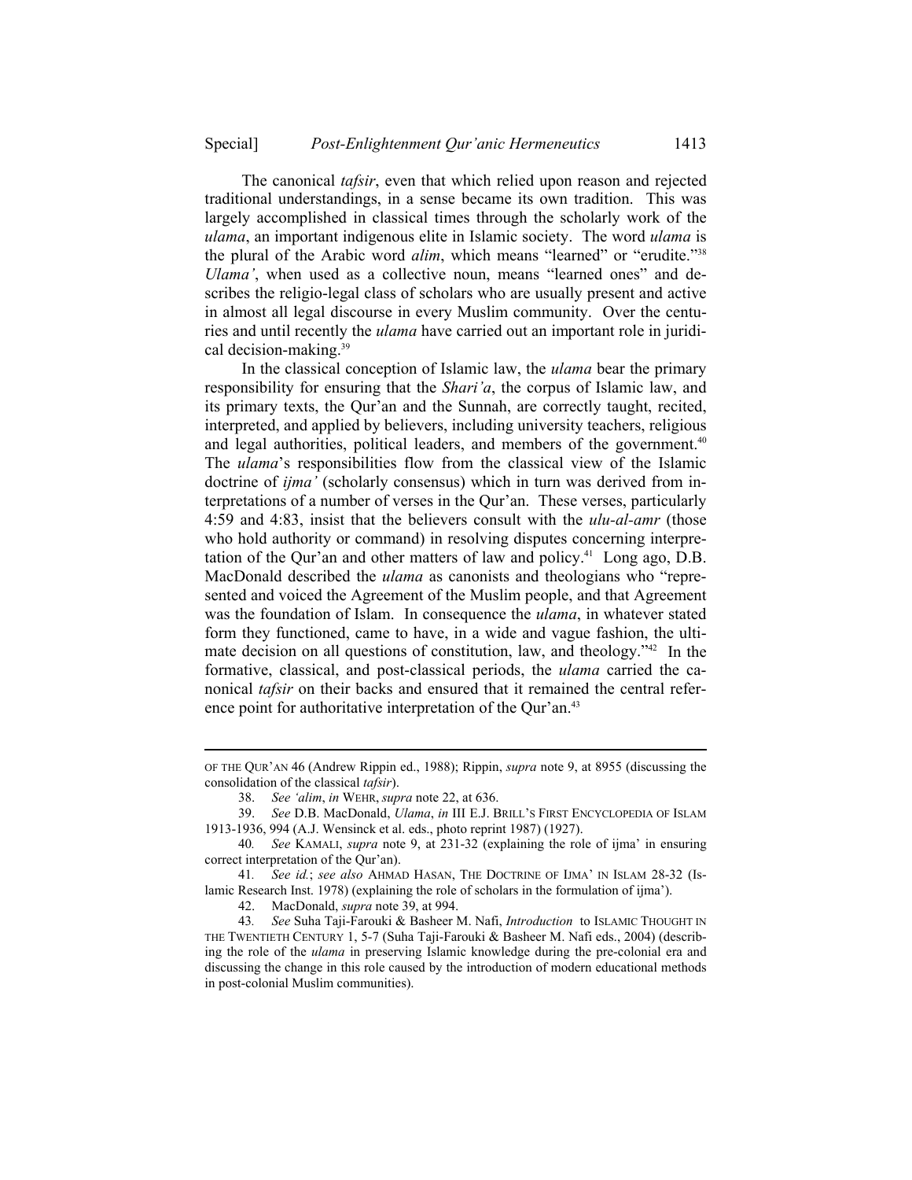The canonical *tafsir*, even that which relied upon reason and rejected traditional understandings, in a sense became its own tradition. This was largely accomplished in classical times through the scholarly work of the *ulama*, an important indigenous elite in Islamic society. The word *ulama* is the plural of the Arabic word *alim*, which means "learned" or "erudite."[38] *Ulama'*, when used as a collective noun, means "learned ones" and describes the religio-legal class of scholars who are usually present and active in almost all legal discourse in every Muslim community. Over the centuries and until recently the *ulama* have carried out an important role in juridical decision-making.[39]

In the classical conception of Islamic law, the *ulama* bear the primary responsibility for ensuring that the *Shari'a*, the corpus of Islamic law, and its primary texts, the Qur'an and the Sunnah, are correctly taught, recited, interpreted, and applied by believers, including university teachers, religious and legal authorities, political leaders, and members of the government.[40] The *ulama*'s responsibilities flow from the classical view of the Islamic doctrine of *ijma'* (scholarly consensus) which in turn was derived from interpretations of a number of verses in the Qur'an. These verses, particularly 4:59 and 4:83, insist that the believers consult with the *ulu-al-amr* (those who hold authority or command) in resolving disputes concerning interpretation of the Qur'an and other matters of law and policy.[41] Long ago, D.B. MacDonald described the *ulama* as canonists and theologians who "represented and voiced the Agreement of the Muslim people, and that Agreement was the foundation of Islam. In consequence the *ulama*, in whatever stated form they functioned, came to have, in a wide and vague fashion, the ultimate decision on all questions of constitution, law, and theology."[42] In the formative, classical, and post-classical periods, the *ulama* carried the canonical *tafsir* on their backs and ensured that it remained the central reference point for authoritative interpretation of the Qur'an.[43]

---

OF THE QUR'AN 46 (Andrew Rippin ed., 1988); Rippin, *supra* note 9, at 8955 (discussing the consolidation of the classical *tafsir*).

38. *See 'alim*, *in* WEHR, *supra* note 22, at 636.

39. *See* D.B. MacDonald, *Ulama*, *in* III E.J. BRILL'S FIRST ENCYCLOPEDIA OF ISLAM 1913-1936, 994 (A.J. Wensinck et al. eds., photo reprint 1987) (1927).

40. *See* KAMALI, *supra* note 9, at 231-32 (explaining the role of ijma' in ensuring correct interpretation of the Qur'an).

41. *See id.*; *see also* AHMAD HASAN, THE DOCTRINE OF IJMA' IN ISLAM 28-32 (Islamic Research Inst. 1978) (explaining the role of scholars in the formulation of ijma').

42. MacDonald, *supra* note 39, at 994.

43. *See* Suha Taji-Farouki & Basheer M. Nafi, *Introduction* to ISLAMIC THOUGHT IN THE TWENTIETH CENTURY 1, 5-7 (Suha Taji-Farouki & Basheer M. Nafi eds., 2004) (describing the role of the *ulama* in preserving Islamic knowledge during the pre-colonial era and discussing the change in this role caused by the introduction of modern educational methods in post-colonial Muslim communities).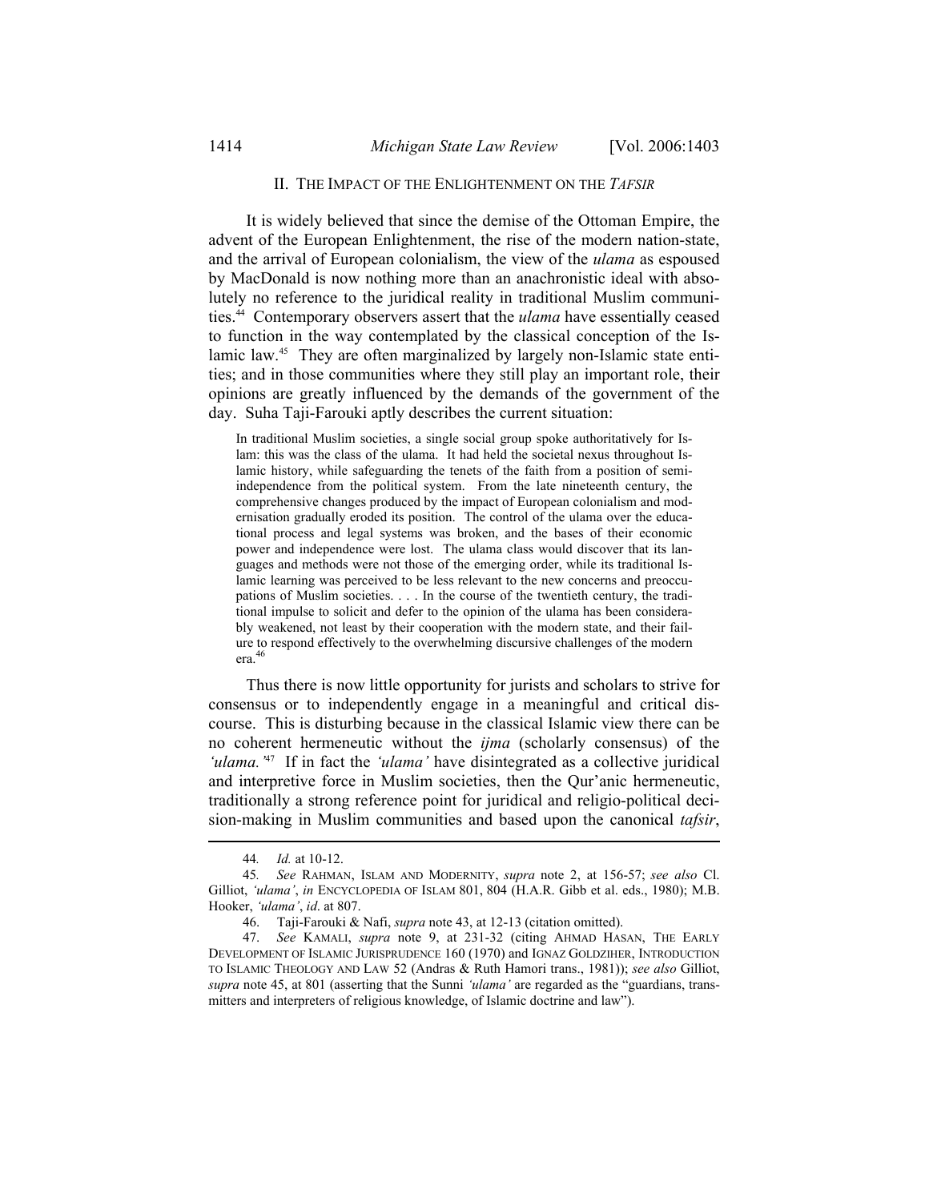## II. THE IMPACT OF THE ENLIGHTENMENT ON THE *TAFSIR*

It is widely believed that since the demise of the Ottoman Empire, the advent of the European Enlightenment, the rise of the modern nation-state, and the arrival of European colonialism, the view of the *ulama* as espoused by MacDonald is now nothing more than an anachronistic ideal with absolutely no reference to the juridical reality in traditional Muslim communities.[44] Contemporary observers assert that the *ulama* have essentially ceased to function in the way contemplated by the classical conception of the Islamic law.[45] They are often marginalized by largely non-Islamic state entities; and in those communities where they still play an important role, their opinions are greatly influenced by the demands of the government of the day. Suha Taji-Farouki aptly describes the current situation:

> In traditional Muslim societies, a single social group spoke authoritatively for Islam: this was the class of the ulama. It had held the societal nexus throughout Islamic history, while safeguarding the tenets of the faith from a position of semi-independence from the political system. From the late nineteenth century, the comprehensive changes produced by the impact of European colonialism and modernisation gradually eroded its position. The control of the ulama over the educational process and legal systems was broken, and the bases of their economic power and independence were lost. The ulama class would discover that its languages and methods were not those of the emerging order, while its traditional Islamic learning was perceived to be less relevant to the new concerns and preoccupations of Muslim societies. . . . In the course of the twentieth century, the traditional impulse to solicit and defer to the opinion of the ulama has been considerably weakened, not least by their cooperation with the modern state, and their failure to respond effectively to the overwhelming discursive challenges of the modern era.[46]

Thus there is now little opportunity for jurists and scholars to strive for consensus or to independently engage in a meaningful and critical discourse. This is disturbing because in the classical Islamic view there can be no coherent hermeneutic without the *ijma* (scholarly consensus) of the *'ulama.'*[47] If in fact the *'ulama'* have disintegrated as a collective juridical and interpretive force in Muslim societies, then the Qur'anic hermeneutic, traditionally a strong reference point for juridical and religio-political decision-making in Muslim communities and based upon the canonical *tafsir*,

---

44. *Id.* at 10-12.

45. *See* RAHMAN, ISLAM AND MODERNITY, *supra* note 2, at 156-57; *see also* Cl. Gilliot, *'ulama'*, *in* ENCYCLOPEDIA OF ISLAM 801, 804 (H.A.R. Gibb et al. eds., 1980); M.B. Hooker, *'ulama'*, *id*. at 807.

46. Taji-Farouki & Nafi, *supra* note 43, at 12-13 (citation omitted).

47. *See* KAMALI, *supra* note 9, at 231-32 (citing AHMAD HASAN, THE EARLY DEVELOPMENT OF ISLAMIC JURISPRUDENCE 160 (1970) and IGNAZ GOLDZIHER, INTRODUCTION TO ISLAMIC THEOLOGY AND LAW 52 (Andras & Ruth Hamori trans., 1981)); *see also* Gilliot, *supra* note 45, at 801 (asserting that the Sunni *'ulama'* are regarded as the "guardians, transmitters and interpreters of religious knowledge, of Islamic doctrine and law").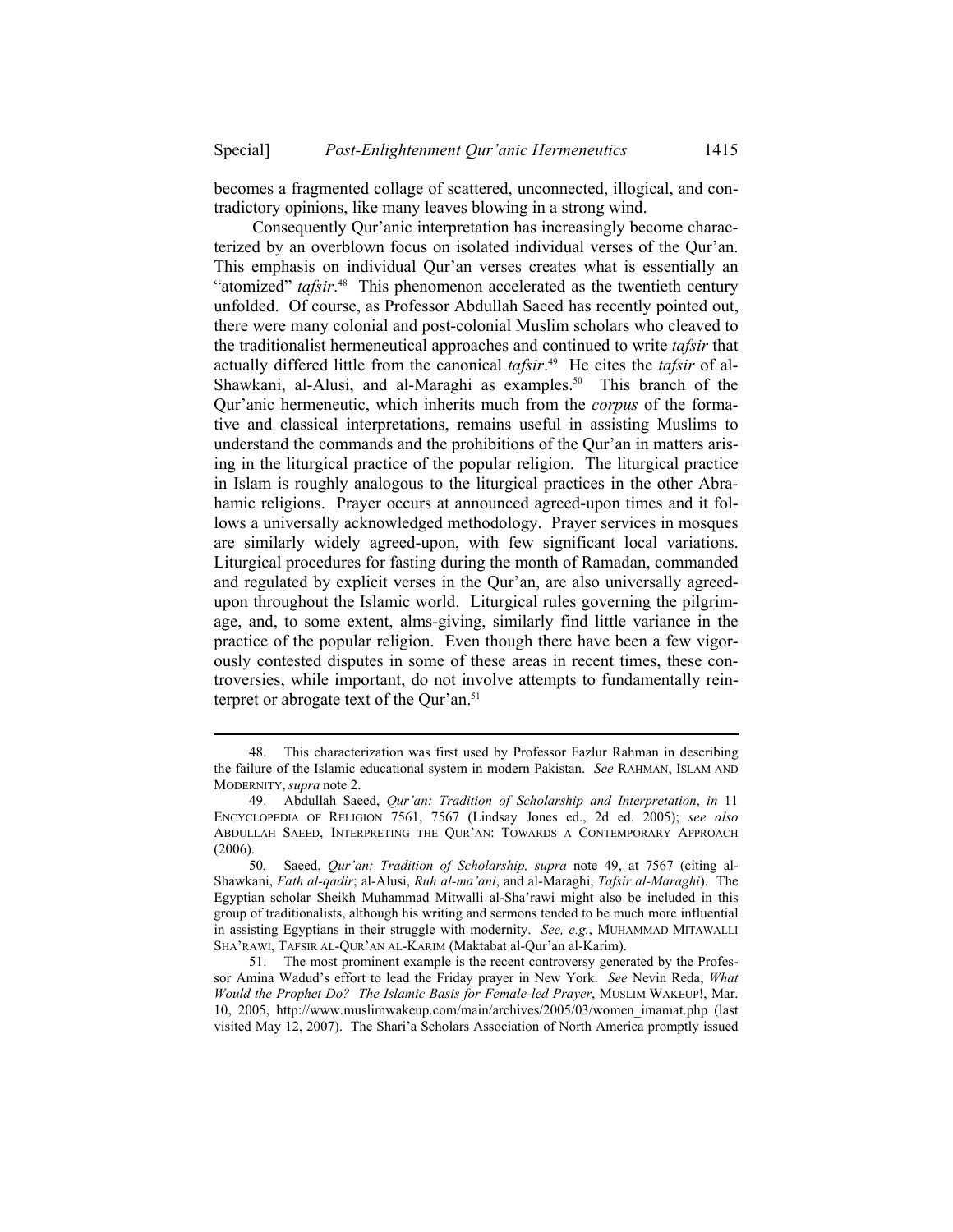becomes a fragmented collage of scattered, unconnected, illogical, and contradictory opinions, like many leaves blowing in a strong wind.

Consequently Qur'anic interpretation has increasingly become characterized by an overblown focus on isolated individual verses of the Qur'an. This emphasis on individual Qur'an verses creates what is essentially an "atomized" *tafsir*.[48] This phenomenon accelerated as the twentieth century unfolded. Of course, as Professor Abdullah Saeed has recently pointed out, there were many colonial and post-colonial Muslim scholars who cleaved to the traditionalist hermeneutical approaches and continued to write *tafsir* that actually differed little from the canonical *tafsir*.[49] He cites the *tafsir* of al-Shawkani, al-Alusi, and al-Maraghi as examples.[50] This branch of the Qur'anic hermeneutic, which inherits much from the *corpus* of the formative and classical interpretations, remains useful in assisting Muslims to understand the commands and the prohibitions of the Qur'an in matters arising in the liturgical practice of the popular religion. The liturgical practice in Islam is roughly analogous to the liturgical practices in the other Abrahamic religions. Prayer occurs at announced agreed-upon times and it follows a universally acknowledged methodology. Prayer services in mosques are similarly widely agreed-upon, with few significant local variations. Liturgical procedures for fasting during the month of Ramadan, commanded and regulated by explicit verses in the Qur'an, are also universally agreed-upon throughout the Islamic world. Liturgical rules governing the pilgrimage, and, to some extent, alms-giving, similarly find little variance in the practice of the popular religion. Even though there have been a few vigorously contested disputes in some of these areas in recent times, these controversies, while important, do not involve attempts to fundamentally reinterpret or abrogate text of the Qur'an.[51]

---

48. This characterization was first used by Professor Fazlur Rahman in describing the failure of the Islamic educational system in modern Pakistan. *See* RAHMAN, ISLAM AND MODERNITY, *supra* note 2.

49. Abdullah Saeed, *Qur'an: Tradition of Scholarship and Interpretation*, *in* 11 ENCYCLOPEDIA OF RELIGION 7561, 7567 (Lindsay Jones ed., 2d ed. 2005); *see also* ABDULLAH SAEED, INTERPRETING THE QUR'AN: TOWARDS A CONTEMPORARY APPROACH (2006).

50. Saeed, *Qur'an: Tradition of Scholarship, supra* note 49, at 7567 (citing al-Shawkani, *Fath al-qadir*; al-Alusi, *Ruh al-ma'ani*, and al-Maraghi, *Tafsir al-Maraghi*). The Egyptian scholar Sheikh Muhammad Mitwalli al-Sha'rawi might also be included in this group of traditionalists, although his writing and sermons tended to be much more influential in assisting Egyptians in their struggle with modernity. *See, e.g.*, MUHAMMAD MITAWALLI SHA'RAWI, TAFSIR AL-QUR'AN AL-KARIM (Maktabat al-Qur'an al-Karim).

51. The most prominent example is the recent controversy generated by the Professor Amina Wadud's effort to lead the Friday prayer in New York. *See* Nevin Reda, *What Would the Prophet Do? The Islamic Basis for Female-led Prayer*, MUSLIM WAKEUP!, Mar. 10, 2005, http://www.muslimwakeup.com/main/archives/2005/03/women_imamat.php (last visited May 12, 2007). The Shari'a Scholars Association of North America promptly issued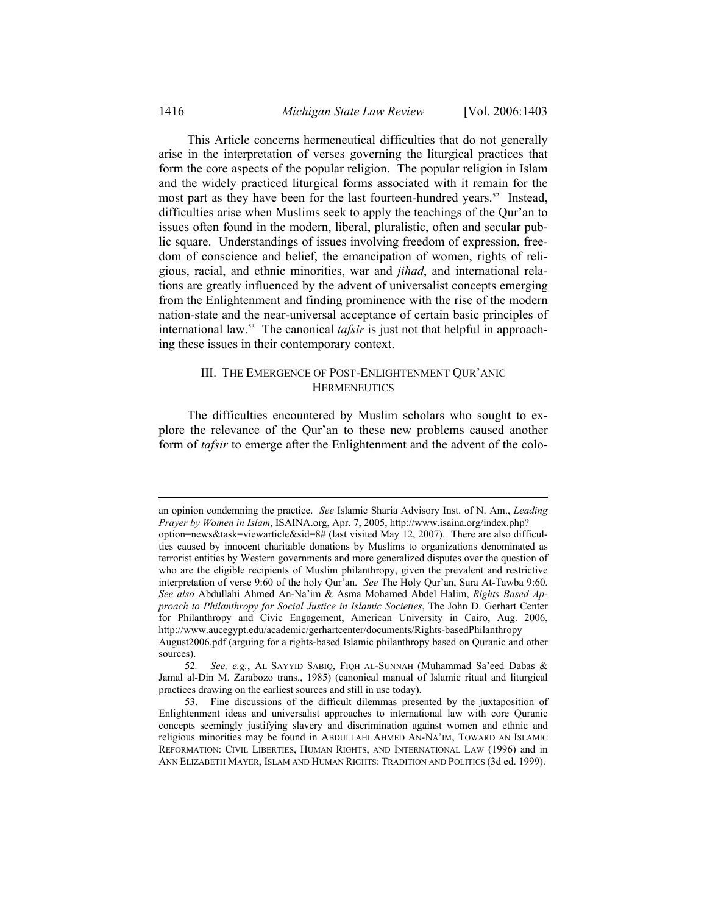This Article concerns hermeneutical difficulties that do not generally arise in the interpretation of verses governing the liturgical practices that form the core aspects of the popular religion. The popular religion in Islam and the widely practiced liturgical forms associated with it remain for the most part as they have been for the last fourteen-hundred years.[52] Instead, difficulties arise when Muslims seek to apply the teachings of the Qur'an to issues often found in the modern, liberal, pluralistic, often and secular public square. Understandings of issues involving freedom of expression, freedom of conscience and belief, the emancipation of women, rights of religious, racial, and ethnic minorities, war and *jihad*, and international relations are greatly influenced by the advent of universalist concepts emerging from the Enlightenment and finding prominence with the rise of the modern nation-state and the near-universal acceptance of certain basic principles of international law.[53] The canonical *tafsir* is just not that helpful in approaching these issues in their contemporary context.

## III. THE EMERGENCE OF POST-ENLIGHTENMENT QUR'ANIC HERMENEUTICS

The difficulties encountered by Muslim scholars who sought to explore the relevance of the Qur'an to these new problems caused another form of *tafsir* to emerge after the Enlightenment and the advent of the colo-

---

an opinion condemning the practice. *See* Islamic Sharia Advisory Inst. of N. Am., *Leading Prayer by Women in Islam*, ISAINA.org, Apr. 7, 2005, http://www.isaina.org/index.php?option=news&task=viewarticle&sid=8# (last visited May 12, 2007). There are also difficulties caused by innocent charitable donations by Muslims to organizations denominated as terrorist entities by Western governments and more generalized disputes over the question of who are the eligible recipients of Muslim philanthropy, given the prevalent and restrictive interpretation of verse 9:60 of the holy Qur'an. *See* The Holy Qur'an, Sura At-Tawba 9:60. *See also* Abdullahi Ahmed An-Na'im & Asma Mohamed Abdel Halim, *Rights Based Approach to Philanthropy for Social Justice in Islamic Societies*, The John D. Gerhart Center for Philanthropy and Civic Engagement, American University in Cairo, Aug. 2006, http://www.aucegypt.edu/academic/gerhartcenter/documents/Rights-basedPhilanthropy August2006.pdf (arguing for a rights-based Islamic philanthropy based on Quranic and other sources).

52. *See, e.g.*, AL SAYYID SABIQ, FIQH AL-SUNNAH (Muhammad Sa'eed Dabas & Jamal al-Din M. Zarabozo trans., 1985) (canonical manual of Islamic ritual and liturgical practices drawing on the earliest sources and still in use today).

53. Fine discussions of the difficult dilemmas presented by the juxtaposition of Enlightenment ideas and universalist approaches to international law with core Quranic concepts seemingly justifying slavery and discrimination against women and ethnic and religious minorities may be found in ABDULLAHI AHMED AN-NA'IM, TOWARD AN ISLAMIC REFORMATION: CIVIL LIBERTIES, HUMAN RIGHTS, AND INTERNATIONAL LAW (1996) and in ANN ELIZABETH MAYER, ISLAM AND HUMAN RIGHTS: TRADITION AND POLITICS (3d ed. 1999).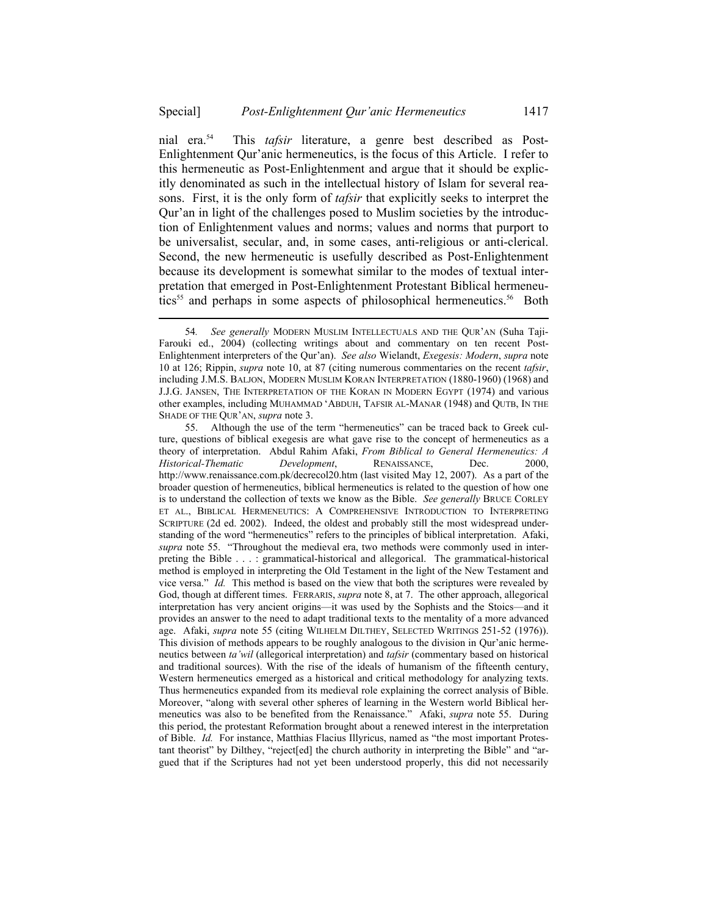nial era.[54] This *tafsir* literature, a genre best described as Post-Enlightenment Qur'anic hermeneutics, is the focus of this Article. I refer to this hermeneutic as Post-Enlightenment and argue that it should be explicitly denominated as such in the intellectual history of Islam for several reasons. First, it is the only form of *tafsir* that explicitly seeks to interpret the Qur'an in light of the challenges posed to Muslim societies by the introduction of Enlightenment values and norms; values and norms that purport to be universalist, secular, and, in some cases, anti-religious or anti-clerical. Second, the new hermeneutic is usefully described as Post-Enlightenment because its development is somewhat similar to the modes of textual interpretation that emerged in Post-Enlightenment Protestant Biblical hermeneutics[55] and perhaps in some aspects of philosophical hermeneutics.[56] Both

---

54. *See generally* MODERN MUSLIM INTELLECTUALS AND THE QUR'AN (Suha Taji-Farouki ed., 2004) (collecting writings about and commentary on ten recent Post-Enlightenment interpreters of the Qur'an). *See also* Wielandt, *Exegesis: Modern*, *supra* note 10 at 126; Rippin, *supra* note 10, at 87 (citing numerous commentaries on the recent *tafsir*, including J.M.S. BALJON, MODERN MUSLIM KORAN INTERPRETATION (1880-1960) (1968) and J.J.G. JANSEN, THE INTERPRETATION OF THE KORAN IN MODERN EGYPT (1974) and various other examples, including MUHAMMAD 'ABDUH, TAFSIR AL-MANAR (1948) and QUTB, IN THE SHADE OF THE QUR'AN, *supra* note 3.

55. Although the use of the term "hermeneutics" can be traced back to Greek culture, questions of biblical exegesis are what gave rise to the concept of hermeneutics as a theory of interpretation. Abdul Rahim Afaki, *From Biblical to General Hermeneutics: A Historical-Thematic Development*, RENAISSANCE, Dec. 2000, http://www.renaissance.com.pk/decrecol20.htm (last visited May 12, 2007). As a part of the broader question of hermeneutics, biblical hermeneutics is related to the question of how one is to understand the collection of texts we know as the Bible. *See generally* BRUCE CORLEY ET AL., BIBLICAL HERMENEUTICS: A COMPREHENSIVE INTRODUCTION TO INTERPRETING SCRIPTURE (2d ed. 2002). Indeed, the oldest and probably still the most widespread understanding of the word "hermeneutics" refers to the principles of biblical interpretation. Afaki, *supra* note 55. "Throughout the medieval era, two methods were commonly used in interpreting the Bible . . . : grammatical-historical and allegorical. The grammatical-historical method is employed in interpreting the Old Testament in the light of the New Testament and vice versa." *Id.* This method is based on the view that both the scriptures were revealed by God, though at different times. FERRARIS, *supra* note 8, at 7. The other approach, allegorical interpretation has very ancient origins—it was used by the Sophists and the Stoics—and it provides an answer to the need to adapt traditional texts to the mentality of a more advanced age. Afaki, *supra* note 55 (citing WILHELM DILTHEY, SELECTED WRITINGS 251-52 (1976)). This division of methods appears to be roughly analogous to the division in Qur'anic hermeneutics between *ta'wil* (allegorical interpretation) and *tafsir* (commentary based on historical and traditional sources). With the rise of the ideals of humanism of the fifteenth century, Western hermeneutics emerged as a historical and critical methodology for analyzing texts. Thus hermeneutics expanded from its medieval role explaining the correct analysis of Bible. Moreover, "along with several other spheres of learning in the Western world Biblical hermeneutics was also to be benefited from the Renaissance." Afaki, *supra* note 55. During this period, the protestant Reformation brought about a renewed interest in the interpretation of Bible. *Id.* For instance, Matthias Flacius Illyricus, named as "the most important Protestant theorist" by Dilthey, "reject[ed] the church authority in interpreting the Bible" and "argued that if the Scriptures had not yet been understood properly, this did not necessarily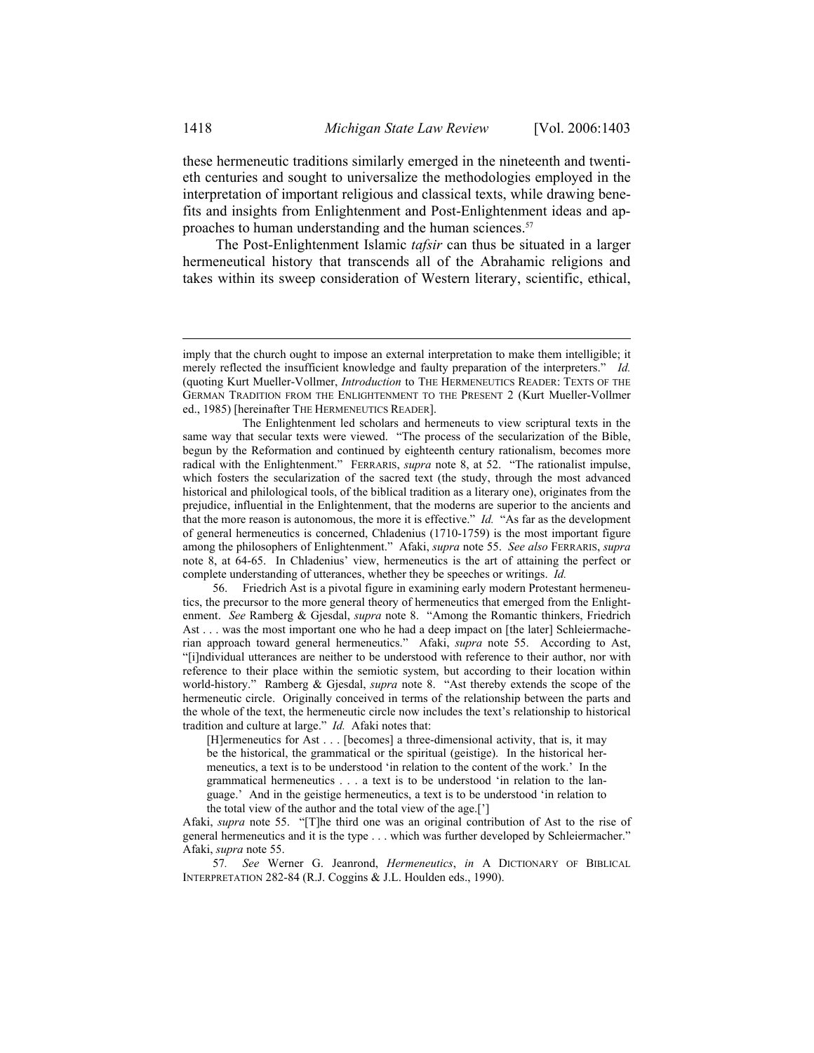these hermeneutic traditions similarly emerged in the nineteenth and twentieth centuries and sought to universalize the methodologies employed in the interpretation of important religious and classical texts, while drawing benefits and insights from Enlightenment and Post-Enlightenment ideas and approaches to human understanding and the human sciences.[57]

The Post-Enlightenment Islamic *tafsir* can thus be situated in a larger hermeneutical history that transcends all of the Abrahamic religions and takes within its sweep consideration of Western literary, scientific, ethical,

---

imply that the church ought to impose an external interpretation to make them intelligible; it merely reflected the insufficient knowledge and faulty preparation of the interpreters." *Id.* (quoting Kurt Mueller-Vollmer, *Introduction* to THE HERMENEUTICS READER: TEXTS OF THE GERMAN TRADITION FROM THE ENLIGHTENMENT TO THE PRESENT 2 (Kurt Mueller-Vollmer ed., 1985) [hereinafter THE HERMENEUTICS READER].

The Enlightenment led scholars and hermeneuts to view scriptural texts in the same way that secular texts were viewed. "The process of the secularization of the Bible, begun by the Reformation and continued by eighteenth century rationalism, becomes more radical with the Enlightenment." FERRARIS, *supra* note 8, at 52. "The rationalist impulse, which fosters the secularization of the sacred text (the study, through the most advanced historical and philological tools, of the biblical tradition as a literary one), originates from the prejudice, influential in the Enlightenment, that the moderns are superior to the ancients and that the more reason is autonomous, the more it is effective." *Id.* "As far as the development of general hermeneutics is concerned, Chladenius (1710-1759) is the most important figure among the philosophers of Enlightenment." Afaki, *supra* note 55. *See also* FERRARIS, *supra* note 8, at 64-65. In Chladenius' view, hermeneutics is the art of attaining the perfect or complete understanding of utterances, whether they be speeches or writings. *Id.*

56. Friedrich Ast is a pivotal figure in examining early modern Protestant hermeneutics, the precursor to the more general theory of hermeneutics that emerged from the Enlightenment. *See* Ramberg & Gjesdal, *supra* note 8. "Among the Romantic thinkers, Friedrich Ast . . . was the most important one who he had a deep impact on [the later] Schleiermacherian approach toward general hermeneutics." Afaki, *supra* note 55. According to Ast, "[i]ndividual utterances are neither to be understood with reference to their author, nor with reference to their place within the semiotic system, but according to their location within world-history." Ramberg & Gjesdal, *supra* note 8. "Ast thereby extends the scope of the hermeneutic circle. Originally conceived in terms of the relationship between the parts and the whole of the text, the hermeneutic circle now includes the text's relationship to historical tradition and culture at large." *Id.* Afaki notes that:

> [H]ermeneutics for Ast . . . [becomes] a three-dimensional activity, that is, it may be the historical, the grammatical or the spiritual (geistige). In the historical hermeneutics, a text is to be understood 'in relation to the content of the work.' In the grammatical hermeneutics . . . a text is to be understood 'in relation to the language.' And in the geistige hermeneutics, a text is to be understood 'in relation to the total view of the author and the total view of the age.[']

Afaki, *supra* note 55. "[T]he third one was an original contribution of Ast to the rise of general hermeneutics and it is the type . . . which was further developed by Schleiermacher." Afaki, *supra* note 55.

57. *See* Werner G. Jeanrond, *Hermeneutics*, *in* A DICTIONARY OF BIBLICAL INTERPRETATION 282-84 (R.J. Coggins & J.L. Houlden eds., 1990).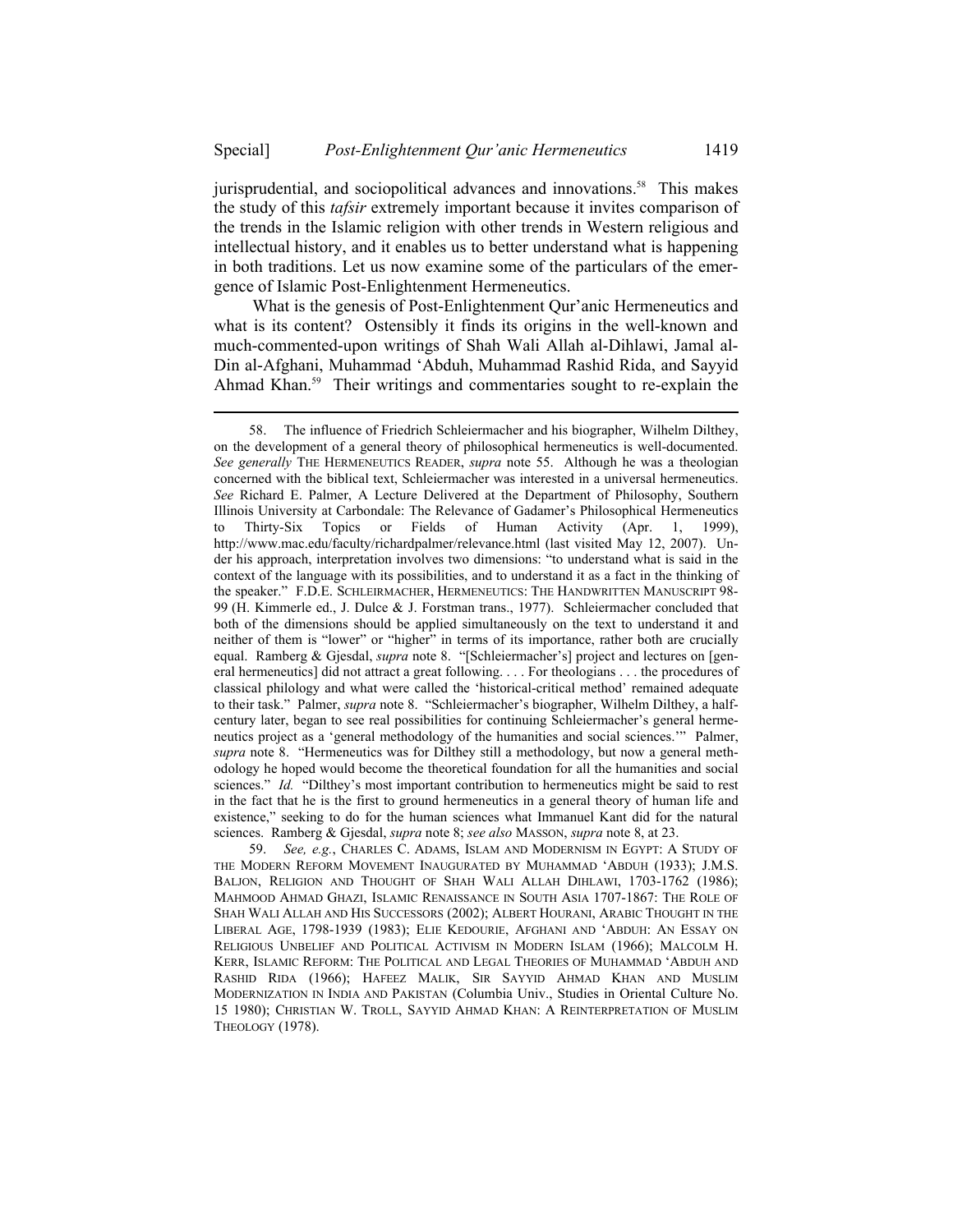jurisprudential, and sociopolitical advances and innovations.[58] This makes the study of this *tafsir* extremely important because it invites comparison of the trends in the Islamic religion with other trends in Western religious and intellectual history, and it enables us to better understand what is happening in both traditions. Let us now examine some of the particulars of the emergence of Islamic Post-Enlightenment Hermeneutics.

What is the genesis of Post-Enlightenment Qur'anic Hermeneutics and what is its content? Ostensibly it finds its origins in the well-known and much-commented-upon writings of Shah Wali Allah al-Dihlawi, Jamal al-Din al-Afghani, Muhammad 'Abduh, Muhammad Rashid Rida, and Sayyid Ahmad Khan.[59] Their writings and commentaries sought to re-explain the

---

58. The influence of Friedrich Schleiermacher and his biographer, Wilhelm Dilthey, on the development of a general theory of philosophical hermeneutics is well-documented. *See generally* THE HERMENEUTICS READER, *supra* note 55. Although he was a theologian concerned with the biblical text, Schleiermacher was interested in a universal hermeneutics. *See* Richard E. Palmer, A Lecture Delivered at the Department of Philosophy, Southern Illinois University at Carbondale: The Relevance of Gadamer's Philosophical Hermeneutics to Thirty-Six Topics or Fields of Human Activity (Apr. 1, 1999), http://www.mac.edu/faculty/richardpalmer/relevance.html (last visited May 12, 2007). Under his approach, interpretation involves two dimensions: "to understand what is said in the context of the language with its possibilities, and to understand it as a fact in the thinking of the speaker." F.D.E. SCHLEIRMACHER, HERMENEUTICS: THE HANDWRITTEN MANUSCRIPT 98-99 (H. Kimmerle ed., J. Dulce & J. Forstman trans., 1977). Schleiermacher concluded that both of the dimensions should be applied simultaneously on the text to understand it and neither of them is "lower" or "higher" in terms of its importance, rather both are crucially equal. Ramberg & Gjesdal, *supra* note 8. "[Schleiermacher's] project and lectures on [general hermeneutics] did not attract a great following. . . . For theologians . . . the procedures of classical philology and what were called the 'historical-critical method' remained adequate to their task." Palmer, *supra* note 8. "Schleiermacher's biographer, Wilhelm Dilthey, a half-century later, began to see real possibilities for continuing Schleiermacher's general hermeneutics project as a 'general methodology of the humanities and social sciences.'" Palmer, *supra* note 8. "Hermeneutics was for Dilthey still a methodology, but now a general methodology he hoped would become the theoretical foundation for all the humanities and social sciences." *Id.* "Dilthey's most important contribution to hermeneutics might be said to rest in the fact that he is the first to ground hermeneutics in a general theory of human life and existence," seeking to do for the human sciences what Immanuel Kant did for the natural sciences. Ramberg & Gjesdal, *supra* note 8; *see also* MASSON, *supra* note 8, at 23.

59. *See, e.g.*, CHARLES C. ADAMS, ISLAM AND MODERNISM IN EGYPT: A STUDY OF THE MODERN REFORM MOVEMENT INAUGURATED BY MUHAMMAD 'ABDUH (1933); J.M.S. BALJON, RELIGION AND THOUGHT OF SHAH WALI ALLAH DIHLAWI, 1703-1762 (1986); MAHMOOD AHMAD GHAZI, ISLAMIC RENAISSANCE IN SOUTH ASIA 1707-1867: THE ROLE OF SHAH WALI ALLAH AND HIS SUCCESSORS (2002); ALBERT HOURANI, ARABIC THOUGHT IN THE LIBERAL AGE, 1798-1939 (1983); ELIE KEDOURIE, AFGHANI AND 'ABDUH: AN ESSAY ON RELIGIOUS UNBELIEF AND POLITICAL ACTIVISM IN MODERN ISLAM (1966); MALCOLM H. KERR, ISLAMIC REFORM: THE POLITICAL AND LEGAL THEORIES OF MUHAMMAD 'ABDUH AND RASHID RIDA (1966); HAFEEZ MALIK, SIR SAYYID AHMAD KHAN AND MUSLIM MODERNIZATION IN INDIA AND PAKISTAN (Columbia Univ., Studies in Oriental Culture No. 15 1980); CHRISTIAN W. TROLL, SAYYID AHMAD KHAN: A REINTERPRETATION OF MUSLIM THEOLOGY (1978).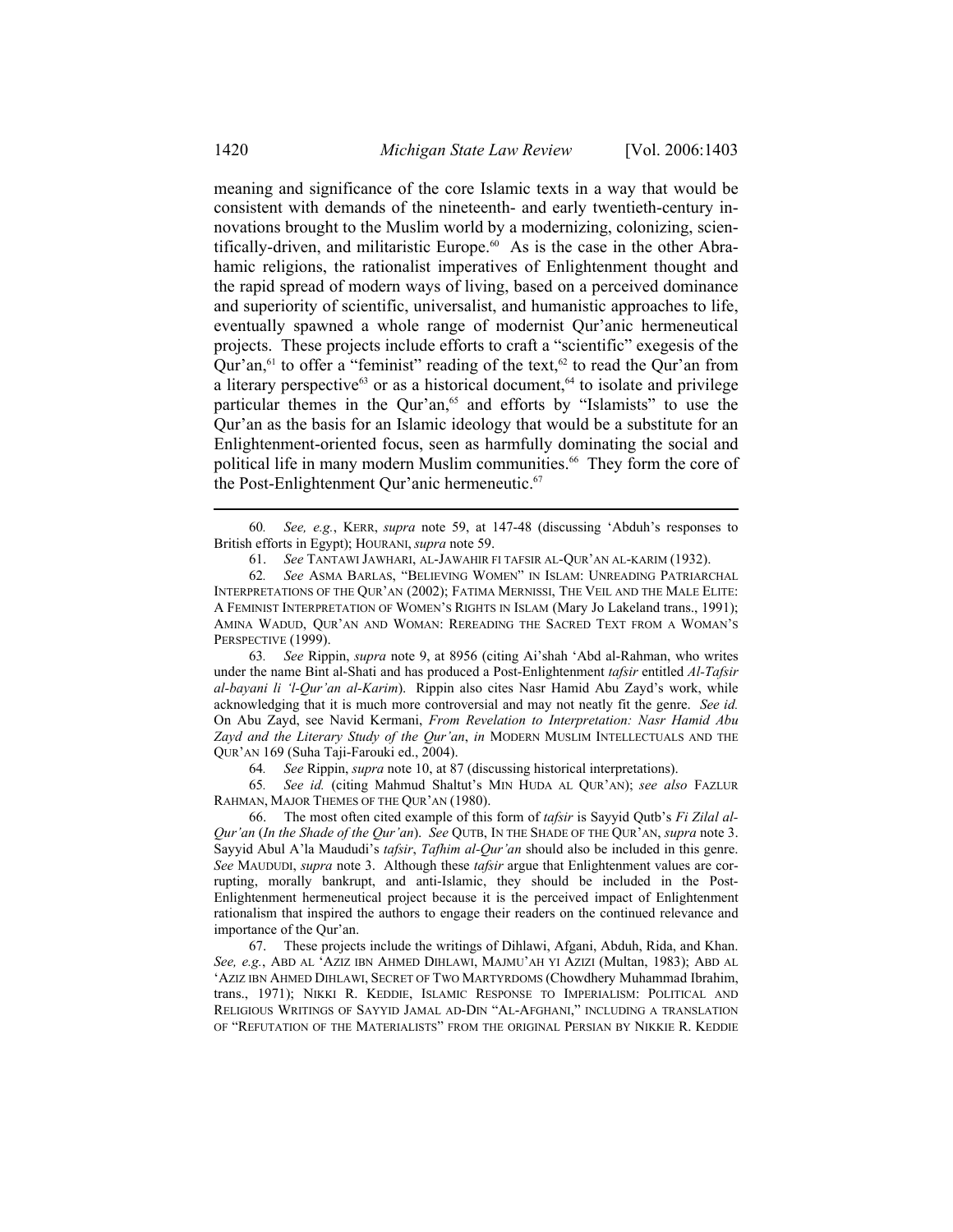meaning and significance of the core Islamic texts in a way that would be consistent with demands of the nineteenth- and early twentieth-century innovations brought to the Muslim world by a modernizing, colonizing, scientifically-driven, and militaristic Europe.[60] As is the case in the other Abrahamic religions, the rationalist imperatives of Enlightenment thought and the rapid spread of modern ways of living, based on a perceived dominance and superiority of scientific, universalist, and humanistic approaches to life, eventually spawned a whole range of modernist Qur'anic hermeneutical projects. These projects include efforts to craft a "scientific" exegesis of the Qur'an,[61] to offer a "feminist" reading of the text,[62] to read the Qur'an from a literary perspective[63] or as a historical document,[64] to isolate and privilege particular themes in the Qur'an,[65] and efforts by "Islamists" to use the Qur'an as the basis for an Islamic ideology that would be a substitute for an Enlightenment-oriented focus, seen as harmfully dominating the social and political life in many modern Muslim communities.[66] They form the core of the Post-Enlightenment Qur'anic hermeneutic.[67]

---

60. *See, e.g.*, KERR, *supra* note 59, at 147-48 (discussing 'Abduh's responses to British efforts in Egypt); HOURANI, *supra* note 59.

61. *See* TANTAWI JAWHARI, AL-JAWAHIR FI TAFSIR AL-QUR'AN AL-KARIM (1932).

62. *See* ASMA BARLAS, "BELIEVING WOMEN" IN ISLAM: UNREADING PATRIARCHAL INTERPRETATIONS OF THE QUR'AN (2002); FATIMA MERNISSI, THE VEIL AND THE MALE ELITE: A FEMINIST INTERPRETATION OF WOMEN'S RIGHTS IN ISLAM (Mary Jo Lakeland trans., 1991); AMINA WADUD, QUR'AN AND WOMAN: REREADING THE SACRED TEXT FROM A WOMAN'S PERSPECTIVE (1999).

63. *See* Rippin, *supra* note 9, at 8956 (citing Ai'shah 'Abd al-Rahman, who writes under the name Bint al-Shati and has produced a Post-Enlightenment *tafsir* entitled *Al-Tafsir al-bayani li 'l-Qur'an al-Karim*). Rippin also cites Nasr Hamid Abu Zayd's work, while acknowledging that it is much more controversial and may not neatly fit the genre. *See id.* On Abu Zayd, see Navid Kermani, *From Revelation to Interpretation: Nasr Hamid Abu Zayd and the Literary Study of the Qur'an*, *in* MODERN MUSLIM INTELLECTUALS AND THE QUR'AN 169 (Suha Taji-Farouki ed., 2004).

64. *See* Rippin, *supra* note 10, at 87 (discussing historical interpretations).

65. *See id.* (citing Mahmud Shaltut's MIN HUDA AL QUR'AN); *see also* FAZLUR RAHMAN, MAJOR THEMES OF THE QUR'AN (1980).

66. The most often cited example of this form of *tafsir* is Sayyid Qutb's *Fi Zilal al-Qur'an* (*In the Shade of the Qur'an*). *See* QUTB, IN THE SHADE OF THE QUR'AN, *supra* note 3. Sayyid Abul A'la Maududi's *tafsir*, *Tafhim al-Qur'an* should also be included in this genre. *See* MAUDUDI, *supra* note 3. Although these *tafsir* argue that Enlightenment values are corrupting, morally bankrupt, and anti-Islamic, they should be included in the Post-Enlightenment hermeneutical project because it is the perceived impact of Enlightenment rationalism that inspired the authors to engage their readers on the continued relevance and importance of the Qur'an.

67. These projects include the writings of Dihlawi, Afgani, Abduh, Rida, and Khan. *See, e.g.*, ABD AL 'AZIZ IBN AHMED DIHLAWI, MAJMU'AH YI AZIZI (Multan, 1983); ABD AL 'AZIZ IBN AHMED DIHLAWI, SECRET OF TWO MARTYRDOMS (Chowdhery Muhammad Ibrahim, trans., 1971); NIKKI R. KEDDIE, ISLAMIC RESPONSE TO IMPERIALISM: POLITICAL AND RELIGIOUS WRITINGS OF SAYYID JAMAL AD-DIN "AL-AFGHANI," INCLUDING A TRANSLATION OF "REFUTATION OF THE MATERIALISTS" FROM THE ORIGINAL PERSIAN BY NIKKIE R. KEDDIE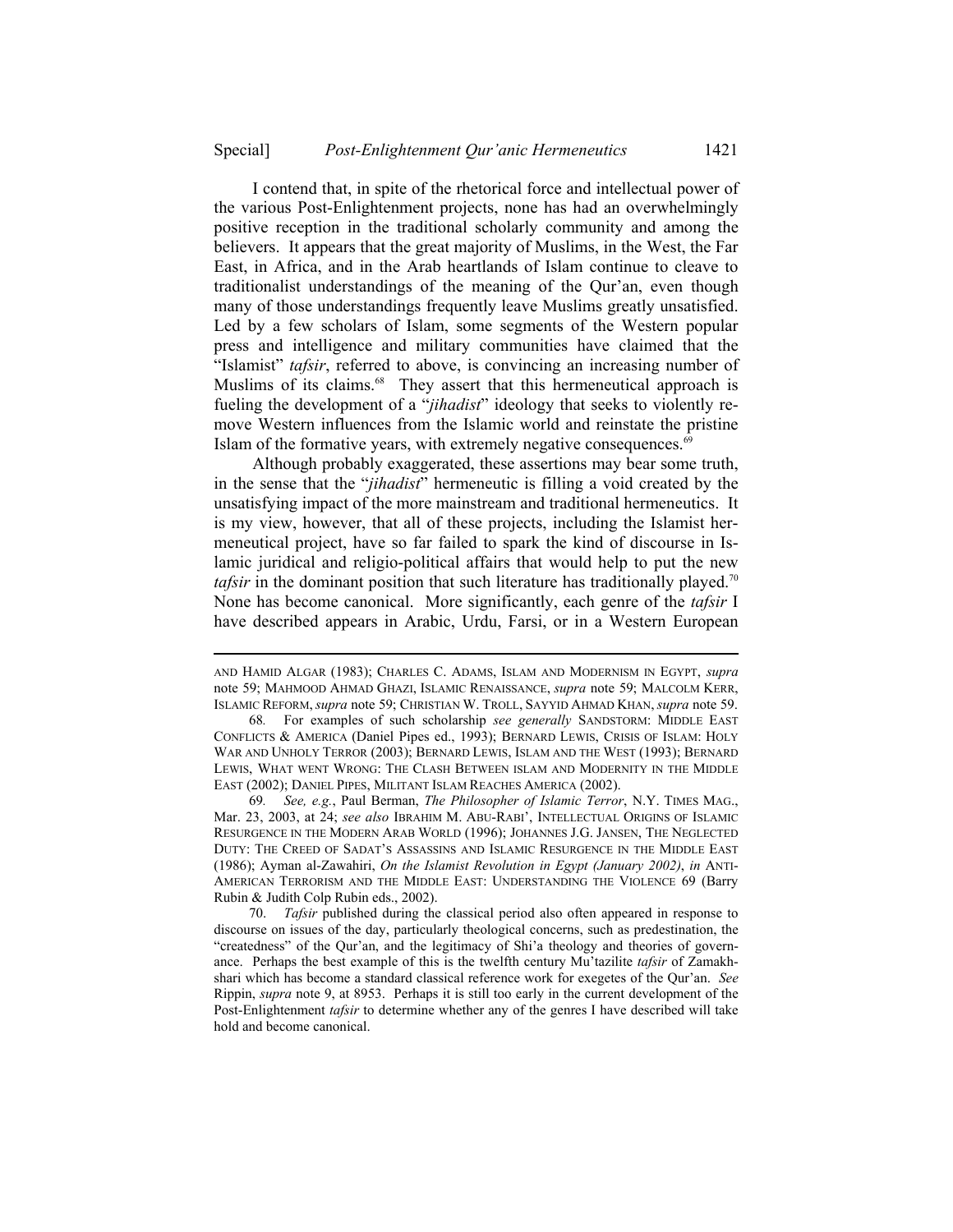I contend that, in spite of the rhetorical force and intellectual power of the various Post-Enlightenment projects, none has had an overwhelmingly positive reception in the traditional scholarly community and among the believers. It appears that the great majority of Muslims, in the West, the Far East, in Africa, and in the Arab heartlands of Islam continue to cleave to traditionalist understandings of the meaning of the Qur'an, even though many of those understandings frequently leave Muslims greatly unsatisfied. Led by a few scholars of Islam, some segments of the Western popular press and intelligence and military communities have claimed that the "Islamist" *tafsir*, referred to above, is convincing an increasing number of Muslims of its claims.[68] They assert that this hermeneutical approach is fueling the development of a "*jihadist*" ideology that seeks to violently remove Western influences from the Islamic world and reinstate the pristine Islam of the formative years, with extremely negative consequences.[69]

Although probably exaggerated, these assertions may bear some truth, in the sense that the "*jihadist*" hermeneutic is filling a void created by the unsatisfying impact of the more mainstream and traditional hermeneutics. It is my view, however, that all of these projects, including the Islamist hermeneutical project, have so far failed to spark the kind of discourse in Islamic juridical and religio-political affairs that would help to put the new *tafsir* in the dominant position that such literature has traditionally played.[70] None has become canonical. More significantly, each genre of the *tafsir* I have described appears in Arabic, Urdu, Farsi, or in a Western European

---

AND HAMID ALGAR (1983); CHARLES C. ADAMS, ISLAM AND MODERNISM IN EGYPT, *supra* note 59; MAHMOOD AHMAD GHAZI, ISLAMIC RENAISSANCE, *supra* note 59; MALCOLM KERR, ISLAMIC REFORM, *supra* note 59; CHRISTIAN W. TROLL, SAYYID AHMAD KHAN, *supra* note 59.

68. For examples of such scholarship *see generally* SANDSTORM: MIDDLE EAST CONFLICTS & AMERICA (Daniel Pipes ed., 1993); BERNARD LEWIS, CRISIS OF ISLAM: HOLY WAR AND UNHOLY TERROR (2003); BERNARD LEWIS, ISLAM AND THE WEST (1993); BERNARD LEWIS, WHAT WENT WRONG: THE CLASH BETWEEN ISLAM AND MODERNITY IN THE MIDDLE EAST (2002); DANIEL PIPES, MILITANT ISLAM REACHES AMERICA (2002).

69. *See, e.g.*, Paul Berman, *The Philosopher of Islamic Terror*, N.Y. TIMES MAG., Mar. 23, 2003, at 24; *see also* IBRAHIM M. ABU-RABI', INTELLECTUAL ORIGINS OF ISLAMIC RESURGENCE IN THE MODERN ARAB WORLD (1996); JOHANNES J.G. JANSEN, THE NEGLECTED DUTY: THE CREED OF SADAT'S ASSASSINS AND ISLAMIC RESURGENCE IN THE MIDDLE EAST (1986); Ayman al-Zawahiri, *On the Islamist Revolution in Egypt (January 2002)*, *in* ANTI-AMERICAN TERRORISM AND THE MIDDLE EAST: UNDERSTANDING THE VIOLENCE 69 (Barry Rubin & Judith Colp Rubin eds., 2002).

70. *Tafsir* published during the classical period also often appeared in response to discourse on issues of the day, particularly theological concerns, such as predestination, the "createdness" of the Qur'an, and the legitimacy of Shi'a theology and theories of governance. Perhaps the best example of this is the twelfth century Mu'tazilite *tafsir* of Zamakhshari which has become a standard classical reference work for exegetes of the Qur'an. *See* Rippin, *supra* note 9, at 8953. Perhaps it is still too early in the current development of the Post-Enlightenment *tafsir* to determine whether any of the genres I have described will take hold and become canonical.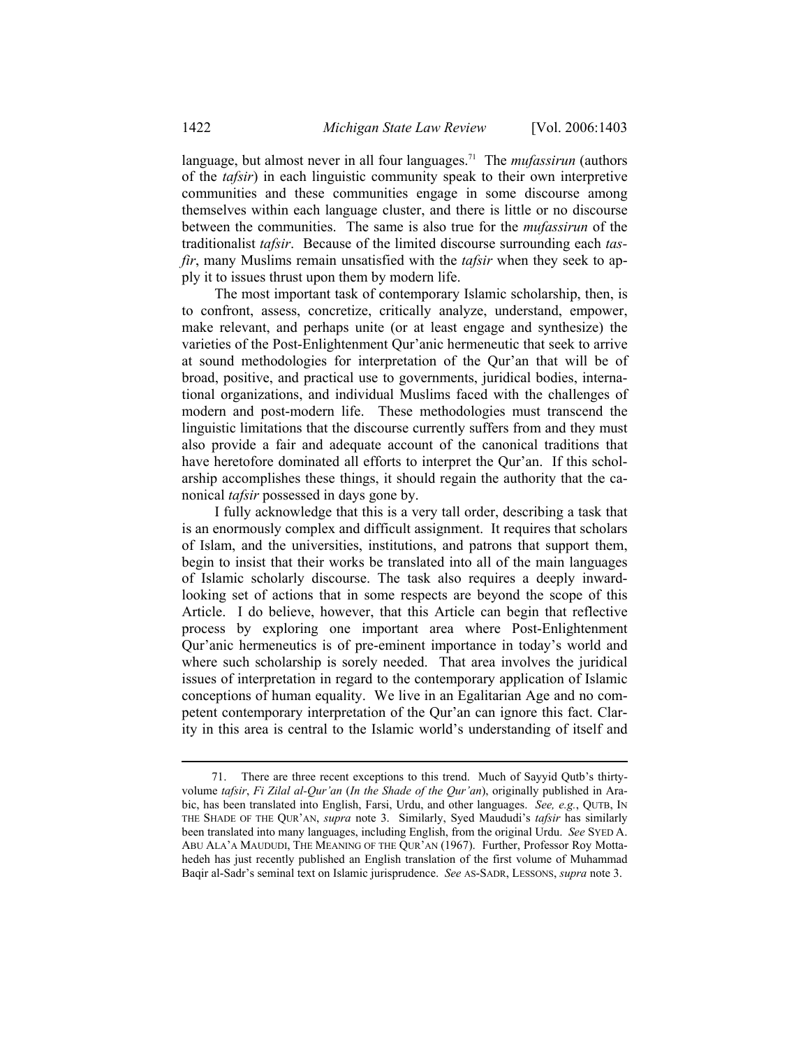language, but almost never in all four languages.[71] The *mufassirun* (authors of the *tafsir*) in each linguistic community speak to their own interpretive communities and these communities engage in some discourse among themselves within each language cluster, and there is little or no discourse between the communities. The same is also true for the *mufassirun* of the traditionalist *tafsir*. Because of the limited discourse surrounding each *tasfir*, many Muslims remain unsatisfied with the *tafsir* when they seek to apply it to issues thrust upon them by modern life.

The most important task of contemporary Islamic scholarship, then, is to confront, assess, concretize, critically analyze, understand, empower, make relevant, and perhaps unite (or at least engage and synthesize) the varieties of the Post-Enlightenment Qur'anic hermeneutic that seek to arrive at sound methodologies for interpretation of the Qur'an that will be of broad, positive, and practical use to governments, juridical bodies, international organizations, and individual Muslims faced with the challenges of modern and post-modern life. These methodologies must transcend the linguistic limitations that the discourse currently suffers from and they must also provide a fair and adequate account of the canonical traditions that have heretofore dominated all efforts to interpret the Qur'an. If this scholarship accomplishes these things, it should regain the authority that the canonical *tafsir* possessed in days gone by.

I fully acknowledge that this is a very tall order, describing a task that is an enormously complex and difficult assignment. It requires that scholars of Islam, and the universities, institutions, and patrons that support them, begin to insist that their works be translated into all of the main languages of Islamic scholarly discourse. The task also requires a deeply inward-looking set of actions that in some respects are beyond the scope of this Article. I do believe, however, that this Article can begin that reflective process by exploring one important area where Post-Enlightenment Qur'anic hermeneutics is of pre-eminent importance in today's world and where such scholarship is sorely needed. That area involves the juridical issues of interpretation in regard to the contemporary application of Islamic conceptions of human equality. We live in an Egalitarian Age and no competent contemporary interpretation of the Qur'an can ignore this fact. Clarity in this area is central to the Islamic world's understanding of itself and

---

71. There are three recent exceptions to this trend. Much of Sayyid Qutb's thirty-volume *tafsir*, *Fi Zilal al-Qur'an* (*In the Shade of the Qur'an*), originally published in Arabic, has been translated into English, Farsi, Urdu, and other languages. *See, e.g.*, QUTB, IN THE SHADE OF THE QUR'AN, *supra* note 3. Similarly, Syed Maududi's *tafsir* has similarly been translated into many languages, including English, from the original Urdu. *See* SYED A. ABU ALA'A MAUDUDI, THE MEANING OF THE QUR'AN (1967). Further, Professor Roy Mottahedeh has just recently published an English translation of the first volume of Muhammad Baqir al-Sadr's seminal text on Islamic jurisprudence. *See* AS-SADR, LESSONS, *supra* note 3.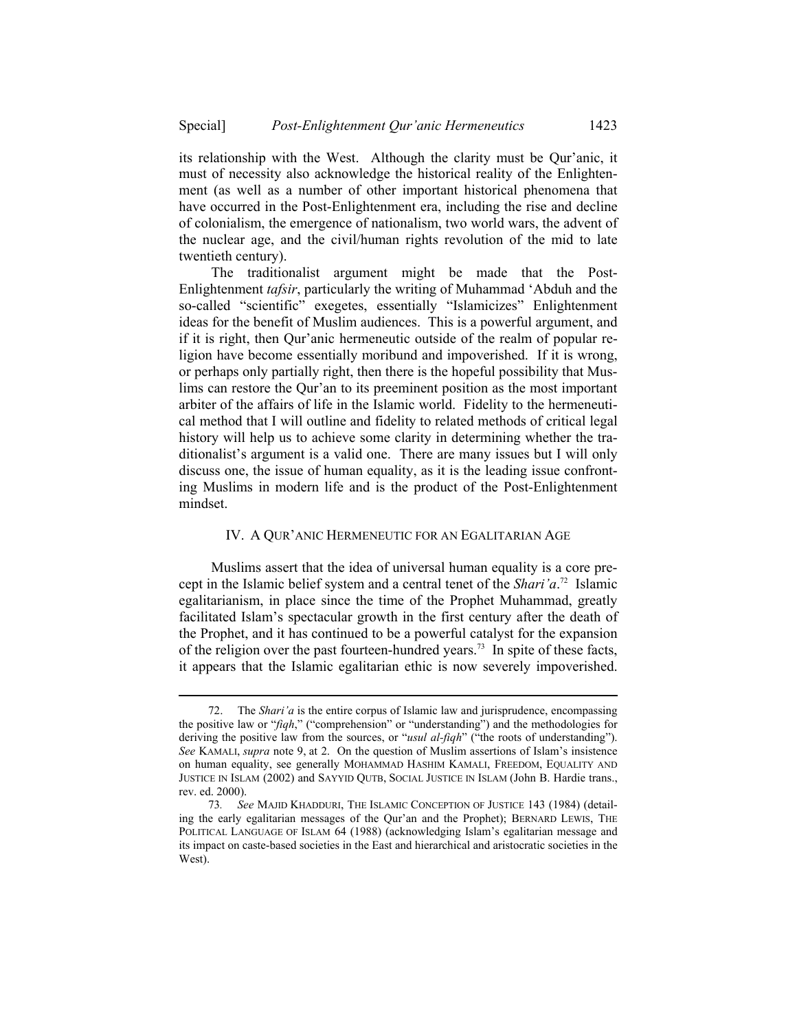its relationship with the West. Although the clarity must be Qur'anic, it must of necessity also acknowledge the historical reality of the Enlightenment (as well as a number of other important historical phenomena that have occurred in the Post-Enlightenment era, including the rise and decline of colonialism, the emergence of nationalism, two world wars, the advent of the nuclear age, and the civil/human rights revolution of the mid to late twentieth century).

The traditionalist argument might be made that the Post-Enlightenment *tafsir*, particularly the writing of Muhammad 'Abduh and the so-called "scientific" exegetes, essentially "Islamicizes" Enlightenment ideas for the benefit of Muslim audiences. This is a powerful argument, and if it is right, then Qur'anic hermeneutic outside of the realm of popular religion have become essentially moribund and impoverished. If it is wrong, or perhaps only partially right, then there is the hopeful possibility that Muslims can restore the Qur'an to its preeminent position as the most important arbiter of the affairs of life in the Islamic world. Fidelity to the hermeneutical method that I will outline and fidelity to related methods of critical legal history will help us to achieve some clarity in determining whether the traditionalist's argument is a valid one. There are many issues but I will only discuss one, the issue of human equality, as it is the leading issue confronting Muslims in modern life and is the product of the Post-Enlightenment mindset.

## IV. A QUR'ANIC HERMENEUTIC FOR AN EGALITARIAN AGE

Muslims assert that the idea of universal human equality is a core precept in the Islamic belief system and a central tenet of the *Shari'a*.[72] Islamic egalitarianism, in place since the time of the Prophet Muhammad, greatly facilitated Islam's spectacular growth in the first century after the death of the Prophet, and it has continued to be a powerful catalyst for the expansion of the religion over the past fourteen-hundred years.[73] In spite of these facts, it appears that the Islamic egalitarian ethic is now severely impoverished.

---

72. The *Shari'a* is the entire corpus of Islamic law and jurisprudence, encompassing the positive law or "*fiqh*," ("comprehension" or "understanding") and the methodologies for deriving the positive law from the sources, or "*usul al-fiqh*" ("the roots of understanding"). *See* KAMALI, *supra* note 9, at 2. On the question of Muslim assertions of Islam's insistence on human equality, see generally MOHAMMAD HASHIM KAMALI, FREEDOM, EQUALITY AND JUSTICE IN ISLAM (2002) and SAYYID QUTB, SOCIAL JUSTICE IN ISLAM (John B. Hardie trans., rev. ed. 2000).

73. *See* MAJID KHADDURI, THE ISLAMIC CONCEPTION OF JUSTICE 143 (1984) (detailing the early egalitarian messages of the Qur'an and the Prophet); BERNARD LEWIS, THE POLITICAL LANGUAGE OF ISLAM 64 (1988) (acknowledging Islam's egalitarian message and its impact on caste-based societies in the East and hierarchical and aristocratic societies in the West).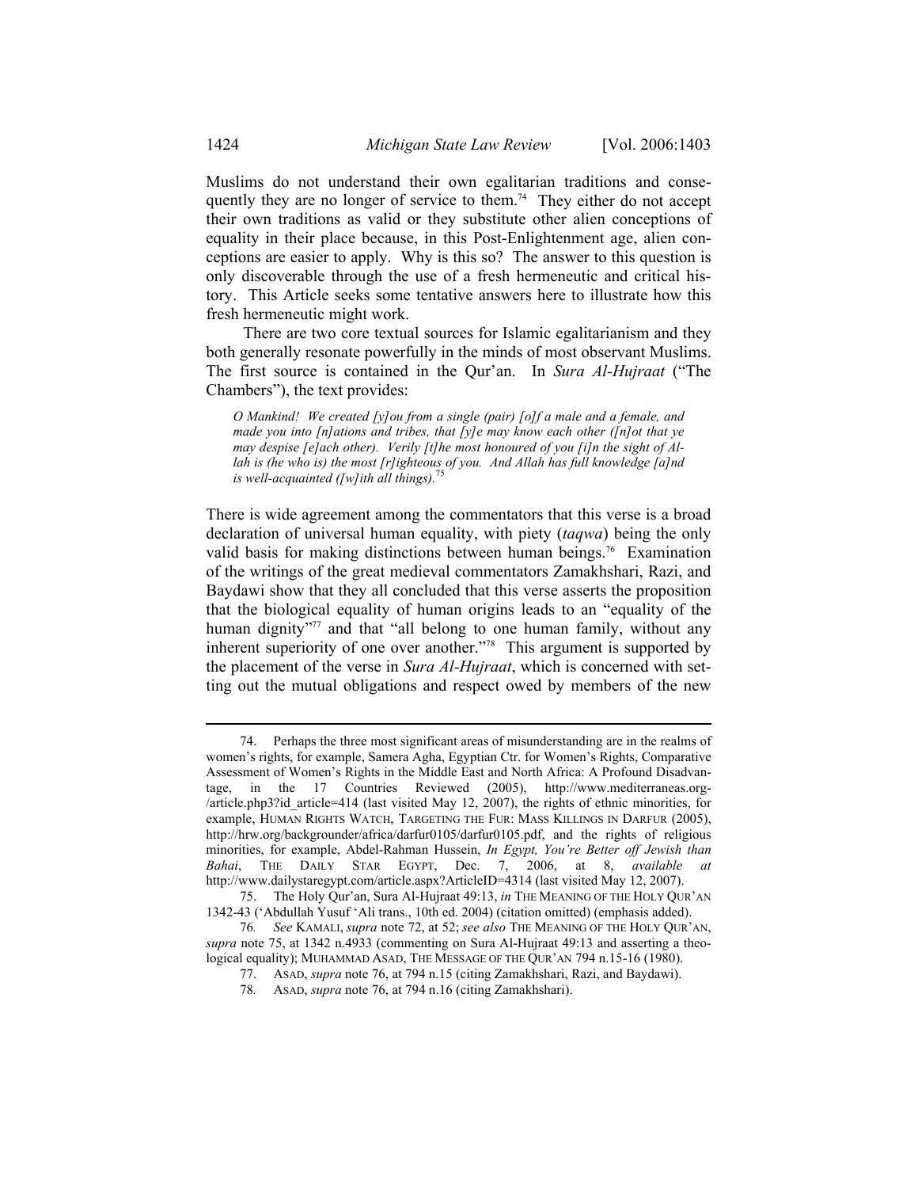Muslims do not understand their own egalitarian traditions and consequently they are no longer of service to them.[74] They either do not accept their own traditions as valid or they substitute other alien conceptions of equality in their place because, in this Post-Enlightenment age, alien conceptions are easier to apply. Why is this so? The answer to this question is only discoverable through the use of a fresh hermeneutic and critical history. This Article seeks some tentative answers here to illustrate how this fresh hermeneutic might work.

There are two core textual sources for Islamic egalitarianism and they both generally resonate powerfully in the minds of most observant Muslims. The first source is contained in the Qur'an. In *Sura Al-Hujraat* ("The Chambers"), the text provides:

> *O Mankind! We created [y]ou from a single (pair) [o]f a male and a female, and made you into [n]ations and tribes, that [y]e may know each other ([n]ot that ye may despise [e]ach other). Verily [t]he most honoured of you [i]n the sight of Allah is (he who is) the most [r]ighteous of you. And Allah has full knowledge [a]nd is well-acquainted ([w]ith all things).*[75]

There is wide agreement among the commentators that this verse is a broad declaration of universal human equality, with piety (*taqwa*) being the only valid basis for making distinctions between human beings.[76] Examination of the writings of the great medieval commentators Zamakhshari, Razi, and Baydawi show that they all concluded that this verse asserts the proposition that the biological equality of human origins leads to an "equality of the human dignity"[77] and that "all belong to one human family, without any inherent superiority of one over another."[78] This argument is supported by the placement of the verse in *Sura Al-Hujraat*, which is concerned with setting out the mutual obligations and respect owed by members of the new

---

74. Perhaps the three most significant areas of misunderstanding are in the realms of women's rights, for example, Samera Agha, Egyptian Ctr. for Women's Rights, Comparative Assessment of Women's Rights in the Middle East and North Africa: A Profound Disadvantage, in the 17 Countries Reviewed (2005), http://www.mediterraneas.org-/article.php3?id_article=414 (last visited May 12, 2007), the rights of ethnic minorities, for example, HUMAN RIGHTS WATCH, TARGETING THE FUR: MASS KILLINGS IN DARFUR (2005), http://hrw.org/backgrounder/africa/darfur0105/darfur0105.pdf, and the rights of religious minorities, for example, Abdel-Rahman Hussein, *In Egypt, You're Better off Jewish than Bahai*, THE DAILY STAR EGYPT, Dec. 7, 2006, at 8, *available at* http://www.dailystaregypt.com/article.aspx?ArticleID=4314 (last visited May 12, 2007).

75. The Holy Qur'an, Sura Al-Hujraat 49:13, *in* THE MEANING OF THE HOLY QUR'AN 1342-43 ('Abdullah Yusuf 'Ali trans., 10th ed. 2004) (citation omitted) (emphasis added).

76. *See* KAMALI, *supra* note 72, at 52; *see also* THE MEANING OF THE HOLY QUR'AN, *supra* note 75, at 1342 n.4933 (commenting on Sura Al-Hujraat 49:13 and asserting a theological equality); MUHAMMAD ASAD, THE MESSAGE OF THE QUR'AN 794 n.15-16 (1980).

77. ASAD, *supra* note 76, at 794 n.15 (citing Zamakhshari, Razi, and Baydawi).

78. ASAD, *supra* note 76, at 794 n.16 (citing Zamakhshari).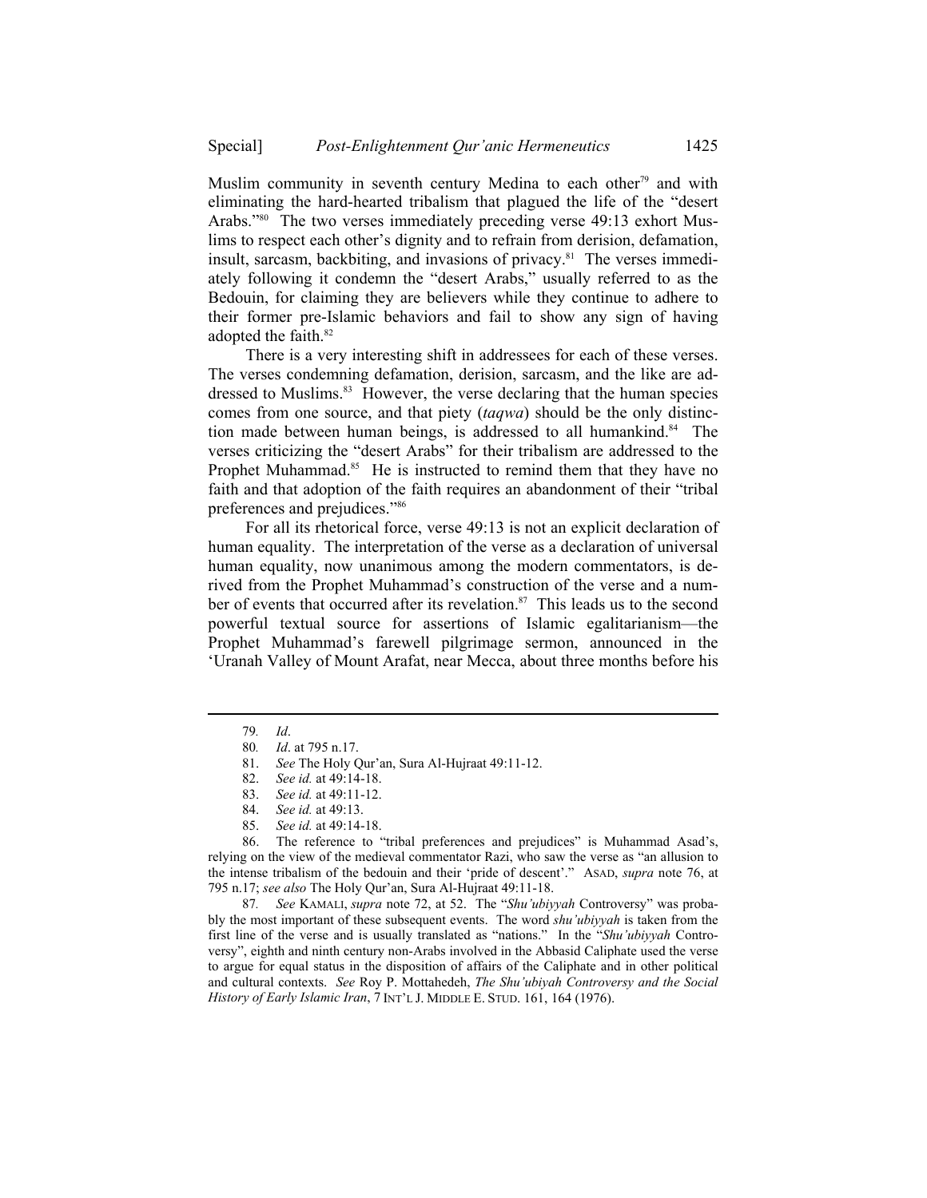Muslim community in seventh century Medina to each other[79] and with eliminating the hard-hearted tribalism that plagued the life of the "desert Arabs."[80] The two verses immediately preceding verse 49:13 exhort Muslims to respect each other's dignity and to refrain from derision, defamation, insult, sarcasm, backbiting, and invasions of privacy.[81] The verses immediately following it condemn the "desert Arabs," usually referred to as the Bedouin, for claiming they are believers while they continue to adhere to their former pre-Islamic behaviors and fail to show any sign of having adopted the faith.[82]

There is a very interesting shift in addressees for each of these verses. The verses condemning defamation, derision, sarcasm, and the like are addressed to Muslims.[83] However, the verse declaring that the human species comes from one source, and that piety (*taqwa*) should be the only distinction made between human beings, is addressed to all humankind.[84] The verses criticizing the "desert Arabs" for their tribalism are addressed to the Prophet Muhammad.[85] He is instructed to remind them that they have no faith and that adoption of the faith requires an abandonment of their "tribal preferences and prejudices."[86]

For all its rhetorical force, verse 49:13 is not an explicit declaration of human equality. The interpretation of the verse as a declaration of universal human equality, now unanimous among the modern commentators, is derived from the Prophet Muhammad's construction of the verse and a number of events that occurred after its revelation.[87] This leads us to the second powerful textual source for assertions of Islamic egalitarianism—the Prophet Muhammad's farewell pilgrimage sermon, announced in the 'Uranah Valley of Mount Arafat, near Mecca, about three months before his

---

79. *Id*.

80. *Id*. at 795 n.17.

81. *See* The Holy Qur'an, Sura Al-Hujraat 49:11-12.

82. *See id.* at 49:14-18.

83. *See id.* at 49:11-12.

84. *See id.* at 49:13.

85. *See id.* at 49:14-18.

86. The reference to "tribal preferences and prejudices" is Muhammad Asad's, relying on the view of the medieval commentator Razi, who saw the verse as "an allusion to the intense tribalism of the bedouin and their 'pride of descent'." ASAD, *supra* note 76, at 795 n.17; *see also* The Holy Qur'an, Sura Al-Hujraat 49:11-18.

87. *See* KAMALI, *supra* note 72, at 52. The "*Shu'ubiyyah* Controversy" was probably the most important of these subsequent events. The word *shu'ubiyyah* is taken from the first line of the verse and is usually translated as "nations." In the "*Shu'ubiyyah* Controversy", eighth and ninth century non-Arabs involved in the Abbasid Caliphate used the verse to argue for equal status in the disposition of affairs of the Caliphate and in other political and cultural contexts. *See* Roy P. Mottahedeh, *The Shu'ubiyah Controversy and the Social History of Early Islamic Iran*, 7 INT'L J. MIDDLE E. STUD. 161, 164 (1976).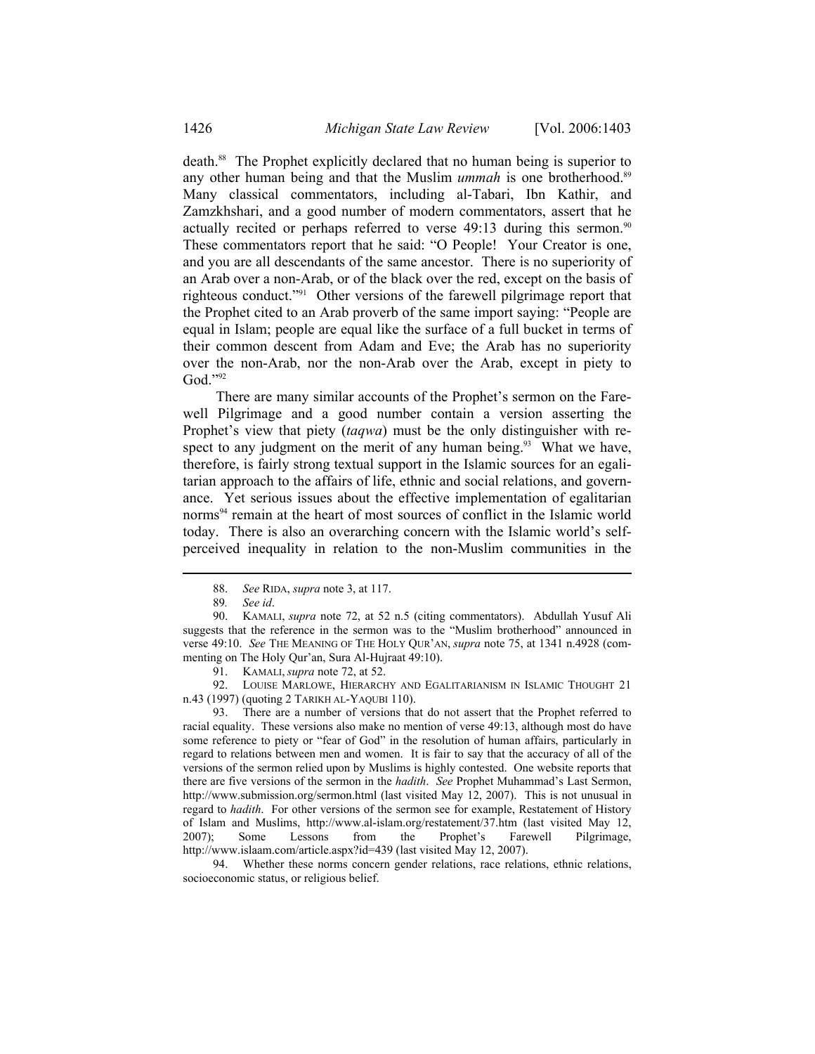death.[88] The Prophet explicitly declared that no human being is superior to any other human being and that the Muslim *ummah* is one brotherhood.[89] Many classical commentators, including al-Tabari, Ibn Kathir, and Zamzkhshari, and a good number of modern commentators, assert that he actually recited or perhaps referred to verse 49:13 during this sermon.[90] These commentators report that he said: "O People! Your Creator is one, and you are all descendants of the same ancestor. There is no superiority of an Arab over a non-Arab, or of the black over the red, except on the basis of righteous conduct."[91] Other versions of the farewell pilgrimage report that the Prophet cited to an Arab proverb of the same import saying: "People are equal in Islam; people are equal like the surface of a full bucket in terms of their common descent from Adam and Eve; the Arab has no superiority over the non-Arab, nor the non-Arab over the Arab, except in piety to God."[92]

There are many similar accounts of the Prophet's sermon on the Farewell Pilgrimage and a good number contain a version asserting the Prophet's view that piety (*taqwa*) must be the only distinguisher with respect to any judgment on the merit of any human being.[93] What we have, therefore, is fairly strong textual support in the Islamic sources for an egalitarian approach to the affairs of life, ethnic and social relations, and governance. Yet serious issues about the effective implementation of egalitarian norms[94] remain at the heart of most sources of conflict in the Islamic world today. There is also an overarching concern with the Islamic world's self-perceived inequality in relation to the non-Muslim communities in the

---

88. *See* RIDA, *supra* note 3, at 117.

89. *See id*.

90. KAMALI, *supra* note 72, at 52 n.5 (citing commentators). Abdullah Yusuf Ali suggests that the reference in the sermon was to the "Muslim brotherhood" announced in verse 49:10. *See* THE MEANING OF THE HOLY QUR'AN, *supra* note 75, at 1341 n.4928 (commenting on The Holy Qur'an, Sura Al-Hujraat 49:10).

91. KAMALI, *supra* note 72, at 52.

92. LOUISE MARLOWE, HIERARCHY AND EGALITARIANISM IN ISLAMIC THOUGHT 21 n.43 (1997) (quoting 2 TARIKH AL-YAQUBI 110).

93. There are a number of versions that do not assert that the Prophet referred to racial equality. These versions also make no mention of verse 49:13, although most do have some reference to piety or "fear of God" in the resolution of human affairs, particularly in regard to relations between men and women. It is fair to say that the accuracy of all of the versions of the sermon relied upon by Muslims is highly contested. One website reports that there are five versions of the sermon in the *hadith*. *See* Prophet Muhammad's Last Sermon, http://www.submission.org/sermon.html (last visited May 12, 2007). This is not unusual in regard to *hadith*. For other versions of the sermon see for example, Restatement of History of Islam and Muslims, http://www.al-islam.org/restatement/37.htm (last visited May 12, 2007); Some Lessons from the Prophet's Farewell Pilgrimage, http://www.islaam.com/article.aspx?id=439 (last visited May 12, 2007).

94. Whether these norms concern gender relations, race relations, ethnic relations, socioeconomic status, or religious belief.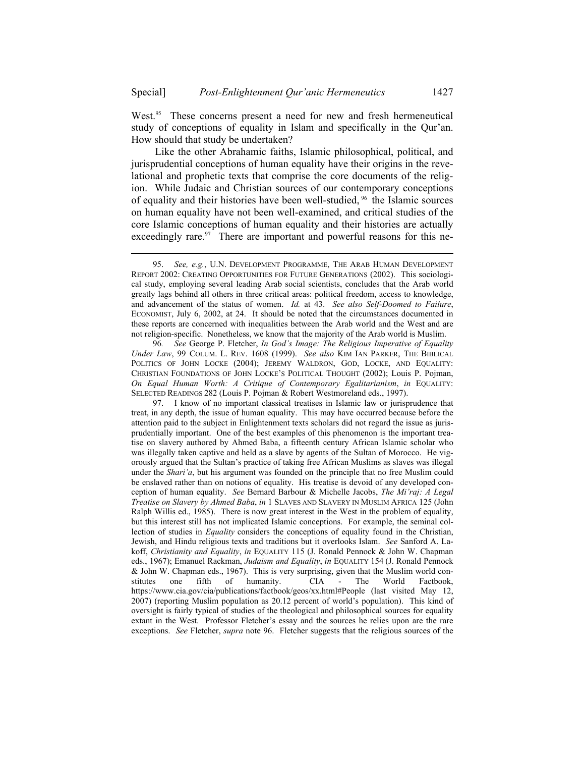West.[95] These concerns present a need for new and fresh hermeneutical study of conceptions of equality in Islam and specifically in the Qur'an. How should that study be undertaken?

Like the other Abrahamic faiths, Islamic philosophical, political, and jurisprudential conceptions of human equality have their origins in the revelational and prophetic texts that comprise the core documents of the religion. While Judaic and Christian sources of our contemporary conceptions of equality and their histories have been well-studied,[96] the Islamic sources on human equality have not been well-examined, and critical studies of the core Islamic conceptions of human equality and their histories are actually exceedingly rare.[97] There are important and powerful reasons for this ne-

---

95. *See, e.g.*, U.N. DEVELOPMENT PROGRAMME, THE ARAB HUMAN DEVELOPMENT REPORT 2002: CREATING OPPORTUNITIES FOR FUTURE GENERATIONS (2002). This sociological study, employing several leading Arab social scientists, concludes that the Arab world greatly lags behind all others in three critical areas: political freedom, access to knowledge, and advancement of the status of women. *Id.* at 43. *See also Self-Doomed to Failure*, ECONOMIST, July 6, 2002, at 24. It should be noted that the circumstances documented in these reports are concerned with inequalities between the Arab world and the West and are not religion-specific. Nonetheless, we know that the majority of the Arab world is Muslim.

96. *See* George P. Fletcher, *In God's Image: The Religious Imperative of Equality Under Law*, 99 COLUM. L. REV. 1608 (1999). *See also* KIM IAN PARKER, THE BIBLICAL POLITICS OF JOHN LOCKE (2004); JEREMY WALDRON, GOD, LOCKE, AND EQUALITY: CHRISTIAN FOUNDATIONS OF JOHN LOCKE'S POLITICAL THOUGHT (2002); Louis P. Pojman, *On Equal Human Worth: A Critique of Contemporary Egalitarianism*, *in* EQUALITY: SELECTED READINGS 282 (Louis P. Pojman & Robert Westmoreland eds., 1997).

97. I know of no important classical treatises in Islamic law or jurisprudence that treat, in any depth, the issue of human equality. This may have occurred because before the attention paid to the subject in Enlightenment texts scholars did not regard the issue as jurisprudentially important. One of the best examples of this phenomenon is the important treatise on slavery authored by Ahmed Baba, a fifteenth century African Islamic scholar who was illegally taken captive and held as a slave by agents of the Sultan of Morocco. He vigorously argued that the Sultan's practice of taking free African Muslims as slaves was illegal under the *Shari'a*, but his argument was founded on the principle that no free Muslim could be enslaved rather than on notions of equality. His treatise is devoid of any developed conception of human equality. *See* Bernard Barbour & Michelle Jacobs, *The Mi'raj: A Legal Treatise on Slavery by Ahmed Baba*, *in* 1 SLAVES AND SLAVERY IN MUSLIM AFRICA 125 (John Ralph Willis ed., 1985). There is now great interest in the West in the problem of equality, but this interest still has not implicated Islamic conceptions. For example, the seminal collection of studies in *Equality* considers the conceptions of equality found in the Christian, Jewish, and Hindu religious texts and traditions but it overlooks Islam. *See* Sanford A. Lakoff, *Christianity and Equality*, *in* EQUALITY 115 (J. Ronald Pennock & John W. Chapman eds., 1967); Emanuel Rackman, *Judaism and Equality*, *in* EQUALITY 154 (J. Ronald Pennock & John W. Chapman eds., 1967). This is very surprising, given that the Muslim world constitutes one fifth of humanity. CIA - The World Factbook, https://www.cia.gov/cia/publications/factbook/geos/xx.html#People (last visited May 12, 2007) (reporting Muslim population as 20.12 percent of world's population). This kind of oversight is fairly typical of studies of the theological and philosophical sources for equality extant in the West. Professor Fletcher's essay and the sources he relies upon are the rare exceptions. *See* Fletcher, *supra* note 96. Fletcher suggests that the religious sources of the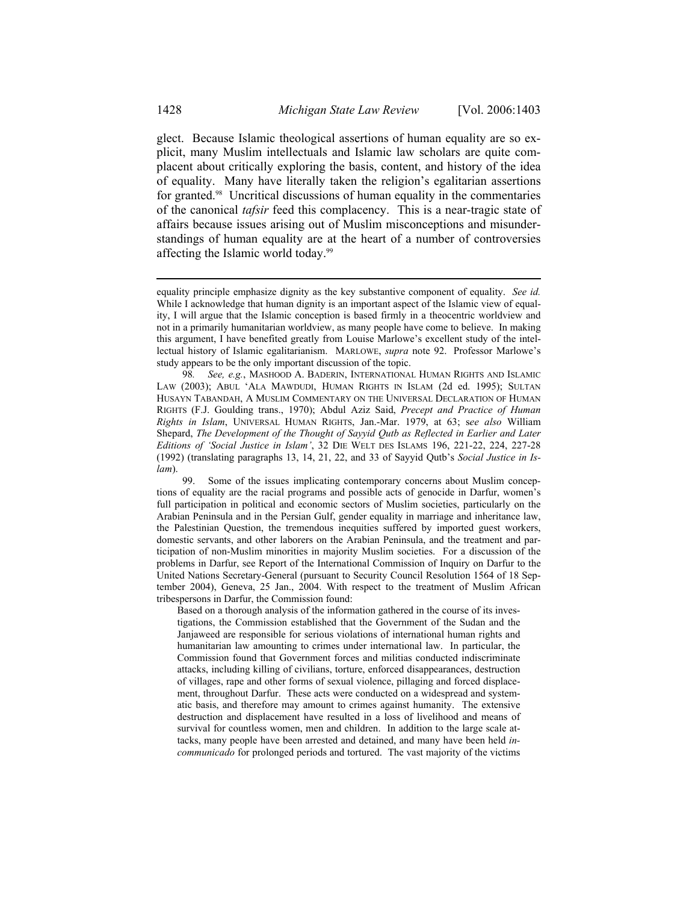glect. Because Islamic theological assertions of human equality are so explicit, many Muslim intellectuals and Islamic law scholars are quite complacent about critically exploring the basis, content, and history of the idea of equality. Many have literally taken the religion's egalitarian assertions for granted.[98] Uncritical discussions of human equality in the commentaries of the canonical *tafsir* feed this complacency. This is a near-tragic state of affairs because issues arising out of Muslim misconceptions and misunderstandings of human equality are at the heart of a number of controversies affecting the Islamic world today.[99]

---

equality principle emphasize dignity as the key substantive component of equality. *See id.* While I acknowledge that human dignity is an important aspect of the Islamic view of equality, I will argue that the Islamic conception is based firmly in a theocentric worldview and not in a primarily humanitarian worldview, as many people have come to believe. In making this argument, I have benefited greatly from Louise Marlowe's excellent study of the intellectual history of Islamic egalitarianism. MARLOWE, *supra* note 92. Professor Marlowe's study appears to be the only important discussion of the topic.

98. *See, e.g.*, MASHOOD A. BADERIN, INTERNATIONAL HUMAN RIGHTS AND ISLAMIC LAW (2003); ABUL 'ALA MAWDUDI, HUMAN RIGHTS IN ISLAM (2d ed. 1995); SULTAN HUSAYN TABANDAH, A MUSLIM COMMENTARY ON THE UNIVERSAL DECLARATION OF HUMAN RIGHTS (F.J. Goulding trans., 1970); Abdul Aziz Said, *Precept and Practice of Human Rights in Islam*, UNIVERSAL HUMAN RIGHTS, Jan.-Mar. 1979, at 63; s*ee also* William Shepard, *The Development of the Thought of Sayyid Qutb as Reflected in Earlier and Later Editions of 'Social Justice in Islam'*, 32 DIE WELT DES ISLAMS 196, 221-22, 224, 227-28 (1992) (translating paragraphs 13, 14, 21, 22, and 33 of Sayyid Qutb's *Social Justice in Islam*).

99. Some of the issues implicating contemporary concerns about Muslim conceptions of equality are the racial programs and possible acts of genocide in Darfur, women's full participation in political and economic sectors of Muslim societies, particularly on the Arabian Peninsula and in the Persian Gulf, gender equality in marriage and inheritance law, the Palestinian Question, the tremendous inequities suffered by imported guest workers, domestic servants, and other laborers on the Arabian Peninsula, and the treatment and participation of non-Muslim minorities in majority Muslim societies. For a discussion of the problems in Darfur, see Report of the International Commission of Inquiry on Darfur to the United Nations Secretary-General (pursuant to Security Council Resolution 1564 of 18 September 2004), Geneva, 25 Jan., 2004. With respect to the treatment of Muslim African tribespersons in Darfur, the Commission found:

> Based on a thorough analysis of the information gathered in the course of its investigations, the Commission established that the Government of the Sudan and the Janjaweed are responsible for serious violations of international human rights and humanitarian law amounting to crimes under international law. In particular, the Commission found that Government forces and militias conducted indiscriminate attacks, including killing of civilians, torture, enforced disappearances, destruction of villages, rape and other forms of sexual violence, pillaging and forced displacement, throughout Darfur. These acts were conducted on a widespread and systematic basis, and therefore may amount to crimes against humanity. The extensive destruction and displacement have resulted in a loss of livelihood and means of survival for countless women, men and children. In addition to the large scale attacks, many people have been arrested and detained, and many have been held *incommunicado* for prolonged periods and tortured. The vast majority of the victims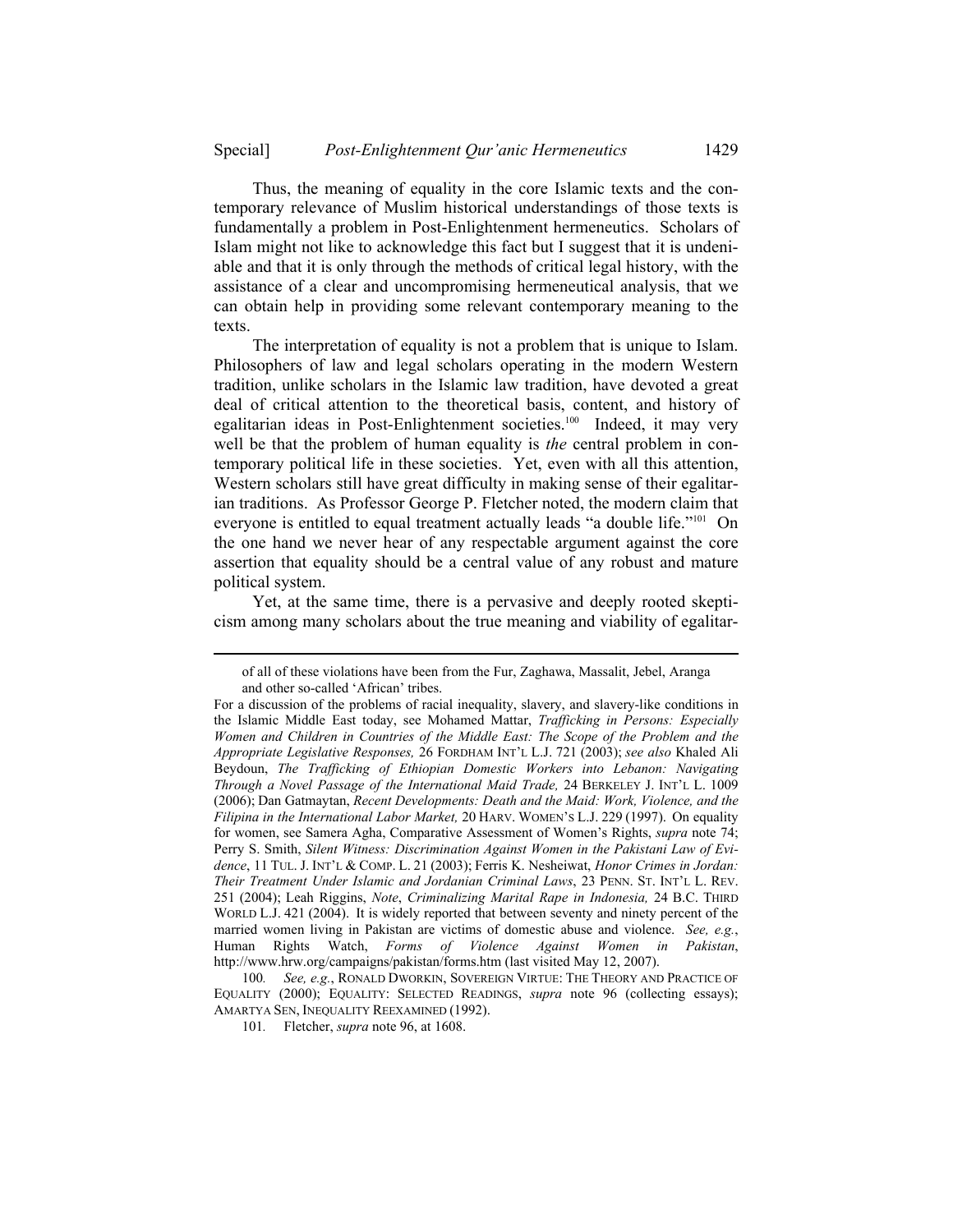Thus, the meaning of equality in the core Islamic texts and the contemporary relevance of Muslim historical understandings of those texts is fundamentally a problem in Post-Enlightenment hermeneutics. Scholars of Islam might not like to acknowledge this fact but I suggest that it is undeniable and that it is only through the methods of critical legal history, with the assistance of a clear and uncompromising hermeneutical analysis, that we can obtain help in providing some relevant contemporary meaning to the texts.

The interpretation of equality is not a problem that is unique to Islam. Philosophers of law and legal scholars operating in the modern Western tradition, unlike scholars in the Islamic law tradition, have devoted a great deal of critical attention to the theoretical basis, content, and history of egalitarian ideas in Post-Enlightenment societies.[100] Indeed, it may very well be that the problem of human equality is *the* central problem in contemporary political life in these societies. Yet, even with all this attention, Western scholars still have great difficulty in making sense of their egalitarian traditions. As Professor George P. Fletcher noted, the modern claim that everyone is entitled to equal treatment actually leads "a double life."[101] On the one hand we never hear of any respectable argument against the core assertion that equality should be a central value of any robust and mature political system.

Yet, at the same time, there is a pervasive and deeply rooted skepticism among many scholars about the true meaning and viability of egalitar-

---

> of all of these violations have been from the Fur, Zaghawa, Massalit, Jebel, Aranga and other so-called 'African' tribes.

For a discussion of the problems of racial inequality, slavery, and slavery-like conditions in the Islamic Middle East today, see Mohamed Mattar, *Trafficking in Persons: Especially Women and Children in Countries of the Middle East: The Scope of the Problem and the Appropriate Legislative Responses,* 26 FORDHAM INT'L L.J. 721 (2003); *see also* Khaled Ali Beydoun, *The Trafficking of Ethiopian Domestic Workers into Lebanon: Navigating Through a Novel Passage of the International Maid Trade,* 24 BERKELEY J. INT'L L. 1009 (2006); Dan Gatmaytan, *Recent Developments: Death and the Maid: Work, Violence, and the Filipina in the International Labor Market,* 20 HARV. WOMEN'S L.J. 229 (1997). On equality for women, see Samera Agha, Comparative Assessment of Women's Rights, *supra* note 74; Perry S. Smith, *Silent Witness: Discrimination Against Women in the Pakistani Law of Evidence*, 11 TUL. J. INT'L & COMP. L. 21 (2003); Ferris K. Nesheiwat, *Honor Crimes in Jordan: Their Treatment Under Islamic and Jordanian Criminal Laws*, 23 PENN. ST. INT'L L. REV. 251 (2004); Leah Riggins, *Note*, *Criminalizing Marital Rape in Indonesia,* 24 B.C. THIRD WORLD L.J. 421 (2004). It is widely reported that between seventy and ninety percent of the married women living in Pakistan are victims of domestic abuse and violence. *See, e.g.*, Human Rights Watch, *Forms of Violence Against Women in Pakistan*, http://www.hrw.org/campaigns/pakistan/forms.htm (last visited May 12, 2007).

100. *See, e.g.*, RONALD DWORKIN, SOVEREIGN VIRTUE: THE THEORY AND PRACTICE OF EQUALITY (2000); EQUALITY: SELECTED READINGS, *supra* note 96 (collecting essays); AMARTYA SEN, INEQUALITY REEXAMINED (1992).

101. Fletcher, *supra* note 96, at 1608.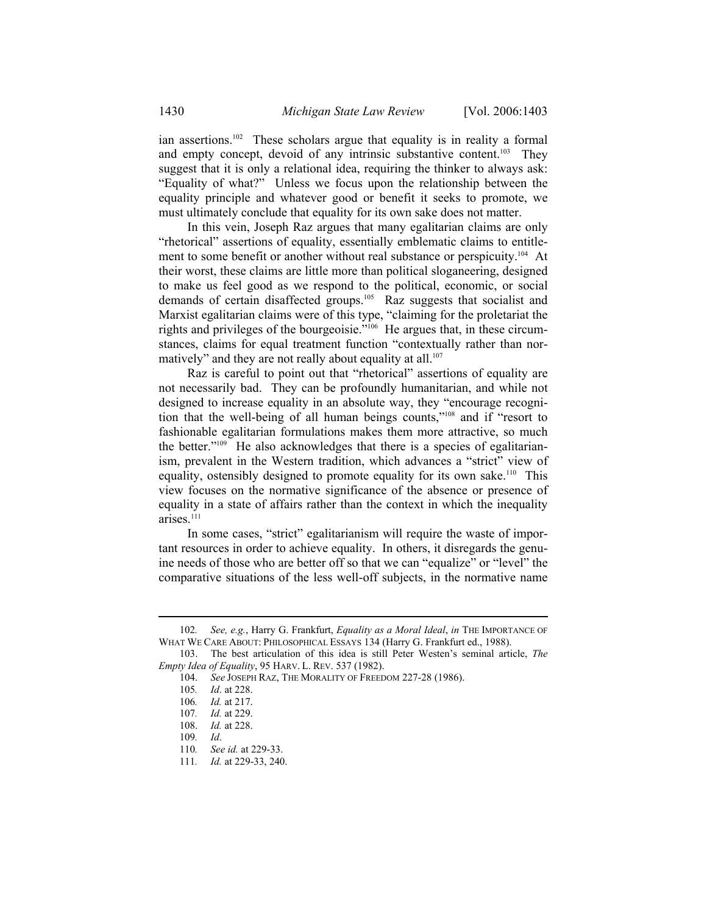ian assertions.[102] These scholars argue that equality is in reality a formal and empty concept, devoid of any intrinsic substantive content.[103] They suggest that it is only a relational idea, requiring the thinker to always ask: "Equality of what?" Unless we focus upon the relationship between the equality principle and whatever good or benefit it seeks to promote, we must ultimately conclude that equality for its own sake does not matter.

In this vein, Joseph Raz argues that many egalitarian claims are only "rhetorical" assertions of equality, essentially emblematic claims to entitlement to some benefit or another without real substance or perspicuity.[104] At their worst, these claims are little more than political sloganeering, designed to make us feel good as we respond to the political, economic, or social demands of certain disaffected groups.[105] Raz suggests that socialist and Marxist egalitarian claims were of this type, "claiming for the proletariat the rights and privileges of the bourgeoisie."[106] He argues that, in these circumstances, claims for equal treatment function "contextually rather than normatively" and they are not really about equality at all.[107]

Raz is careful to point out that "rhetorical" assertions of equality are not necessarily bad. They can be profoundly humanitarian, and while not designed to increase equality in an absolute way, they "encourage recognition that the well-being of all human beings counts,"[108] and if "resort to fashionable egalitarian formulations makes them more attractive, so much the better."[109] He also acknowledges that there is a species of egalitarianism, prevalent in the Western tradition, which advances a "strict" view of equality, ostensibly designed to promote equality for its own sake.[110] This view focuses on the normative significance of the absence or presence of equality in a state of affairs rather than the context in which the inequality arises.[111]

In some cases, "strict" egalitarianism will require the waste of important resources in order to achieve equality. In others, it disregards the genuine needs of those who are better off so that we can "equalize" or "level" the comparative situations of the less well-off subjects, in the normative name

---

102. *See, e.g.*, Harry G. Frankfurt, *Equality as a Moral Ideal*, *in* THE IMPORTANCE OF WHAT WE CARE ABOUT: PHILOSOPHICAL ESSAYS 134 (Harry G. Frankfurt ed., 1988).

103. The best articulation of this idea is still Peter Westen's seminal article, *The Empty Idea of Equality*, 95 HARV. L. REV. 537 (1982).

104. *See* JOSEPH RAZ, THE MORALITY OF FREEDOM 227-28 (1986).

105. *Id*. at 228.

106. *Id.* at 217.

107. *Id.* at 229.

108. *Id.* at 228.

109. *Id*.

110. *See id.* at 229-33.

111. *Id.* at 229-33, 240.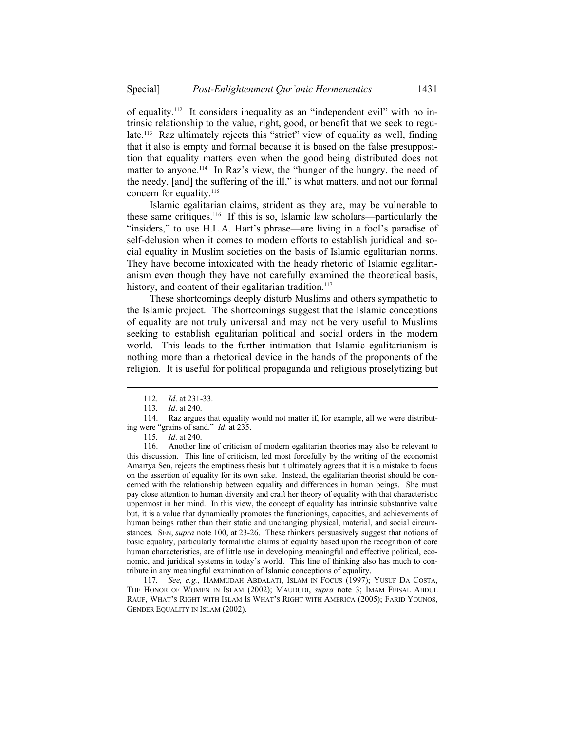of equality.[112] It considers inequality as an "independent evil" with no intrinsic relationship to the value, right, good, or benefit that we seek to regulate.[113] Raz ultimately rejects this "strict" view of equality as well, finding that it also is empty and formal because it is based on the false presupposition that equality matters even when the good being distributed does not matter to anyone.[114] In Raz's view, the "hunger of the hungry, the need of the needy, [and] the suffering of the ill," is what matters, and not our formal concern for equality.[115]

Islamic egalitarian claims, strident as they are, may be vulnerable to these same critiques.[116] If this is so, Islamic law scholars—particularly the "insiders," to use H.L.A. Hart's phrase—are living in a fool's paradise of self-delusion when it comes to modern efforts to establish juridical and social equality in Muslim societies on the basis of Islamic egalitarian norms. They have become intoxicated with the heady rhetoric of Islamic egalitarianism even though they have not carefully examined the theoretical basis, history, and content of their egalitarian tradition.[117]

These shortcomings deeply disturb Muslims and others sympathetic to the Islamic project. The shortcomings suggest that the Islamic conceptions of equality are not truly universal and may not be very useful to Muslims seeking to establish egalitarian political and social orders in the modern world. This leads to the further intimation that Islamic egalitarianism is nothing more than a rhetorical device in the hands of the proponents of the religion. It is useful for political propaganda and religious proselytizing but

---

112. *Id*. at 231-33.

113. *Id*. at 240.

114. Raz argues that equality would not matter if, for example, all we were distributing were "grains of sand." *Id*. at 235.

115. *Id*. at 240.

116. Another line of criticism of modern egalitarian theories may also be relevant to this discussion. This line of criticism, led most forcefully by the writing of the economist Amartya Sen, rejects the emptiness thesis but it ultimately agrees that it is a mistake to focus on the assertion of equality for its own sake. Instead, the egalitarian theorist should be concerned with the relationship between equality and differences in human beings. She must pay close attention to human diversity and craft her theory of equality with that characteristic uppermost in her mind. In this view, the concept of equality has intrinsic substantive value but, it is a value that dynamically promotes the functionings, capacities, and achievements of human beings rather than their static and unchanging physical, material, and social circumstances. SEN, *supra* note 100, at 23-26. These thinkers persuasively suggest that notions of basic equality, particularly formalistic claims of equality based upon the recognition of core human characteristics, are of little use in developing meaningful and effective political, economic, and juridical systems in today's world. This line of thinking also has much to contribute in any meaningful examination of Islamic conceptions of equality.

117. *See, e.g.*, HAMMUDAH ABDALATI, ISLAM IN FOCUS (1997); YUSUF DA COSTA, THE HONOR OF WOMEN IN ISLAM (2002); MAUDUDI, *supra* note 3; IMAM FEISAL ABDUL RAUF, WHAT'S RIGHT WITH ISLAM IS WHAT'S RIGHT WITH AMERICA (2005); FARID YOUNOS, GENDER EQUALITY IN ISLAM (2002).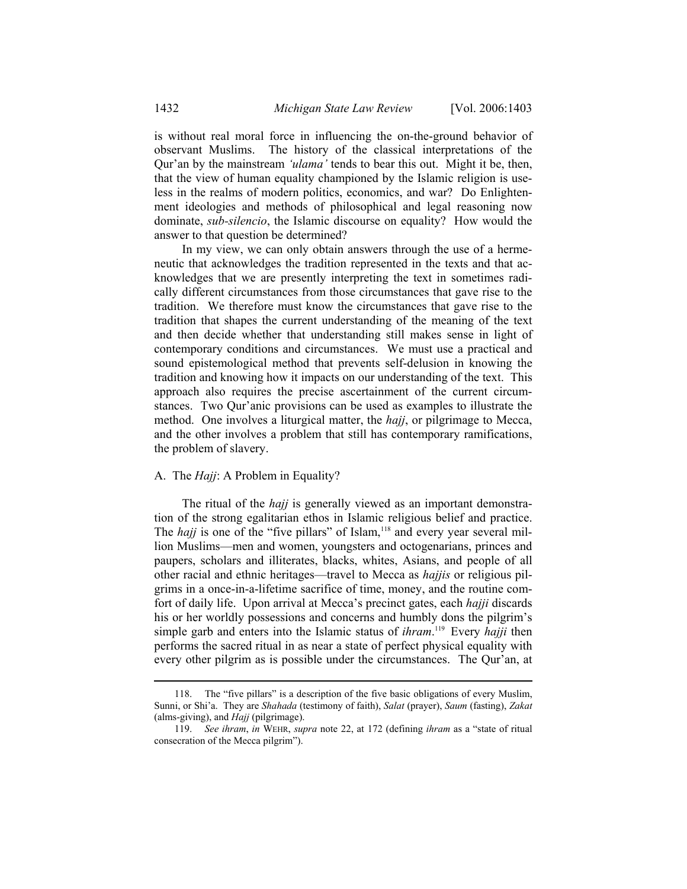is without real moral force in influencing the on-the-ground behavior of observant Muslims. The history of the classical interpretations of the Qur'an by the mainstream *'ulama'* tends to bear this out. Might it be, then, that the view of human equality championed by the Islamic religion is useless in the realms of modern politics, economics, and war? Do Enlightenment ideologies and methods of philosophical and legal reasoning now dominate, *sub-silencio*, the Islamic discourse on equality? How would the answer to that question be determined?

In my view, we can only obtain answers through the use of a hermeneutic that acknowledges the tradition represented in the texts and that acknowledges that we are presently interpreting the text in sometimes radically different circumstances from those circumstances that gave rise to the tradition. We therefore must know the circumstances that gave rise to the tradition that shapes the current understanding of the meaning of the text and then decide whether that understanding still makes sense in light of contemporary conditions and circumstances. We must use a practical and sound epistemological method that prevents self-delusion in knowing the tradition and knowing how it impacts on our understanding of the text. This approach also requires the precise ascertainment of the current circumstances. Two Qur'anic provisions can be used as examples to illustrate the method. One involves a liturgical matter, the *hajj*, or pilgrimage to Mecca, and the other involves a problem that still has contemporary ramifications, the problem of slavery.

### A. The *Hajj*: A Problem in Equality?

The ritual of the *hajj* is generally viewed as an important demonstration of the strong egalitarian ethos in Islamic religious belief and practice. The *hajj* is one of the "five pillars" of Islam,[118] and every year several million Muslims—men and women, youngsters and octogenarians, princes and paupers, scholars and illiterates, blacks, whites, Asians, and people of all other racial and ethnic heritages—travel to Mecca as *hajjis* or religious pilgrims in a once-in-a-lifetime sacrifice of time, money, and the routine comfort of daily life. Upon arrival at Mecca's precinct gates, each *hajji* discards his or her worldly possessions and concerns and humbly dons the pilgrim's simple garb and enters into the Islamic status of *ihram*.[119] Every *hajji* then performs the sacred ritual in as near a state of perfect physical equality with every other pilgrim as is possible under the circumstances. The Qur'an, at

---

118. The "five pillars" is a description of the five basic obligations of every Muslim, Sunni, or Shi'a. They are *Shahada* (testimony of faith), *Salat* (prayer), *Saum* (fasting), *Zakat* (alms-giving), and *Hajj* (pilgrimage).

119. *See ihram*, *in* WEHR, *supra* note 22, at 172 (defining *ihram* as a "state of ritual consecration of the Mecca pilgrim").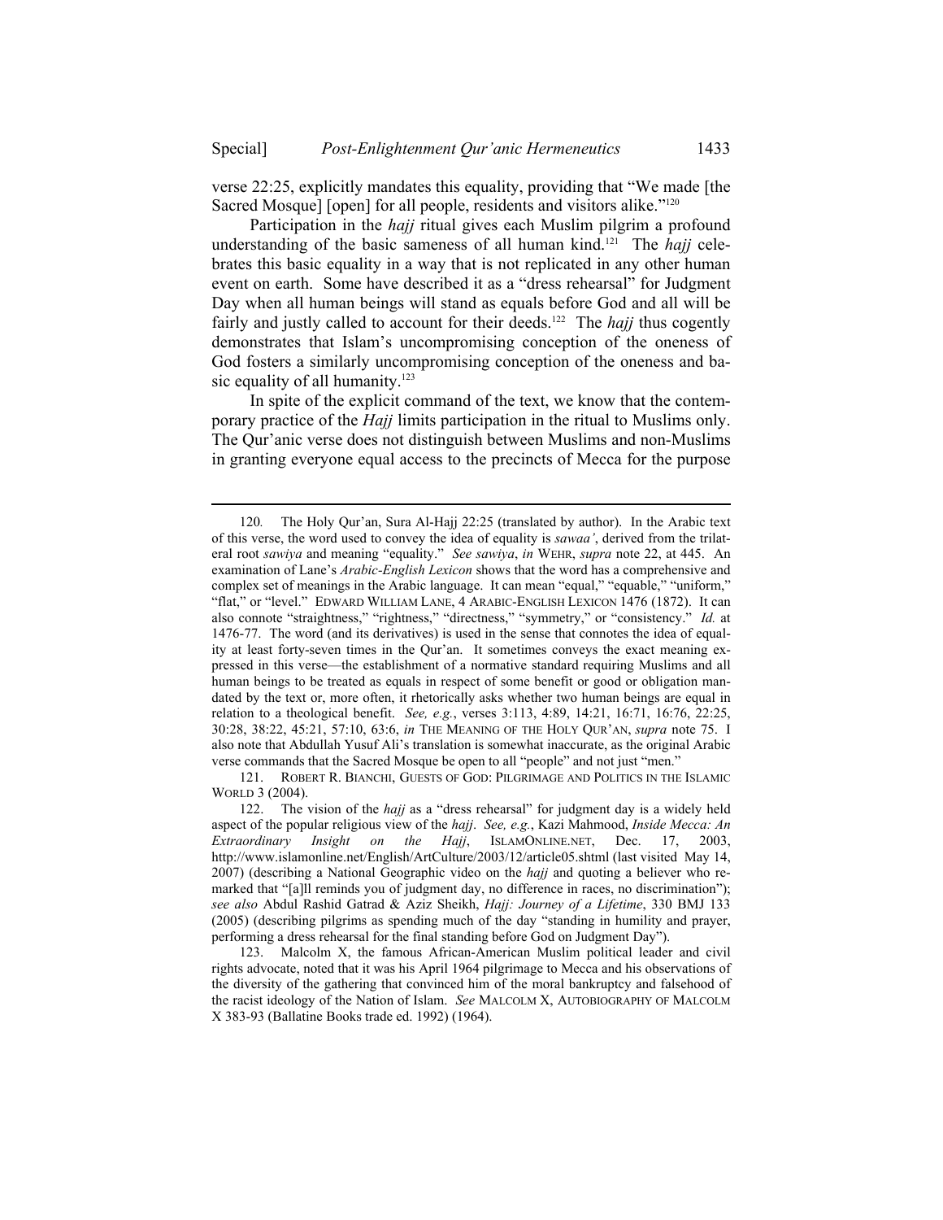verse 22:25, explicitly mandates this equality, providing that "We made [the Sacred Mosque] [open] for all people, residents and visitors alike."[120]

Participation in the *hajj* ritual gives each Muslim pilgrim a profound understanding of the basic sameness of all human kind.[121] The *hajj* celebrates this basic equality in a way that is not replicated in any other human event on earth. Some have described it as a "dress rehearsal" for Judgment Day when all human beings will stand as equals before God and all will be fairly and justly called to account for their deeds.[122] The *hajj* thus cogently demonstrates that Islam's uncompromising conception of the oneness of God fosters a similarly uncompromising conception of the oneness and basic equality of all humanity.[123]

In spite of the explicit command of the text, we know that the contemporary practice of the *Hajj* limits participation in the ritual to Muslims only. The Qur'anic verse does not distinguish between Muslims and non-Muslims in granting everyone equal access to the precincts of Mecca for the purpose

---

120. The Holy Qur'an, Sura Al-Hajj 22:25 (translated by author). In the Arabic text of this verse, the word used to convey the idea of equality is *sawaa'*, derived from the trilateral root *sawiya* and meaning "equality." *See sawiya*, *in* WEHR, *supra* note 22, at 445. An examination of Lane's *Arabic-English Lexicon* shows that the word has a comprehensive and complex set of meanings in the Arabic language. It can mean "equal," "equable," "uniform," "flat," or "level." EDWARD WILLIAM LANE, 4 ARABIC-ENGLISH LEXICON 1476 (1872). It can also connote "straightness," "rightness," "directness," "symmetry," or "consistency." *Id.* at 1476-77. The word (and its derivatives) is used in the sense that connotes the idea of equality at least forty-seven times in the Qur'an. It sometimes conveys the exact meaning expressed in this verse—the establishment of a normative standard requiring Muslims and all human beings to be treated as equals in respect of some benefit or good or obligation mandated by the text or, more often, it rhetorically asks whether two human beings are equal in relation to a theological benefit. *See, e.g.*, verses 3:113, 4:89, 14:21, 16:71, 16:76, 22:25, 30:28, 38:22, 45:21, 57:10, 63:6, *in* THE MEANING OF THE HOLY QUR'AN, *supra* note 75. I also note that Abdullah Yusuf Ali's translation is somewhat inaccurate, as the original Arabic verse commands that the Sacred Mosque be open to all "people" and not just "men."

121. ROBERT R. BIANCHI, GUESTS OF GOD: PILGRIMAGE AND POLITICS IN THE ISLAMIC WORLD 3 (2004).

122. The vision of the *hajj* as a "dress rehearsal" for judgment day is a widely held aspect of the popular religious view of the *hajj*. *See, e.g.*, Kazi Mahmood, *Inside Mecca: An Extraordinary Insight on the Hajj*, ISLAMONLINE.NET, Dec. 17, 2003, http://www.islamonline.net/English/ArtCulture/2003/12/article05.shtml (last visited May 14, 2007) (describing a National Geographic video on the *hajj* and quoting a believer who remarked that "[a]ll reminds you of judgment day, no difference in races, no discrimination"); *see also* Abdul Rashid Gatrad & Aziz Sheikh, *Hajj: Journey of a Lifetime*, 330 BMJ 133 (2005) (describing pilgrims as spending much of the day "standing in humility and prayer, performing a dress rehearsal for the final standing before God on Judgment Day").

123. Malcolm X, the famous African-American Muslim political leader and civil rights advocate, noted that it was his April 1964 pilgrimage to Mecca and his observations of the diversity of the gathering that convinced him of the moral bankruptcy and falsehood of the racist ideology of the Nation of Islam. *See* MALCOLM X, AUTOBIOGRAPHY OF MALCOLM X 383-93 (Ballatine Books trade ed. 1992) (1964).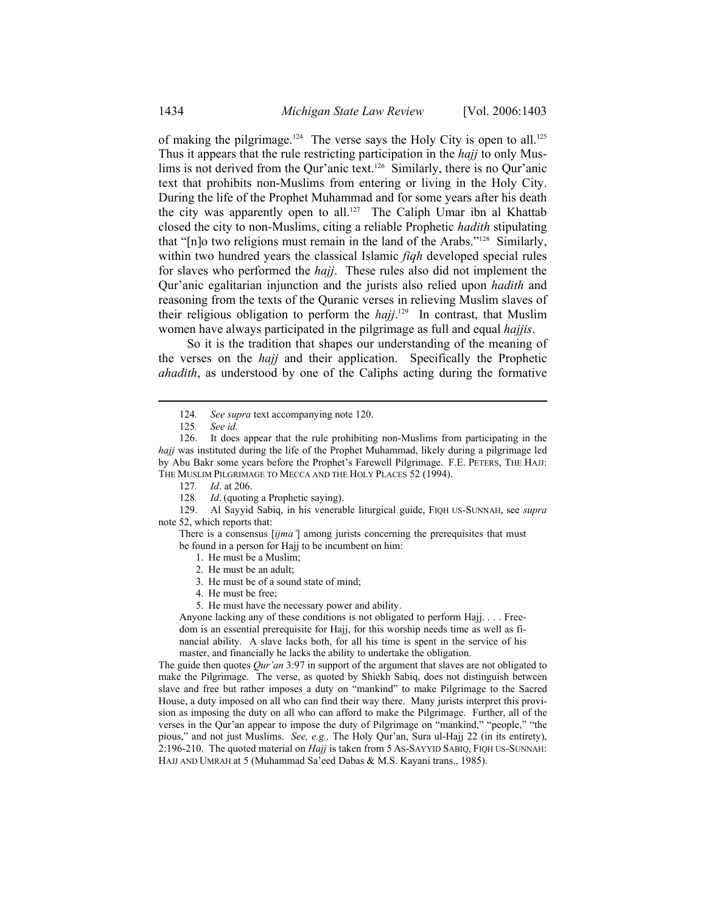of making the pilgrimage.[124] The verse says the Holy City is open to all.[125] Thus it appears that the rule restricting participation in the *hajj* to only Muslims is not derived from the Qur'anic text.[126] Similarly, there is no Qur'anic text that prohibits non-Muslims from entering or living in the Holy City. During the life of the Prophet Muhammad and for some years after his death the city was apparently open to all.[127] The Caliph Umar ibn al Khattab closed the city to non-Muslims, citing a reliable Prophetic *hadith* stipulating that "[n]o two religions must remain in the land of the Arabs."[128] Similarly, within two hundred years the classical Islamic *fiqh* developed special rules for slaves who performed the *hajj*. These rules also did not implement the Qur'anic egalitarian injunction and the jurists also relied upon *hadith* and reasoning from the texts of the Quranic verses in relieving Muslim slaves of their religious obligation to perform the *hajj*.[129] In contrast, that Muslim women have always participated in the pilgrimage as full and equal *hajjis*.

So it is the tradition that shapes our understanding of the meaning of the verses on the *hajj* and their application. Specifically the Prophetic *ahadith*, as understood by one of the Caliphs acting during the formative

---

124. *See supra* text accompanying note 120.

125. *See id.*

126. It does appear that the rule prohibiting non-Muslims from participating in the *hajj* was instituted during the life of the Prophet Muhammad, likely during a pilgrimage led by Abu Bakr some years before the Prophet's Farewell Pilgrimage. F.E. PETERS, THE HAJJ: THE MUSLIM PILGRIMAGE TO MECCA AND THE HOLY PLACES 52 (1994).

127. *Id*. at 206.

128. *Id*. (quoting a Prophetic saying).

129. Al Sayyid Sabiq, in his venerable liturgical guide, FIQH US-SUNNAH, see *supra* note 52, which reports that:

> There is a consensus [*ijma'*] among jurists concerning the prerequisites that must be found in a person for Hajj to be incumbent on him:
>
> 1. He must be a Muslim;
> 2. He must be an adult;
> 3. He must be of a sound state of mind;
> 4. He must be free;
> 5. He must have the necessary power and ability.
>
> Anyone lacking any of these conditions is not obligated to perform Hajj. . . . Freedom is an essential prerequisite for Hajj, for this worship needs time as well as financial ability. A slave lacks both, for all his time is spent in the service of his master, and financially he lacks the ability to undertake the obligation.

The guide then quotes *Qur'an* 3:97 in support of the argument that slaves are not obligated to make the Pilgrimage. The verse, as quoted by Shiekh Sabiq, does not distinguish between slave and free but rather imposes a duty on "mankind" to make Pilgrimage to the Sacred House, a duty imposed on all who can find their way there. Many jurists interpret this provision as imposing the duty on all who can afford to make the Pilgrimage. Further, all of the verses in the Qur'an appear to impose the duty of Pilgrimage on "mankind," "people," "the pious," and not just Muslims. *See, e.g.,* The Holy Qur'an, Sura ul-Hajj 22 (in its entirety), 2:196-210. The quoted material on *Hajj* is taken from 5 AS-SAYYID SABIQ, FIQH US-SUNNAH: HAJJ AND UMRAH at 5 (Muhammad Sa'eed Dabas & M.S. Kayani trans., 1985).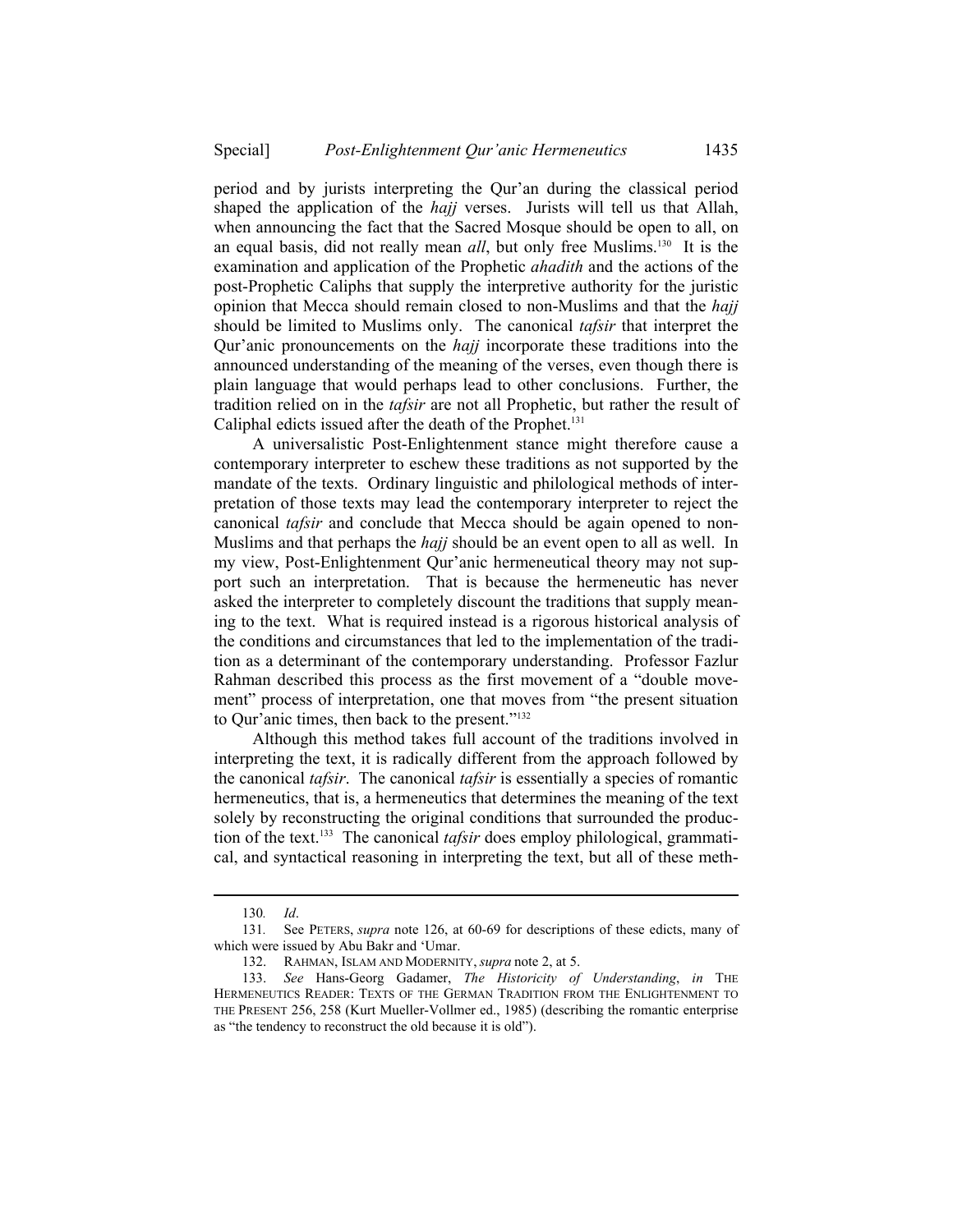period and by jurists interpreting the Qur'an during the classical period shaped the application of the *hajj* verses. Jurists will tell us that Allah, when announcing the fact that the Sacred Mosque should be open to all, on an equal basis, did not really mean *all*, but only free Muslims.[130] It is the examination and application of the Prophetic *ahadith* and the actions of the post-Prophetic Caliphs that supply the interpretive authority for the juristic opinion that Mecca should remain closed to non-Muslims and that the *hajj* should be limited to Muslims only. The canonical *tafsir* that interpret the Qur'anic pronouncements on the *hajj* incorporate these traditions into the announced understanding of the meaning of the verses, even though there is plain language that would perhaps lead to other conclusions. Further, the tradition relied on in the *tafsir* are not all Prophetic, but rather the result of Caliphal edicts issued after the death of the Prophet.[131]

A universalistic Post-Enlightenment stance might therefore cause a contemporary interpreter to eschew these traditions as not supported by the mandate of the texts. Ordinary linguistic and philological methods of interpretation of those texts may lead the contemporary interpreter to reject the canonical *tafsir* and conclude that Mecca should be again opened to non-Muslims and that perhaps the *hajj* should be an event open to all as well. In my view, Post-Enlightenment Qur'anic hermeneutical theory may not support such an interpretation. That is because the hermeneutic has never asked the interpreter to completely discount the traditions that supply meaning to the text. What is required instead is a rigorous historical analysis of the conditions and circumstances that led to the implementation of the tradition as a determinant of the contemporary understanding. Professor Fazlur Rahman described this process as the first movement of a "double movement" process of interpretation, one that moves from "the present situation to Qur'anic times, then back to the present."[132]

Although this method takes full account of the traditions involved in interpreting the text, it is radically different from the approach followed by the canonical *tafsir*. The canonical *tafsir* is essentially a species of romantic hermeneutics, that is, a hermeneutics that determines the meaning of the text solely by reconstructing the original conditions that surrounded the production of the text.[133] The canonical *tafsir* does employ philological, grammatical, and syntactical reasoning in interpreting the text, but all of these meth-

---

130. *Id*.

131. See PETERS, *supra* note 126, at 60-69 for descriptions of these edicts, many of which were issued by Abu Bakr and 'Umar.

132. RAHMAN, ISLAM AND MODERNITY, *supra* note 2, at 5.

133. *See* Hans-Georg Gadamer, *The Historicity of Understanding*, *in* THE HERMENEUTICS READER: TEXTS OF THE GERMAN TRADITION FROM THE ENLIGHTENMENT TO THE PRESENT 256, 258 (Kurt Mueller-Vollmer ed., 1985) (describing the romantic enterprise as "the tendency to reconstruct the old because it is old").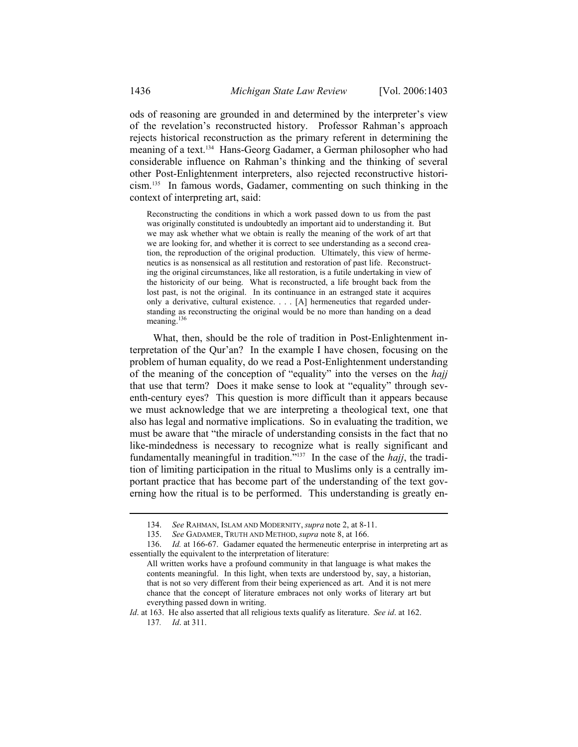ods of reasoning are grounded in and determined by the interpreter's view of the revelation's reconstructed history. Professor Rahman's approach rejects historical reconstruction as the primary referent in determining the meaning of a text.[134] Hans-Georg Gadamer, a German philosopher who had considerable influence on Rahman's thinking and the thinking of several other Post-Enlightenment interpreters, also rejected reconstructive historicism.[135] In famous words, Gadamer, commenting on such thinking in the context of interpreting art, said:

> Reconstructing the conditions in which a work passed down to us from the past was originally constituted is undoubtedly an important aid to understanding it. But we may ask whether what we obtain is really the meaning of the work of art that we are looking for, and whether it is correct to see understanding as a second creation, the reproduction of the original production. Ultimately, this view of hermeneutics is as nonsensical as all restitution and restoration of past life. Reconstructing the original circumstances, like all restoration, is a futile undertaking in view of the historicity of our being. What is reconstructed, a life brought back from the lost past, is not the original. In its continuance in an estranged state it acquires only a derivative, cultural existence. . . . [A] hermeneutics that regarded understanding as reconstructing the original would be no more than handing on a dead meaning.[136]

What, then, should be the role of tradition in Post-Enlightenment interpretation of the Qur'an? In the example I have chosen, focusing on the problem of human equality, do we read a Post-Enlightenment understanding of the meaning of the conception of "equality" into the verses on the *hajj* that use that term? Does it make sense to look at "equality" through seventh-century eyes? This question is more difficult than it appears because we must acknowledge that we are interpreting a theological text, one that also has legal and normative implications. So in evaluating the tradition, we must be aware that "the miracle of understanding consists in the fact that no like-mindedness is necessary to recognize what is really significant and fundamentally meaningful in tradition."[137] In the case of the *hajj*, the tradition of limiting participation in the ritual to Muslims only is a centrally important practice that has become part of the understanding of the text governing how the ritual is to be performed. This understanding is greatly en-

---

134. *See* RAHMAN, ISLAM AND MODERNITY, *supra* note 2, at 8-11.

135. *See* GADAMER, TRUTH AND METHOD, *supra* note 8, at 166.

136. *Id.* at 166-67. Gadamer equated the hermeneutic enterprise in interpreting art as essentially the equivalent to the interpretation of literature:

> All written works have a profound community in that language is what makes the contents meaningful. In this light, when texts are understood by, say, a historian, that is not so very different from their being experienced as art. And it is not mere chance that the concept of literature embraces not only works of literary art but everything passed down in writing.

*Id*. at 163. He also asserted that all religious texts qualify as literature. *See id*. at 162.

137. *Id*. at 311.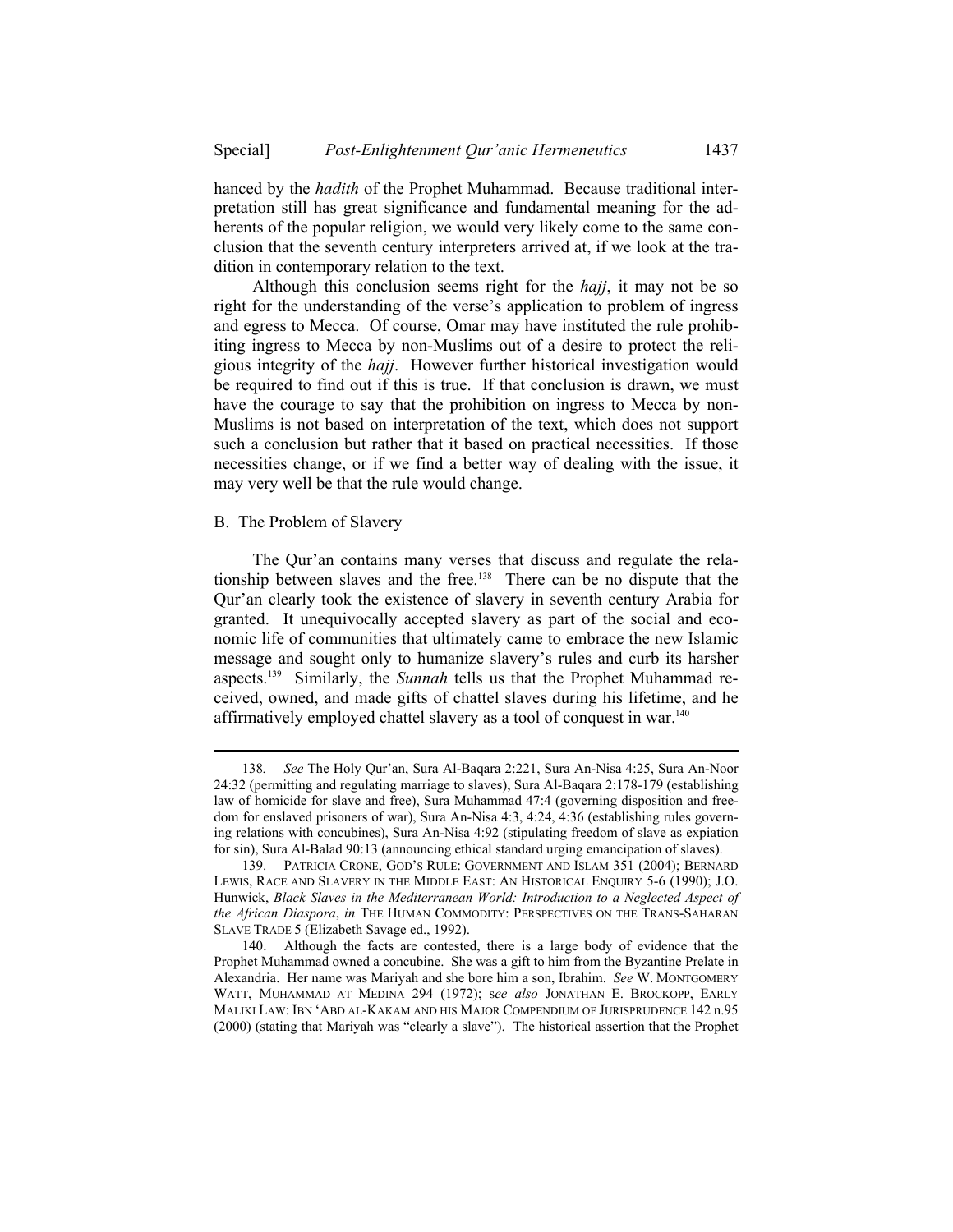hanced by the *hadith* of the Prophet Muhammad. Because traditional interpretation still has great significance and fundamental meaning for the adherents of the popular religion, we would very likely come to the same conclusion that the seventh century interpreters arrived at, if we look at the tradition in contemporary relation to the text.

Although this conclusion seems right for the *hajj*, it may not be so right for the understanding of the verse's application to problem of ingress and egress to Mecca. Of course, Omar may have instituted the rule prohibiting ingress to Mecca by non-Muslims out of a desire to protect the religious integrity of the *hajj*. However further historical investigation would be required to find out if this is true. If that conclusion is drawn, we must have the courage to say that the prohibition on ingress to Mecca by non-Muslims is not based on interpretation of the text, which does not support such a conclusion but rather that it based on practical necessities. If those necessities change, or if we find a better way of dealing with the issue, it may very well be that the rule would change.

### B. The Problem of Slavery

The Qur'an contains many verses that discuss and regulate the relationship between slaves and the free.[138] There can be no dispute that the Qur'an clearly took the existence of slavery in seventh century Arabia for granted. It unequivocally accepted slavery as part of the social and economic life of communities that ultimately came to embrace the new Islamic message and sought only to humanize slavery's rules and curb its harsher aspects.[139] Similarly, the *Sunnah* tells us that the Prophet Muhammad received, owned, and made gifts of chattel slaves during his lifetime, and he affirmatively employed chattel slavery as a tool of conquest in war.[140]

---

138. *See* The Holy Qur'an, Sura Al-Baqara 2:221, Sura An-Nisa 4:25, Sura An-Noor 24:32 (permitting and regulating marriage to slaves), Sura Al-Baqara 2:178-179 (establishing law of homicide for slave and free), Sura Muhammad 47:4 (governing disposition and freedom for enslaved prisoners of war), Sura An-Nisa 4:3, 4:24, 4:36 (establishing rules governing relations with concubines), Sura An-Nisa 4:92 (stipulating freedom of slave as expiation for sin), Sura Al-Balad 90:13 (announcing ethical standard urging emancipation of slaves).

139. PATRICIA CRONE, GOD'S RULE: GOVERNMENT AND ISLAM 351 (2004); BERNARD LEWIS, RACE AND SLAVERY IN THE MIDDLE EAST: AN HISTORICAL ENQUIRY 5-6 (1990); J.O. Hunwick, *Black Slaves in the Mediterranean World: Introduction to a Neglected Aspect of the African Diaspora*, *in* THE HUMAN COMMODITY: PERSPECTIVES ON THE TRANS-SAHARAN SLAVE TRADE 5 (Elizabeth Savage ed., 1992).

140. Although the facts are contested, there is a large body of evidence that the Prophet Muhammad owned a concubine. She was a gift to him from the Byzantine Prelate in Alexandria. Her name was Mariyah and she bore him a son, Ibrahim. *See* W. MONTGOMERY WATT, MUHAMMAD AT MEDINA 294 (1972); *see also* JONATHAN E. BROCKOPP, EARLY MALIKI LAW: IBN 'ABD AL-KAKAM AND HIS MAJOR COMPENDIUM OF JURISPRUDENCE 142 n.95 (2000) (stating that Mariyah was "clearly a slave"). The historical assertion that the Prophet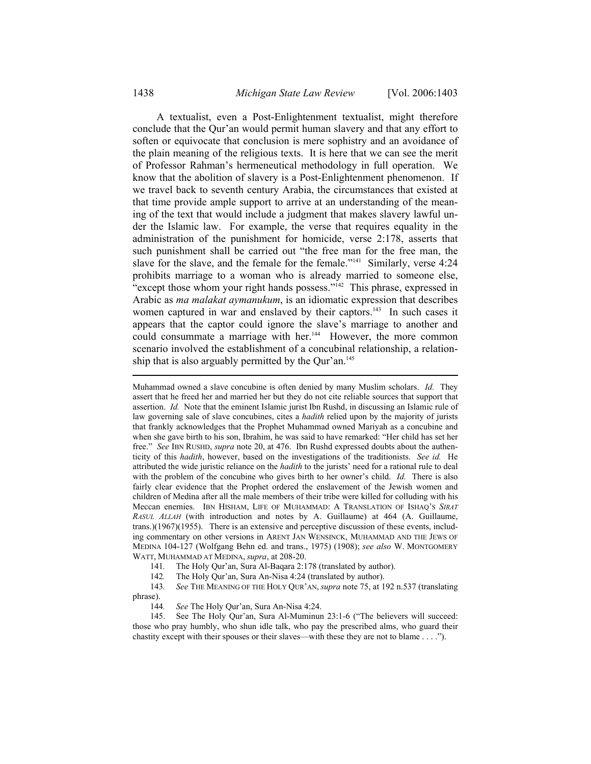A textualist, even a Post-Enlightenment textualist, might therefore conclude that the Qur'an would permit human slavery and that any effort to soften or equivocate that conclusion is mere sophistry and an avoidance of the plain meaning of the religious texts. It is here that we can see the merit of Professor Rahman's hermeneutical methodology in full operation. We know that the abolition of slavery is a Post-Enlightenment phenomenon. If we travel back to seventh century Arabia, the circumstances that existed at that time provide ample support to arrive at an understanding of the meaning of the text that would include a judgment that makes slavery lawful under the Islamic law. For example, the verse that requires equality in the administration of the punishment for homicide, verse 2:178, asserts that such punishment shall be carried out "the free man for the free man, the slave for the slave, and the female for the female."[141] Similarly, verse 4:24 prohibits marriage to a woman who is already married to someone else, "except those whom your right hands possess."[142] This phrase, expressed in Arabic as *ma malakat aymanukum*, is an idiomatic expression that describes women captured in war and enslaved by their captors.[143] In such cases it appears that the captor could ignore the slave's marriage to another and could consummate a marriage with her.[144] However, the more common scenario involved the establishment of a concubinal relationship, a relationship that is also arguably permitted by the Qur'an.[145]

---

Muhammad owned a slave concubine is often denied by many Muslim scholars. *Id.* They assert that he freed her and married her but they do not cite reliable sources that support that assertion. *Id.* Note that the eminent Islamic jurist Ibn Rushd, in discussing an Islamic rule of law governing sale of slave concubines, cites a *hadith* relied upon by the majority of jurists that frankly acknowledges that the Prophet Muhammad owned Mariyah as a concubine and when she gave birth to his son, Ibrahim, he was said to have remarked: "Her child has set her free." *See* IBN RUSHD, *supra* note 20, at 476. Ibn Rushd expressed doubts about the authenticity of this *hadith*, however, based on the investigations of the traditionists. *See id.* He attributed the wide juristic reliance on the *hadith* to the jurists' need for a rational rule to deal with the problem of the concubine who gives birth to her owner's child. *Id.* There is also fairly clear evidence that the Prophet ordered the enslavement of the Jewish women and children of Medina after all the male members of their tribe were killed for colluding with his Meccan enemies. IBN HISHAM, LIFE OF MUHAMMAD: A TRANSLATION OF ISHAQ'S *SIRAT RASUL ALLAH* (with introduction and notes by A. Guillaume) at 464 (A. Guillaume, trans.)(1967)(1955). There is an extensive and perceptive discussion of these events, including commentary on other versions in ARENT JAN WENSINCK, MUHAMMAD AND THE JEWS OF MEDINA 104-127 (Wolfgang Behn ed. and trans., 1975) (1908); *see also* W. MONTGOMERY WATT, MUHAMMAD AT MEDINA, *supra*, at 208-20.

141. The Holy Qur'an, Sura Al-Baqara 2:178 (translated by author).

142. The Holy Qur'an, Sura An-Nisa 4:24 (translated by author).

143. *See* THE MEANING OF THE HOLY QUR'AN, *supra* note 75, at 192 n.537 (translating phrase).

144. *See* The Holy Qur'an, Sura An-Nisa 4:24.

145. See The Holy Qur'an, Sura Al-Muminun 23:1-6 ("The believers will succeed: those who pray humbly, who shun idle talk, who pay the prescribed alms, who guard their chastity except with their spouses or their slaves—with these they are not to blame . . . .").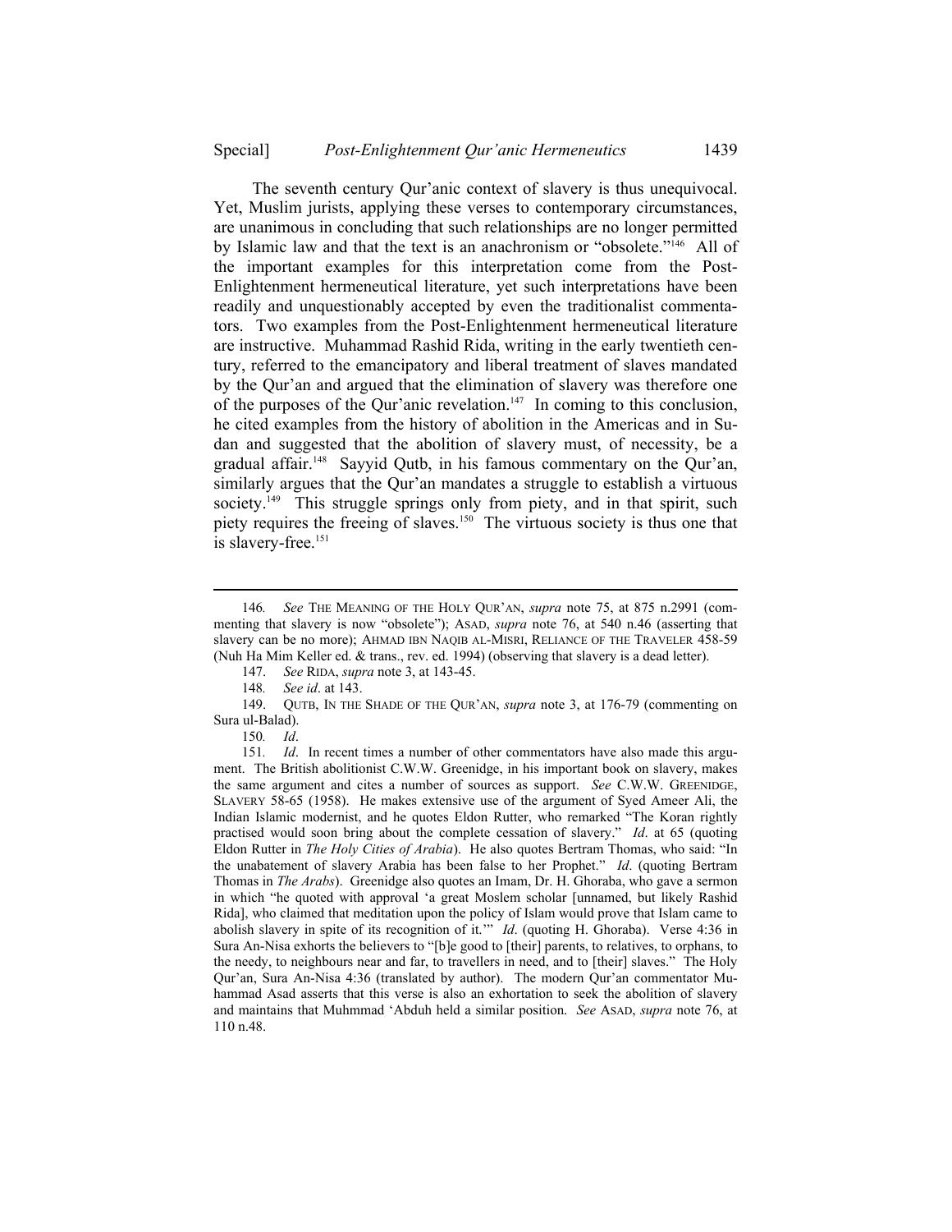The seventh century Qur'anic context of slavery is thus unequivocal. Yet, Muslim jurists, applying these verses to contemporary circumstances, are unanimous in concluding that such relationships are no longer permitted by Islamic law and that the text is an anachronism or "obsolete."[146] All of the important examples for this interpretation come from the Post-Enlightenment hermeneutical literature, yet such interpretations have been readily and unquestionably accepted by even the traditionalist commentators. Two examples from the Post-Enlightenment hermeneutical literature are instructive. Muhammad Rashid Rida, writing in the early twentieth century, referred to the emancipatory and liberal treatment of slaves mandated by the Qur'an and argued that the elimination of slavery was therefore one of the purposes of the Qur'anic revelation.[147] In coming to this conclusion, he cited examples from the history of abolition in the Americas and in Sudan and suggested that the abolition of slavery must, of necessity, be a gradual affair.[148] Sayyid Qutb, in his famous commentary on the Qur'an, similarly argues that the Qur'an mandates a struggle to establish a virtuous society.[149] This struggle springs only from piety, and in that spirit, such piety requires the freeing of slaves.[150] The virtuous society is thus one that is slavery-free.[151]

---

146. *See* THE MEANING OF THE HOLY QUR'AN, *supra* note 75, at 875 n.2991 (commenting that slavery is now "obsolete"); ASAD, *supra* note 76, at 540 n.46 (asserting that slavery can be no more); AHMAD IBN NAQIB AL-MISRI, RELIANCE OF THE TRAVELER 458-59 (Nuh Ha Mim Keller ed. & trans., rev. ed. 1994) (observing that slavery is a dead letter).

147. *See* RIDA, *supra* note 3, at 143-45.

148. *See id*. at 143.

149. QUTB, IN THE SHADE OF THE QUR'AN, *supra* note 3, at 176-79 (commenting on Sura ul-Balad).

150. *Id*.

151. *Id*. In recent times a number of other commentators have also made this argument. The British abolitionist C.W.W. Greenidge, in his important book on slavery, makes the same argument and cites a number of sources as support. *See* C.W.W. GREENIDGE, SLAVERY 58-65 (1958). He makes extensive use of the argument of Syed Ameer Ali, the Indian Islamic modernist, and he quotes Eldon Rutter, who remarked "The Koran rightly practised would soon bring about the complete cessation of slavery." *Id*. at 65 (quoting Eldon Rutter in *The Holy Cities of Arabia*). He also quotes Bertram Thomas, who said: "In the unabatement of slavery Arabia has been false to her Prophet." *Id*. (quoting Bertram Thomas in *The Arabs*). Greenidge also quotes an Imam, Dr. H. Ghoraba, who gave a sermon in which "he quoted with approval 'a great Moslem scholar [unnamed, but likely Rashid Rida], who claimed that meditation upon the policy of Islam would prove that Islam came to abolish slavery in spite of its recognition of it.'" *Id*. (quoting H. Ghoraba). Verse 4:36 in Sura An-Nisa exhorts the believers to "[b]e good to [their] parents, to relatives, to orphans, to the needy, to neighbours near and far, to travellers in need, and to [their] slaves." The Holy Qur'an, Sura An-Nisa 4:36 (translated by author). The modern Qur'an commentator Muhammad Asad asserts that this verse is also an exhortation to seek the abolition of slavery and maintains that Muhmmad 'Abduh held a similar position. *See* ASAD, *supra* note 76, at 110 n.48.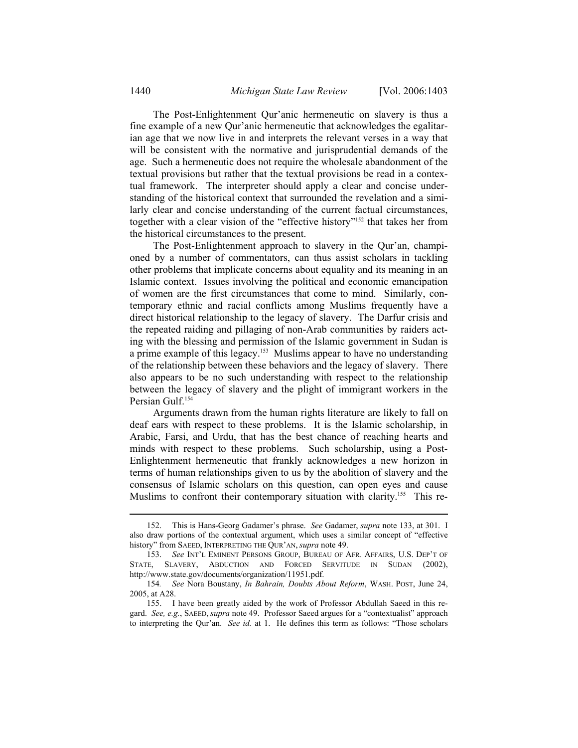The Post-Enlightenment Qur'anic hermeneutic on slavery is thus a fine example of a new Qur'anic hermeneutic that acknowledges the egalitarian age that we now live in and interprets the relevant verses in a way that will be consistent with the normative and jurisprudential demands of the age. Such a hermeneutic does not require the wholesale abandonment of the textual provisions but rather that the textual provisions be read in a contextual framework. The interpreter should apply a clear and concise understanding of the historical context that surrounded the revelation and a similarly clear and concise understanding of the current factual circumstances, together with a clear vision of the "effective history"[152] that takes her from the historical circumstances to the present.

The Post-Enlightenment approach to slavery in the Qur'an, championed by a number of commentators, can thus assist scholars in tackling other problems that implicate concerns about equality and its meaning in an Islamic context. Issues involving the political and economic emancipation of women are the first circumstances that come to mind. Similarly, contemporary ethnic and racial conflicts among Muslims frequently have a direct historical relationship to the legacy of slavery. The Darfur crisis and the repeated raiding and pillaging of non-Arab communities by raiders acting with the blessing and permission of the Islamic government in Sudan is a prime example of this legacy.[153] Muslims appear to have no understanding of the relationship between these behaviors and the legacy of slavery. There also appears to be no such understanding with respect to the relationship between the legacy of slavery and the plight of immigrant workers in the Persian Gulf.[154]

Arguments drawn from the human rights literature are likely to fall on deaf ears with respect to these problems. It is the Islamic scholarship, in Arabic, Farsi, and Urdu, that has the best chance of reaching hearts and minds with respect to these problems. Such scholarship, using a Post-Enlightenment hermeneutic that frankly acknowledges a new horizon in terms of human relationships given to us by the abolition of slavery and the consensus of Islamic scholars on this question, can open eyes and cause Muslims to confront their contemporary situation with clarity.[155] This re-

---

152. This is Hans-Georg Gadamer's phrase. *See* Gadamer, *supra* note 133, at 301. I also draw portions of the contextual argument, which uses a similar concept of "effective history" from SAEED, INTERPRETING THE QUR'AN, *supra* note 49.

153. *See* INT'L EMINENT PERSONS GROUP, BUREAU OF AFR. AFFAIRS, U.S. DEP'T OF STATE, SLAVERY, ABDUCTION AND FORCED SERVITUDE IN SUDAN (2002), http://www.state.gov/documents/organization/11951.pdf.

154. *See* Nora Boustany, *In Bahrain, Doubts About Reform*, WASH. POST, June 24, 2005, at A28.

155. I have been greatly aided by the work of Professor Abdullah Saeed in this regard. *See, e.g.*, SAEED, *supra* note 49. Professor Saeed argues for a "contextualist" approach to interpreting the Qur'an. *See id.* at 1. He defines this term as follows: "Those scholars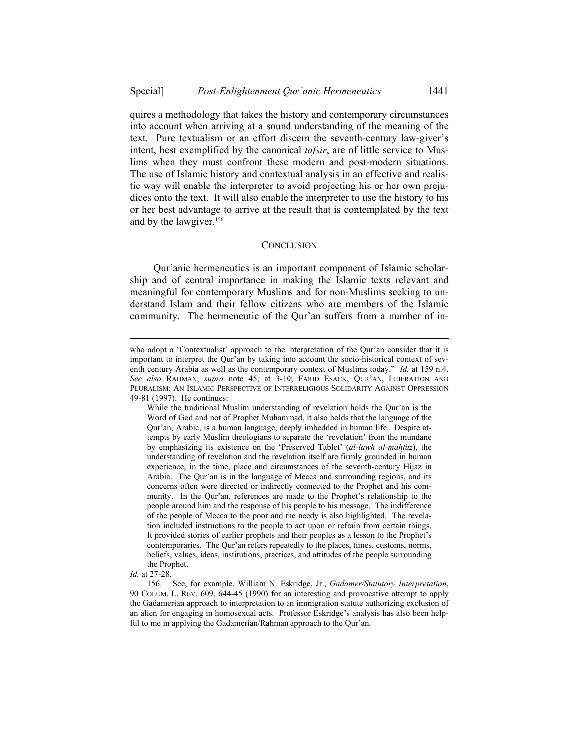quires a methodology that takes the history and contemporary circumstances into account when arriving at a sound understanding of the meaning of the text. Pure textualism or an effort discern the seventh-century law-giver's intent, best exemplified by the canonical *tafsir*, are of little service to Muslims when they must confront these modern and post-modern situations. The use of Islamic history and contextual analysis in an effective and realistic way will enable the interpreter to avoid projecting his or her own prejudices onto the text. It will also enable the interpreter to use the history to his or her best advantage to arrive at the result that is contemplated by the text and by the lawgiver.[156]

## CONCLUSION

Qur'anic hermeneutics is an important component of Islamic scholarship and of central importance in making the Islamic texts relevant and meaningful for contemporary Muslims and for non-Muslims seeking to understand Islam and their fellow citizens who are members of the Islamic community. The hermeneutic of the Qur'an suffers from a number of in-

---

who adopt a 'Contextualist' approach to the interpretation of the Qur'an consider that it is important to interpret the Qur'an by taking into account the socio-historical context of seventh century Arabia as well as the contemporary context of Muslims today." *Id.* at 159 n.4. *See also* RAHMAN, *supra* note 45, at 3-10; FARID ESACK, QUR'AN, LIBERATION AND PLURALISM: AN ISLAMIC PERSPECTIVE OF INTERRELIGIOUS SOLIDARITY AGAINST OPPRESSION 49-81 (1997). He continues:

> While the traditional Muslim understanding of revelation holds the Qur'an is the Word of God and not of Prophet Muhammad, it also holds that the language of the Qur'an, Arabic, is a human language, deeply imbedded in human life. Despite attempts by early Muslim theologians to separate the 'revelation' from the mundane by emphasizing its existence on the 'Preserved Tablet' (*al-lawh al-mahfuz*), the understanding of revelation and the revelation itself are firmly grounded in human experience, in the time, place and circumstances of the seventh-century Hijaz in Arabia. The Qur'an is in the language of Mecca and surrounding regions, and its concerns often were directed or indirectly connected to the Prophet and his community. In the Qur'an, references are made to the Prophet's relationship to the people around him and the response of his people to his message. The indifference of the people of Mecca to the poor and the needy is also highlighted. The revelation included instructions to the people to act upon or refrain from certain things. It provided stories of earlier prophets and their peoples as a lesson to the Prophet's contemporaries. The Qur'an refers repeatedly to the places, times, customs, norms, beliefs, values, ideas, institutions, practices, and attitudes of the people surrounding the Prophet.

*Id.* at 27-28.

156. See, for example, William N. Eskridge, Jr., *Gadamer/Statutory Interpretation*, 90 COLUM. L. REV. 609, 644-45 (1990) for an interesting and provocative attempt to apply the Gadamerian approach to interpretation to an immigration statute authorizing exclusion of an alien for engaging in homosexual acts. Professor Eskridge's analysis has also been helpful to me in applying the Gadamerian/Rahman approach to the Qur'an.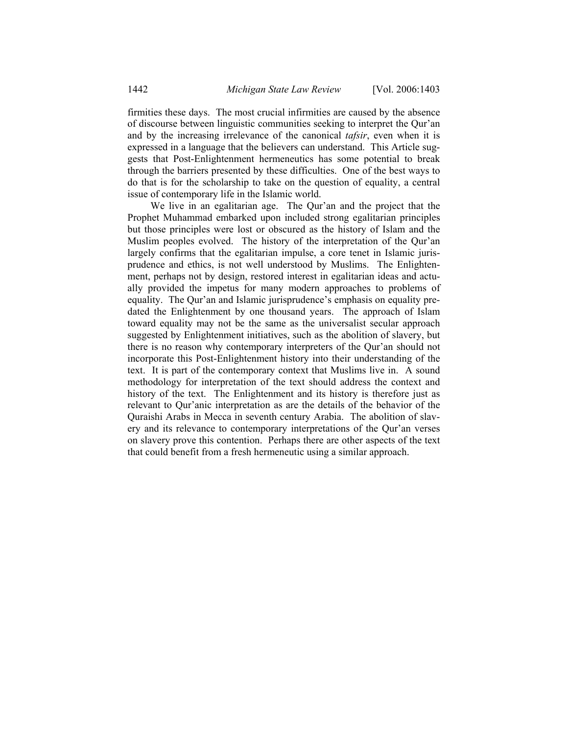firmities these days. The most crucial infirmities are caused by the absence of discourse between linguistic communities seeking to interpret the Qur'an and by the increasing irrelevance of the canonical *tafsir*, even when it is expressed in a language that the believers can understand. This Article suggests that Post-Enlightenment hermeneutics has some potential to break through the barriers presented by these difficulties. One of the best ways to do that is for the scholarship to take on the question of equality, a central issue of contemporary life in the Islamic world.

We live in an egalitarian age. The Qur'an and the project that the Prophet Muhammad embarked upon included strong egalitarian principles but those principles were lost or obscured as the history of Islam and the Muslim peoples evolved. The history of the interpretation of the Qur'an largely confirms that the egalitarian impulse, a core tenet in Islamic jurisprudence and ethics, is not well understood by Muslims. The Enlightenment, perhaps not by design, restored interest in egalitarian ideas and actually provided the impetus for many modern approaches to problems of equality. The Qur'an and Islamic jurisprudence's emphasis on equality predated the Enlightenment by one thousand years. The approach of Islam toward equality may not be the same as the universalist secular approach suggested by Enlightenment initiatives, such as the abolition of slavery, but there is no reason why contemporary interpreters of the Qur'an should not incorporate this Post-Enlightenment history into their understanding of the text. It is part of the contemporary context that Muslims live in. A sound methodology for interpretation of the text should address the context and history of the text. The Enlightenment and its history is therefore just as relevant to Qur'anic interpretation as are the details of the behavior of the Quraishi Arabs in Mecca in seventh century Arabia. The abolition of slavery and its relevance to contemporary interpretations of the Qur'an verses on slavery prove this contention. Perhaps there are other aspects of the text that could benefit from a fresh hermeneutic using a similar approach.